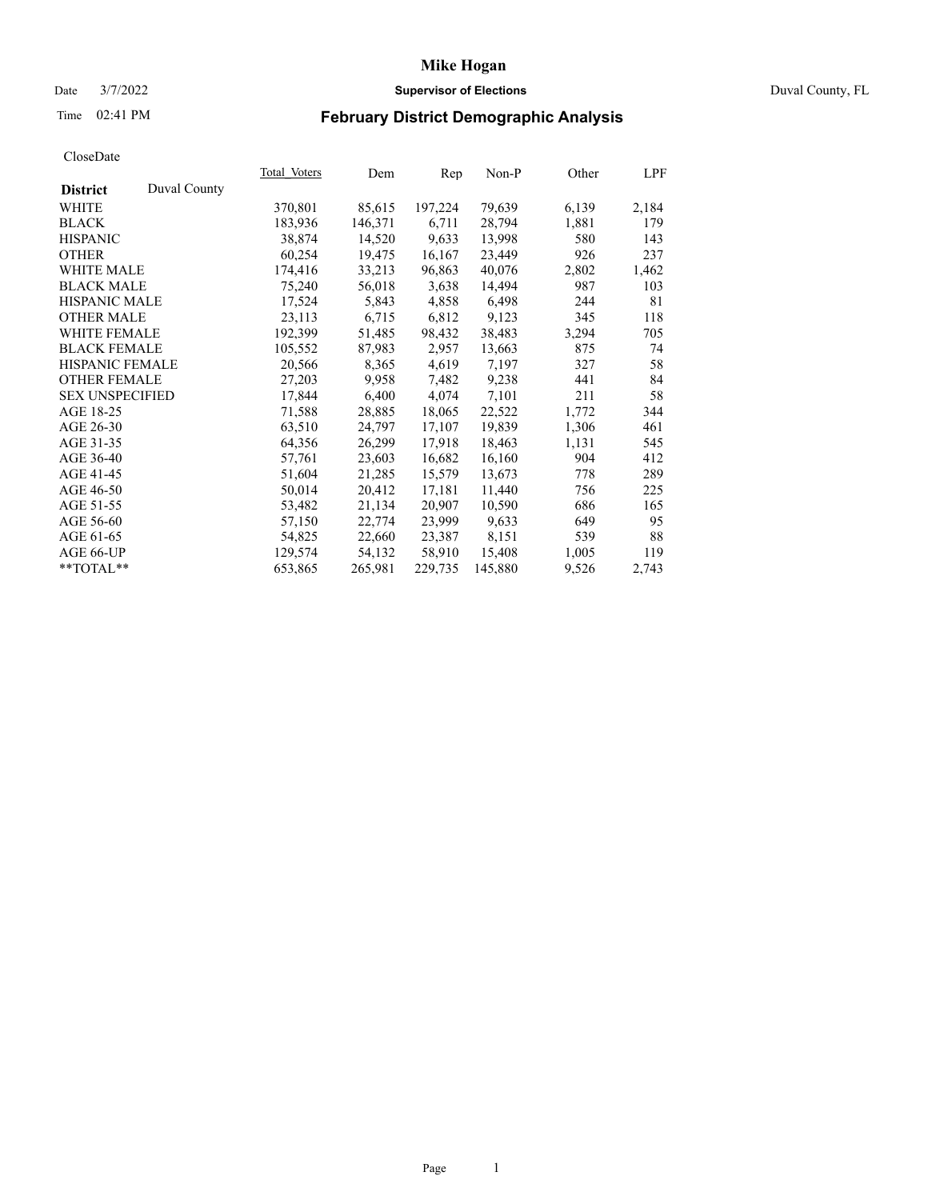# Mike Hogan

Date 3/7/2022 **Supervisor of Elections** Duval County, FL

Time 02:41 PM

## February District Demographic Analysis

CloseDate

| **District** Duval County | Total Voters | Dem | Rep | Non-P | Other | LPF |
|---|---|---|---|---|---|---|
| WHITE | 370,801 | 85,615 | 197,224 | 79,639 | 6,139 | 2,184 |
| BLACK | 183,936 | 146,371 | 6,711 | 28,794 | 1,881 | 179 |
| HISPANIC | 38,874 | 14,520 | 9,633 | 13,998 | 580 | 143 |
| OTHER | 60,254 | 19,475 | 16,167 | 23,449 | 926 | 237 |
| WHITE MALE | 174,416 | 33,213 | 96,863 | 40,076 | 2,802 | 1,462 |
| BLACK MALE | 75,240 | 56,018 | 3,638 | 14,494 | 987 | 103 |
| HISPANIC MALE | 17,524 | 5,843 | 4,858 | 6,498 | 244 | 81 |
| OTHER MALE | 23,113 | 6,715 | 6,812 | 9,123 | 345 | 118 |
| WHITE FEMALE | 192,399 | 51,485 | 98,432 | 38,483 | 3,294 | 705 |
| BLACK FEMALE | 105,552 | 87,983 | 2,957 | 13,663 | 875 | 74 |
| HISPANIC FEMALE | 20,566 | 8,365 | 4,619 | 7,197 | 327 | 58 |
| OTHER FEMALE | 27,203 | 9,958 | 7,482 | 9,238 | 441 | 84 |
| SEX UNSPECIFIED | 17,844 | 6,400 | 4,074 | 7,101 | 211 | 58 |
| AGE 18-25 | 71,588 | 28,885 | 18,065 | 22,522 | 1,772 | 344 |
| AGE 26-30 | 63,510 | 24,797 | 17,107 | 19,839 | 1,306 | 461 |
| AGE 31-35 | 64,356 | 26,299 | 17,918 | 18,463 | 1,131 | 545 |
| AGE 36-40 | 57,761 | 23,603 | 16,682 | 16,160 | 904 | 412 |
| AGE 41-45 | 51,604 | 21,285 | 15,579 | 13,673 | 778 | 289 |
| AGE 46-50 | 50,014 | 20,412 | 17,181 | 11,440 | 756 | 225 |
| AGE 51-55 | 53,482 | 21,134 | 20,907 | 10,590 | 686 | 165 |
| AGE 56-60 | 57,150 | 22,774 | 23,999 | 9,633 | 649 | 95 |
| AGE 61-65 | 54,825 | 22,660 | 23,387 | 8,151 | 539 | 88 |
| AGE 66-UP | 129,574 | 54,132 | 58,910 | 15,408 | 1,005 | 119 |
| **TOTAL** | 653,865 | 265,981 | 229,735 | 145,880 | 9,526 | 2,743 |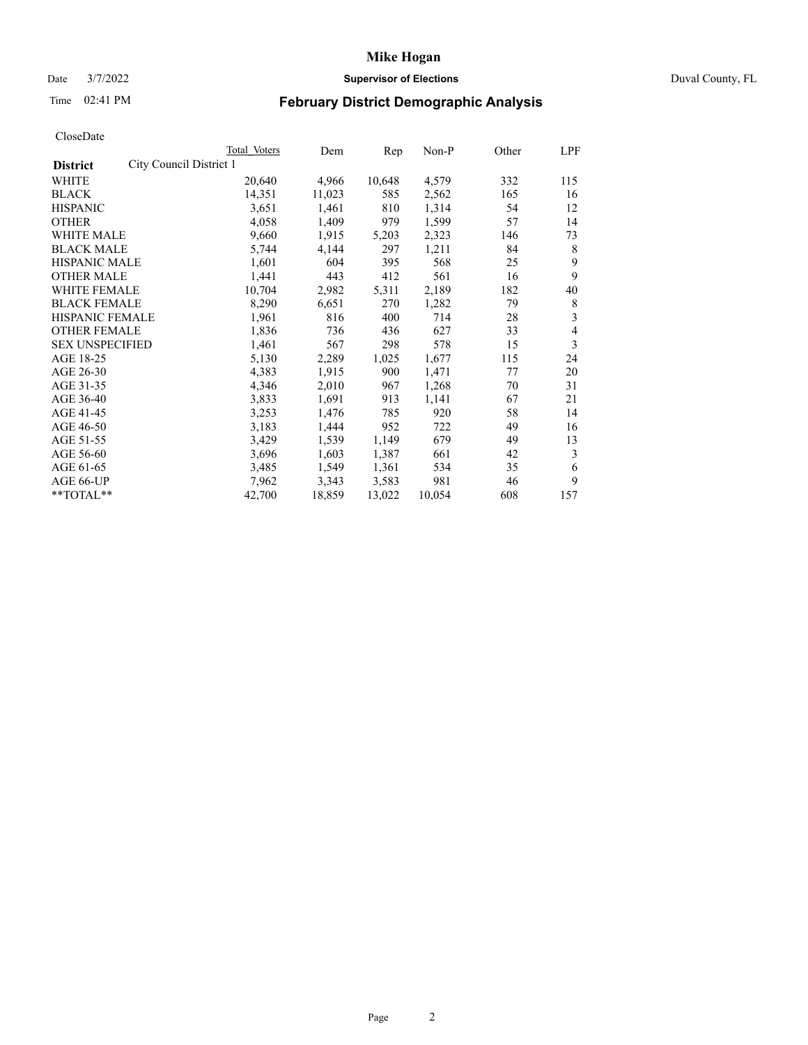# Mike Hogan

Date 3/7/2022 **Supervisor of Elections** Duval County, FL

Time 02:41 PM **February District Demographic Analysis**

CloseDate

| **District** | City Council District 1 | Total Voters | Dem | Rep | Non-P | Other | LPF |
|---|---|---|---|---|---|---|---|
| WHITE | | 20,640 | 4,966 | 10,648 | 4,579 | 332 | 115 |
| BLACK | | 14,351 | 11,023 | 585 | 2,562 | 165 | 16 |
| HISPANIC | | 3,651 | 1,461 | 810 | 1,314 | 54 | 12 |
| OTHER | | 4,058 | 1,409 | 979 | 1,599 | 57 | 14 |
| WHITE MALE | | 9,660 | 1,915 | 5,203 | 2,323 | 146 | 73 |
| BLACK MALE | | 5,744 | 4,144 | 297 | 1,211 | 84 | 8 |
| HISPANIC MALE | | 1,601 | 604 | 395 | 568 | 25 | 9 |
| OTHER MALE | | 1,441 | 443 | 412 | 561 | 16 | 9 |
| WHITE FEMALE | | 10,704 | 2,982 | 5,311 | 2,189 | 182 | 40 |
| BLACK FEMALE | | 8,290 | 6,651 | 270 | 1,282 | 79 | 8 |
| HISPANIC FEMALE | | 1,961 | 816 | 400 | 714 | 28 | 3 |
| OTHER FEMALE | | 1,836 | 736 | 436 | 627 | 33 | 4 |
| SEX UNSPECIFIED | | 1,461 | 567 | 298 | 578 | 15 | 3 |
| AGE 18-25 | | 5,130 | 2,289 | 1,025 | 1,677 | 115 | 24 |
| AGE 26-30 | | 4,383 | 1,915 | 900 | 1,471 | 77 | 20 |
| AGE 31-35 | | 4,346 | 2,010 | 967 | 1,268 | 70 | 31 |
| AGE 36-40 | | 3,833 | 1,691 | 913 | 1,141 | 67 | 21 |
| AGE 41-45 | | 3,253 | 1,476 | 785 | 920 | 58 | 14 |
| AGE 46-50 | | 3,183 | 1,444 | 952 | 722 | 49 | 16 |
| AGE 51-55 | | 3,429 | 1,539 | 1,149 | 679 | 49 | 13 |
| AGE 56-60 | | 3,696 | 1,603 | 1,387 | 661 | 42 | 3 |
| AGE 61-65 | | 3,485 | 1,549 | 1,361 | 534 | 35 | 6 |
| AGE 66-UP | | 7,962 | 3,343 | 3,583 | 981 | 46 | 9 |
| **TOTAL** | | 42,700 | 18,859 | 13,022 | 10,054 | 608 | 157 |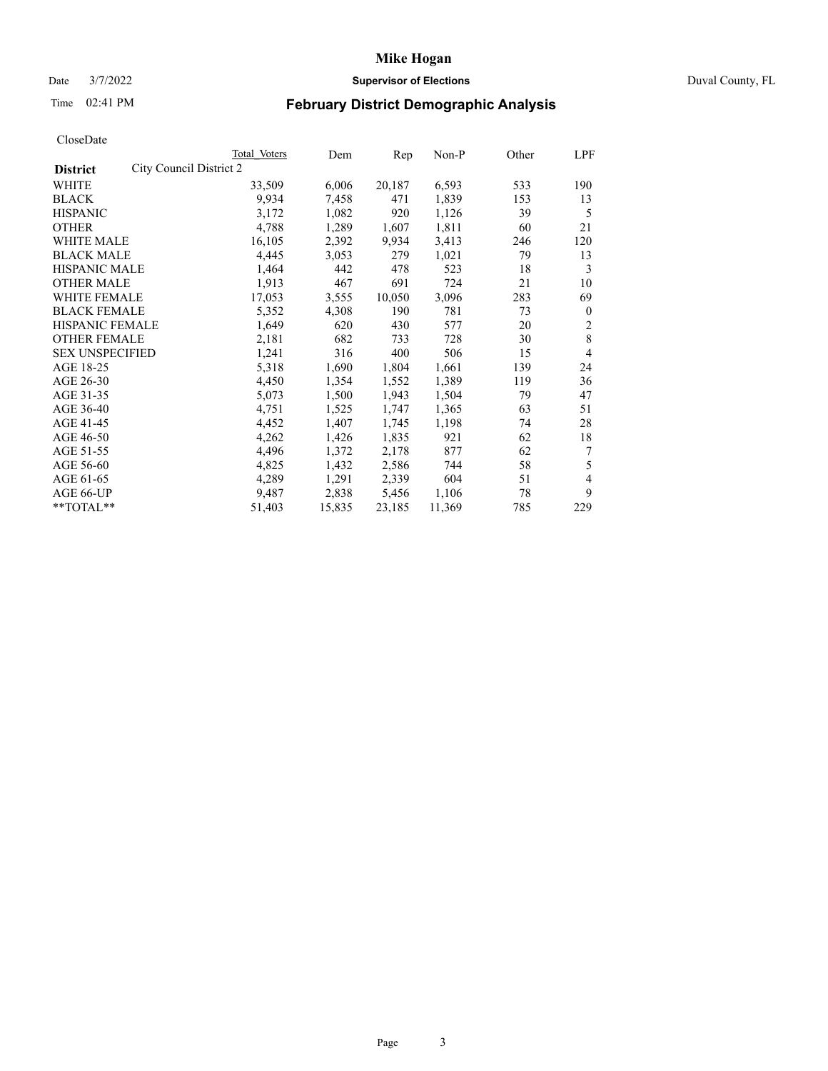# Mike Hogan

Date 3/7/2022 **Supervisor of Elections** Duval County, FL

Time 02:41 PM **February District Demographic Analysis**

CloseDate

| **District** City Council District 2 | Total Voters | Dem | Rep | Non-P | Other | LPF |
|---|---|---|---|---|---|---|
| WHITE | 33,509 | 6,006 | 20,187 | 6,593 | 533 | 190 |
| BLACK | 9,934 | 7,458 | 471 | 1,839 | 153 | 13 |
| HISPANIC | 3,172 | 1,082 | 920 | 1,126 | 39 | 5 |
| OTHER | 4,788 | 1,289 | 1,607 | 1,811 | 60 | 21 |
| WHITE MALE | 16,105 | 2,392 | 9,934 | 3,413 | 246 | 120 |
| BLACK MALE | 4,445 | 3,053 | 279 | 1,021 | 79 | 13 |
| HISPANIC MALE | 1,464 | 442 | 478 | 523 | 18 | 3 |
| OTHER MALE | 1,913 | 467 | 691 | 724 | 21 | 10 |
| WHITE FEMALE | 17,053 | 3,555 | 10,050 | 3,096 | 283 | 69 |
| BLACK FEMALE | 5,352 | 4,308 | 190 | 781 | 73 | 0 |
| HISPANIC FEMALE | 1,649 | 620 | 430 | 577 | 20 | 2 |
| OTHER FEMALE | 2,181 | 682 | 733 | 728 | 30 | 8 |
| SEX UNSPECIFIED | 1,241 | 316 | 400 | 506 | 15 | 4 |
| AGE 18-25 | 5,318 | 1,690 | 1,804 | 1,661 | 139 | 24 |
| AGE 26-30 | 4,450 | 1,354 | 1,552 | 1,389 | 119 | 36 |
| AGE 31-35 | 5,073 | 1,500 | 1,943 | 1,504 | 79 | 47 |
| AGE 36-40 | 4,751 | 1,525 | 1,747 | 1,365 | 63 | 51 |
| AGE 41-45 | 4,452 | 1,407 | 1,745 | 1,198 | 74 | 28 |
| AGE 46-50 | 4,262 | 1,426 | 1,835 | 921 | 62 | 18 |
| AGE 51-55 | 4,496 | 1,372 | 2,178 | 877 | 62 | 7 |
| AGE 56-60 | 4,825 | 1,432 | 2,586 | 744 | 58 | 5 |
| AGE 61-65 | 4,289 | 1,291 | 2,339 | 604 | 51 | 4 |
| AGE 66-UP | 9,487 | 2,838 | 5,456 | 1,106 | 78 | 9 |
| **TOTAL** | 51,403 | 15,835 | 23,185 | 11,369 | 785 | 229 |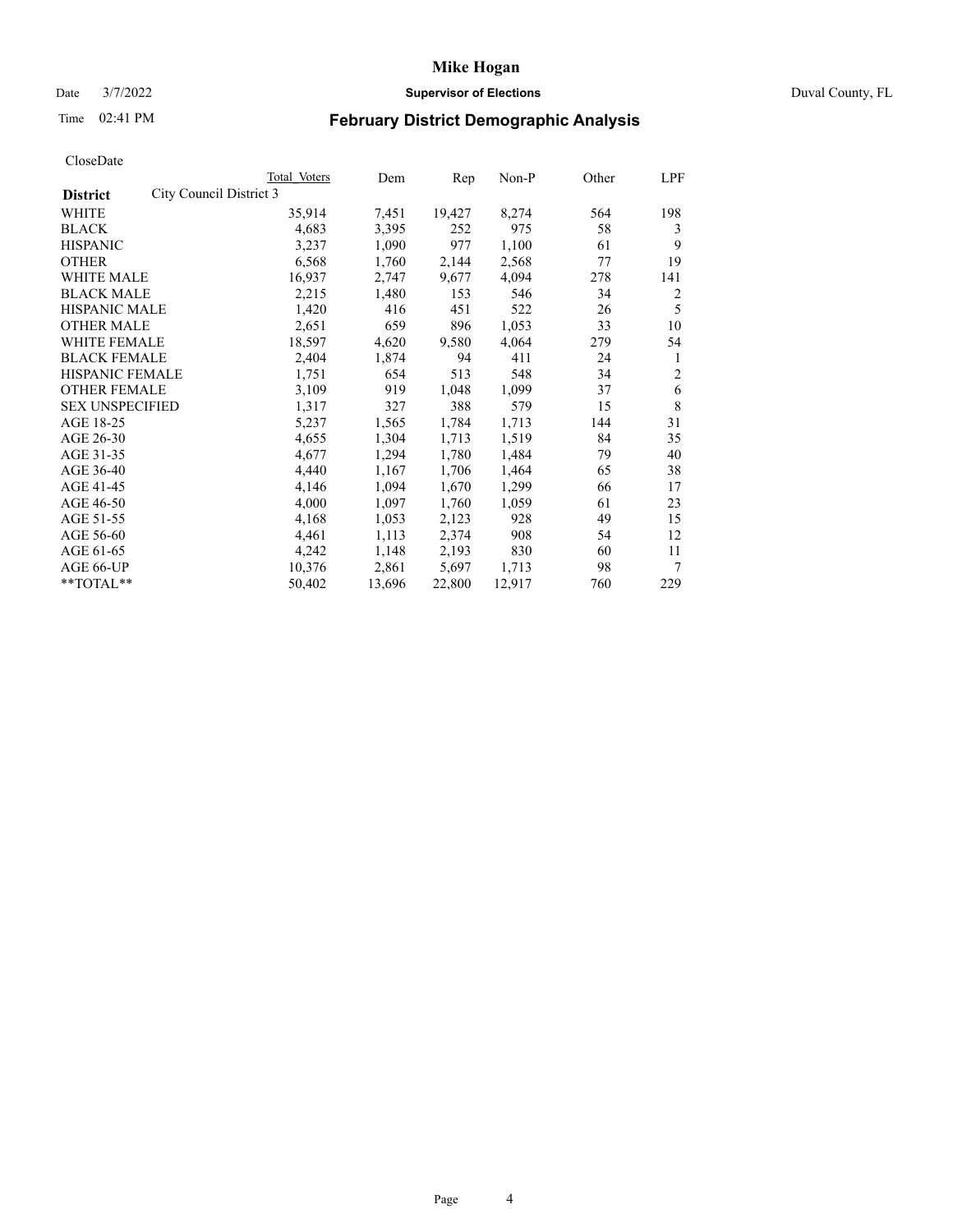# Mike Hogan

Date 3/7/2022 **Supervisor of Elections** Duval County, FL

Time 02:41 PM **February District Demographic Analysis**

CloseDate

| **District** City Council District 3 | Total Voters | Dem | Rep | Non-P | Other | LPF |
|---|---|---|---|---|---|---|
| WHITE | 35,914 | 7,451 | 19,427 | 8,274 | 564 | 198 |
| BLACK | 4,683 | 3,395 | 252 | 975 | 58 | 3 |
| HISPANIC | 3,237 | 1,090 | 977 | 1,100 | 61 | 9 |
| OTHER | 6,568 | 1,760 | 2,144 | 2,568 | 77 | 19 |
| WHITE MALE | 16,937 | 2,747 | 9,677 | 4,094 | 278 | 141 |
| BLACK MALE | 2,215 | 1,480 | 153 | 546 | 34 | 2 |
| HISPANIC MALE | 1,420 | 416 | 451 | 522 | 26 | 5 |
| OTHER MALE | 2,651 | 659 | 896 | 1,053 | 33 | 10 |
| WHITE FEMALE | 18,597 | 4,620 | 9,580 | 4,064 | 279 | 54 |
| BLACK FEMALE | 2,404 | 1,874 | 94 | 411 | 24 | 1 |
| HISPANIC FEMALE | 1,751 | 654 | 513 | 548 | 34 | 2 |
| OTHER FEMALE | 3,109 | 919 | 1,048 | 1,099 | 37 | 6 |
| SEX UNSPECIFIED | 1,317 | 327 | 388 | 579 | 15 | 8 |
| AGE 18-25 | 5,237 | 1,565 | 1,784 | 1,713 | 144 | 31 |
| AGE 26-30 | 4,655 | 1,304 | 1,713 | 1,519 | 84 | 35 |
| AGE 31-35 | 4,677 | 1,294 | 1,780 | 1,484 | 79 | 40 |
| AGE 36-40 | 4,440 | 1,167 | 1,706 | 1,464 | 65 | 38 |
| AGE 41-45 | 4,146 | 1,094 | 1,670 | 1,299 | 66 | 17 |
| AGE 46-50 | 4,000 | 1,097 | 1,760 | 1,059 | 61 | 23 |
| AGE 51-55 | 4,168 | 1,053 | 2,123 | 928 | 49 | 15 |
| AGE 56-60 | 4,461 | 1,113 | 2,374 | 908 | 54 | 12 |
| AGE 61-65 | 4,242 | 1,148 | 2,193 | 830 | 60 | 11 |
| AGE 66-UP | 10,376 | 2,861 | 5,697 | 1,713 | 98 | 7 |
| **TOTAL** | 50,402 | 13,696 | 22,800 | 12,917 | 760 | 229 |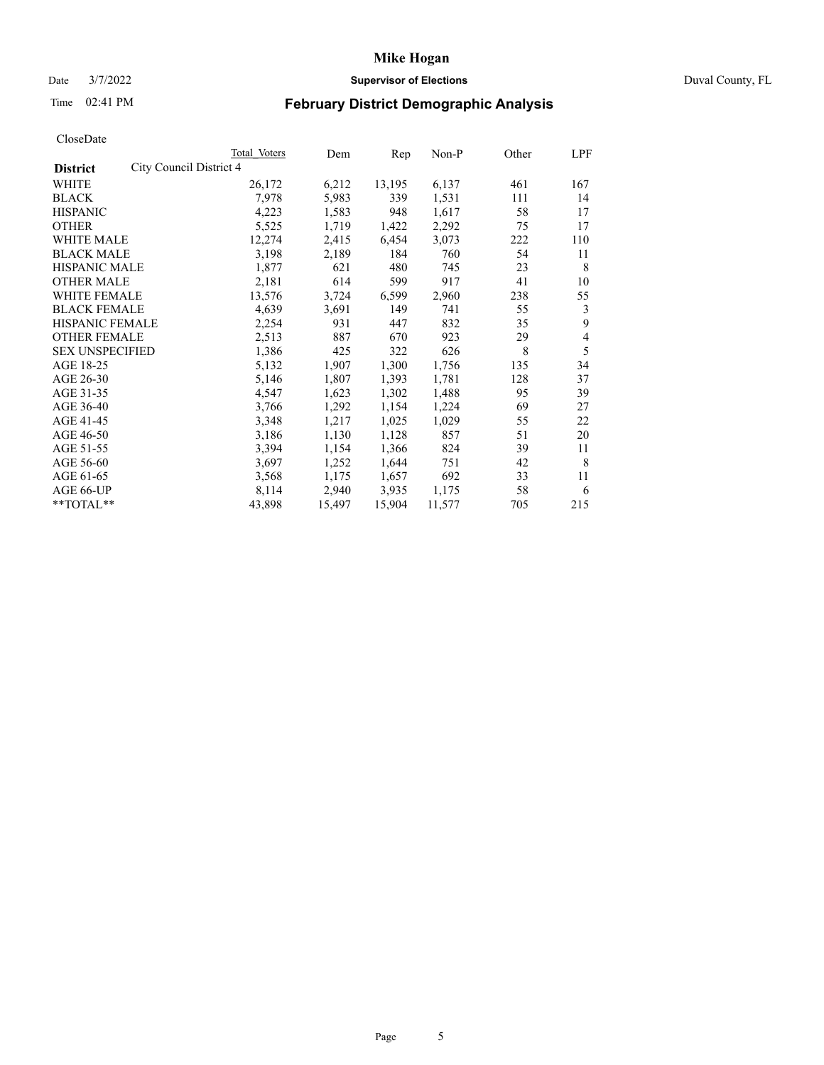CloseDate

| District | City Council District 4 | Total Voters | Dem | Rep | Non-P | Other | LPF |
|---|---|---|---|---|---|---|---|
| WHITE | | 26,172 | 6,212 | 13,195 | 6,137 | 461 | 167 |
| BLACK | | 7,978 | 5,983 | 339 | 1,531 | 111 | 14 |
| HISPANIC | | 4,223 | 1,583 | 948 | 1,617 | 58 | 17 |
| OTHER | | 5,525 | 1,719 | 1,422 | 2,292 | 75 | 17 |
| WHITE MALE | | 12,274 | 2,415 | 6,454 | 3,073 | 222 | 110 |
| BLACK MALE | | 3,198 | 2,189 | 184 | 760 | 54 | 11 |
| HISPANIC MALE | | 1,877 | 621 | 480 | 745 | 23 | 8 |
| OTHER MALE | | 2,181 | 614 | 599 | 917 | 41 | 10 |
| WHITE FEMALE | | 13,576 | 3,724 | 6,599 | 2,960 | 238 | 55 |
| BLACK FEMALE | | 4,639 | 3,691 | 149 | 741 | 55 | 3 |
| HISPANIC FEMALE | | 2,254 | 931 | 447 | 832 | 35 | 9 |
| OTHER FEMALE | | 2,513 | 887 | 670 | 923 | 29 | 4 |
| SEX UNSPECIFIED | | 1,386 | 425 | 322 | 626 | 8 | 5 |
| AGE 18-25 | | 5,132 | 1,907 | 1,300 | 1,756 | 135 | 34 |
| AGE 26-30 | | 5,146 | 1,807 | 1,393 | 1,781 | 128 | 37 |
| AGE 31-35 | | 4,547 | 1,623 | 1,302 | 1,488 | 95 | 39 |
| AGE 36-40 | | 3,766 | 1,292 | 1,154 | 1,224 | 69 | 27 |
| AGE 41-45 | | 3,348 | 1,217 | 1,025 | 1,029 | 55 | 22 |
| AGE 46-50 | | 3,186 | 1,130 | 1,128 | 857 | 51 | 20 |
| AGE 51-55 | | 3,394 | 1,154 | 1,366 | 824 | 39 | 11 |
| AGE 56-60 | | 3,697 | 1,252 | 1,644 | 751 | 42 | 8 |
| AGE 61-65 | | 3,568 | 1,175 | 1,657 | 692 | 33 | 11 |
| AGE 66-UP | | 8,114 | 2,940 | 3,935 | 1,175 | 58 | 6 |
| **TOTAL** | | 43,898 | 15,497 | 15,904 | 11,577 | 705 | 215 |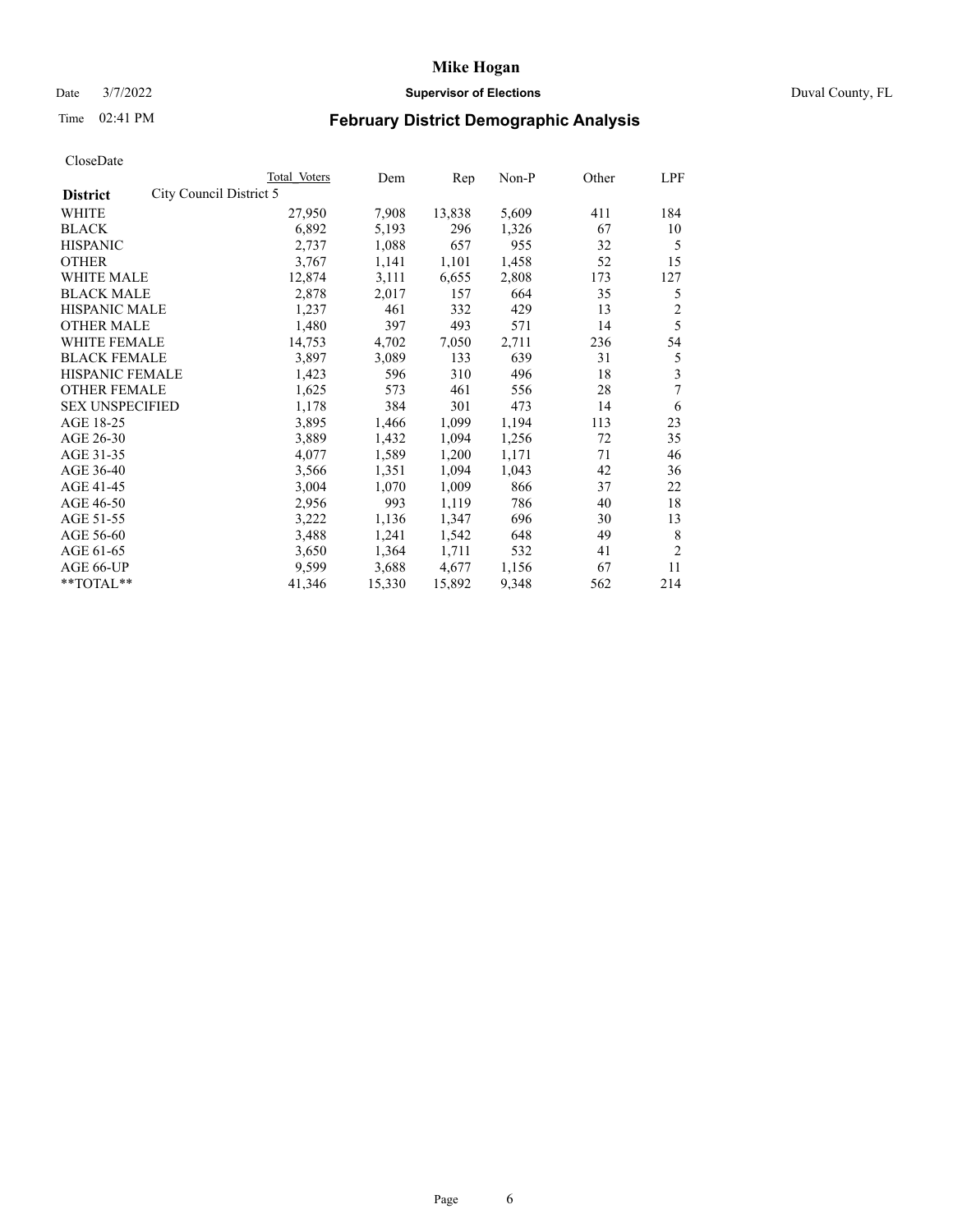# Mike Hogan

Date 3/7/2022 **Supervisor of Elections** Duval County, FL

Time 02:41 PM **February District Demographic Analysis**

CloseDate

| District | Total Voters | Dem | Rep | Non-P | Other | LPF |
|---|---|---|---|---|---|---|
| City Council District 5 | | | | | | |
| WHITE | 27,950 | 7,908 | 13,838 | 5,609 | 411 | 184 |
| BLACK | 6,892 | 5,193 | 296 | 1,326 | 67 | 10 |
| HISPANIC | 2,737 | 1,088 | 657 | 955 | 32 | 5 |
| OTHER | 3,767 | 1,141 | 1,101 | 1,458 | 52 | 15 |
| WHITE MALE | 12,874 | 3,111 | 6,655 | 2,808 | 173 | 127 |
| BLACK MALE | 2,878 | 2,017 | 157 | 664 | 35 | 5 |
| HISPANIC MALE | 1,237 | 461 | 332 | 429 | 13 | 2 |
| OTHER MALE | 1,480 | 397 | 493 | 571 | 14 | 5 |
| WHITE FEMALE | 14,753 | 4,702 | 7,050 | 2,711 | 236 | 54 |
| BLACK FEMALE | 3,897 | 3,089 | 133 | 639 | 31 | 5 |
| HISPANIC FEMALE | 1,423 | 596 | 310 | 496 | 18 | 3 |
| OTHER FEMALE | 1,625 | 573 | 461 | 556 | 28 | 7 |
| SEX UNSPECIFIED | 1,178 | 384 | 301 | 473 | 14 | 6 |
| AGE 18-25 | 3,895 | 1,466 | 1,099 | 1,194 | 113 | 23 |
| AGE 26-30 | 3,889 | 1,432 | 1,094 | 1,256 | 72 | 35 |
| AGE 31-35 | 4,077 | 1,589 | 1,200 | 1,171 | 71 | 46 |
| AGE 36-40 | 3,566 | 1,351 | 1,094 | 1,043 | 42 | 36 |
| AGE 41-45 | 3,004 | 1,070 | 1,009 | 866 | 37 | 22 |
| AGE 46-50 | 2,956 | 993 | 1,119 | 786 | 40 | 18 |
| AGE 51-55 | 3,222 | 1,136 | 1,347 | 696 | 30 | 13 |
| AGE 56-60 | 3,488 | 1,241 | 1,542 | 648 | 49 | 8 |
| AGE 61-65 | 3,650 | 1,364 | 1,711 | 532 | 41 | 2 |
| AGE 66-UP | 9,599 | 3,688 | 4,677 | 1,156 | 67 | 11 |
| **TOTAL** | 41,346 | 15,330 | 15,892 | 9,348 | 562 | 214 |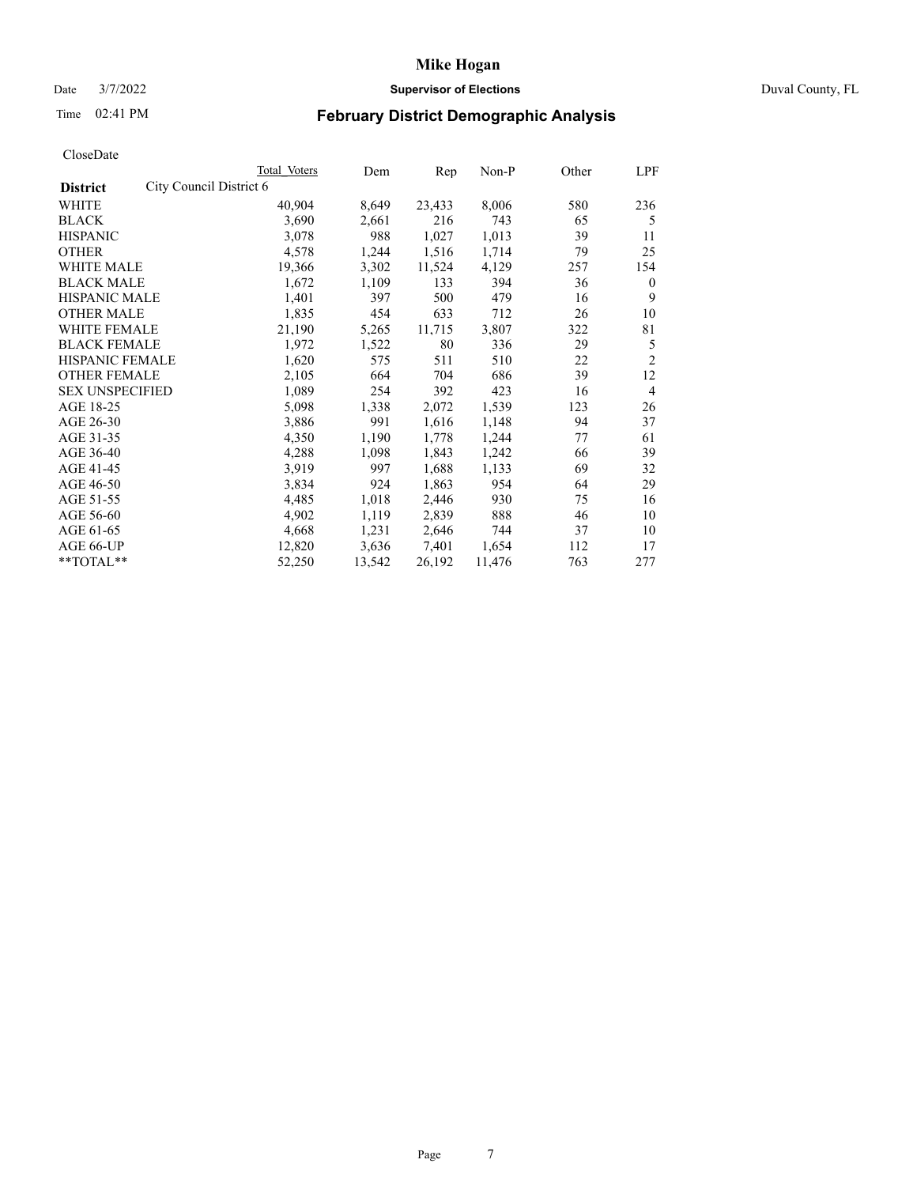# Mike Hogan

Date 3/7/2022 **Supervisor of Elections** Duval County, FL

Time 02:41 PM **February District Demographic Analysis**

CloseDate

| District | City Council District 6 Total Voters | Dem | Rep | Non-P | Other | LPF |
|---|---|---|---|---|---|---|
| WHITE | 40,904 | 8,649 | 23,433 | 8,006 | 580 | 236 |
| BLACK | 3,690 | 2,661 | 216 | 743 | 65 | 5 |
| HISPANIC | 3,078 | 988 | 1,027 | 1,013 | 39 | 11 |
| OTHER | 4,578 | 1,244 | 1,516 | 1,714 | 79 | 25 |
| WHITE MALE | 19,366 | 3,302 | 11,524 | 4,129 | 257 | 154 |
| BLACK MALE | 1,672 | 1,109 | 133 | 394 | 36 | 0 |
| HISPANIC MALE | 1,401 | 397 | 500 | 479 | 16 | 9 |
| OTHER MALE | 1,835 | 454 | 633 | 712 | 26 | 10 |
| WHITE FEMALE | 21,190 | 5,265 | 11,715 | 3,807 | 322 | 81 |
| BLACK FEMALE | 1,972 | 1,522 | 80 | 336 | 29 | 5 |
| HISPANIC FEMALE | 1,620 | 575 | 511 | 510 | 22 | 2 |
| OTHER FEMALE | 2,105 | 664 | 704 | 686 | 39 | 12 |
| SEX UNSPECIFIED | 1,089 | 254 | 392 | 423 | 16 | 4 |
| AGE 18-25 | 5,098 | 1,338 | 2,072 | 1,539 | 123 | 26 |
| AGE 26-30 | 3,886 | 991 | 1,616 | 1,148 | 94 | 37 |
| AGE 31-35 | 4,350 | 1,190 | 1,778 | 1,244 | 77 | 61 |
| AGE 36-40 | 4,288 | 1,098 | 1,843 | 1,242 | 66 | 39 |
| AGE 41-45 | 3,919 | 997 | 1,688 | 1,133 | 69 | 32 |
| AGE 46-50 | 3,834 | 924 | 1,863 | 954 | 64 | 29 |
| AGE 51-55 | 4,485 | 1,018 | 2,446 | 930 | 75 | 16 |
| AGE 56-60 | 4,902 | 1,119 | 2,839 | 888 | 46 | 10 |
| AGE 61-65 | 4,668 | 1,231 | 2,646 | 744 | 37 | 10 |
| AGE 66-UP | 12,820 | 3,636 | 7,401 | 1,654 | 112 | 17 |
| **TOTAL** | 52,250 | 13,542 | 26,192 | 11,476 | 763 | 277 |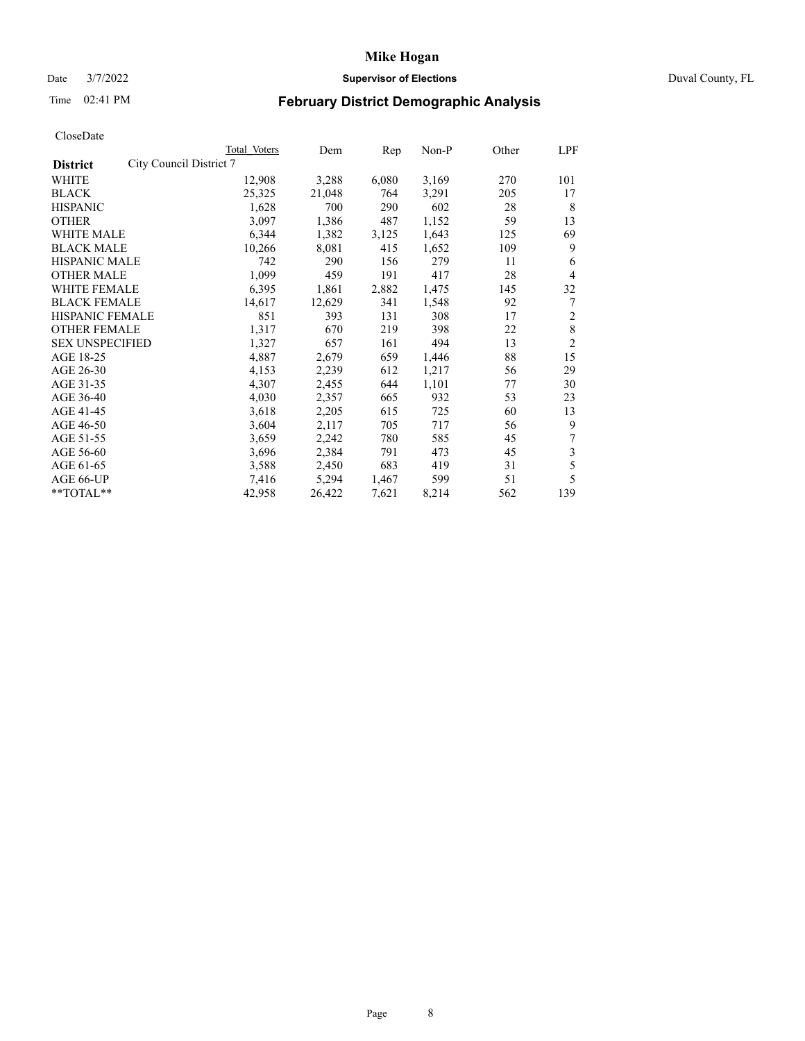# Mike Hogan

Date 3/7/2022 **Supervisor of Elections** Duval County, FL

Time 02:41 PM **February District Demographic Analysis**

CloseDate

| **District** | City Council District 7 | Total Voters | Dem | Rep | Non-P | Other | LPF |
|---|---|---|---|---|---|---|---|
| WHITE | | 12,908 | 3,288 | 6,080 | 3,169 | 270 | 101 |
| BLACK | | 25,325 | 21,048 | 764 | 3,291 | 205 | 17 |
| HISPANIC | | 1,628 | 700 | 290 | 602 | 28 | 8 |
| OTHER | | 3,097 | 1,386 | 487 | 1,152 | 59 | 13 |
| WHITE MALE | | 6,344 | 1,382 | 3,125 | 1,643 | 125 | 69 |
| BLACK MALE | | 10,266 | 8,081 | 415 | 1,652 | 109 | 9 |
| HISPANIC MALE | | 742 | 290 | 156 | 279 | 11 | 6 |
| OTHER MALE | | 1,099 | 459 | 191 | 417 | 28 | 4 |
| WHITE FEMALE | | 6,395 | 1,861 | 2,882 | 1,475 | 145 | 32 |
| BLACK FEMALE | | 14,617 | 12,629 | 341 | 1,548 | 92 | 7 |
| HISPANIC FEMALE | | 851 | 393 | 131 | 308 | 17 | 2 |
| OTHER FEMALE | | 1,317 | 670 | 219 | 398 | 22 | 8 |
| SEX UNSPECIFIED | | 1,327 | 657 | 161 | 494 | 13 | 2 |
| AGE 18-25 | | 4,887 | 2,679 | 659 | 1,446 | 88 | 15 |
| AGE 26-30 | | 4,153 | 2,239 | 612 | 1,217 | 56 | 29 |
| AGE 31-35 | | 4,307 | 2,455 | 644 | 1,101 | 77 | 30 |
| AGE 36-40 | | 4,030 | 2,357 | 665 | 932 | 53 | 23 |
| AGE 41-45 | | 3,618 | 2,205 | 615 | 725 | 60 | 13 |
| AGE 46-50 | | 3,604 | 2,117 | 705 | 717 | 56 | 9 |
| AGE 51-55 | | 3,659 | 2,242 | 780 | 585 | 45 | 7 |
| AGE 56-60 | | 3,696 | 2,384 | 791 | 473 | 45 | 3 |
| AGE 61-65 | | 3,588 | 2,450 | 683 | 419 | 31 | 5 |
| AGE 66-UP | | 7,416 | 5,294 | 1,467 | 599 | 51 | 5 |
| **TOTAL** | | 42,958 | 26,422 | 7,621 | 8,214 | 562 | 139 |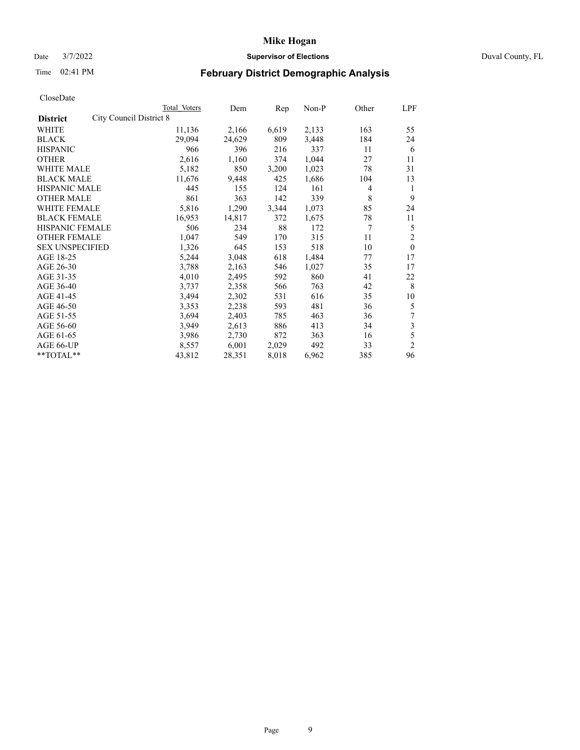# Mike Hogan

Date 3/7/2022 **Supervisor of Elections** Duval County, FL

Time 02:41 PM **February District Demographic Analysis**

CloseDate

| **District** | City Council District 8 | Total Voters | Dem | Rep | Non-P | Other | LPF |
|---|---|---|---|---|---|---|---|
| WHITE | | 11,136 | 2,166 | 6,619 | 2,133 | 163 | 55 |
| BLACK | | 29,094 | 24,629 | 809 | 3,448 | 184 | 24 |
| HISPANIC | | 966 | 396 | 216 | 337 | 11 | 6 |
| OTHER | | 2,616 | 1,160 | 374 | 1,044 | 27 | 11 |
| WHITE MALE | | 5,182 | 850 | 3,200 | 1,023 | 78 | 31 |
| BLACK MALE | | 11,676 | 9,448 | 425 | 1,686 | 104 | 13 |
| HISPANIC MALE | | 445 | 155 | 124 | 161 | 4 | 1 |
| OTHER MALE | | 861 | 363 | 142 | 339 | 8 | 9 |
| WHITE FEMALE | | 5,816 | 1,290 | 3,344 | 1,073 | 85 | 24 |
| BLACK FEMALE | | 16,953 | 14,817 | 372 | 1,675 | 78 | 11 |
| HISPANIC FEMALE | | 506 | 234 | 88 | 172 | 7 | 5 |
| OTHER FEMALE | | 1,047 | 549 | 170 | 315 | 11 | 2 |
| SEX UNSPECIFIED | | 1,326 | 645 | 153 | 518 | 10 | 0 |
| AGE 18-25 | | 5,244 | 3,048 | 618 | 1,484 | 77 | 17 |
| AGE 26-30 | | 3,788 | 2,163 | 546 | 1,027 | 35 | 17 |
| AGE 31-35 | | 4,010 | 2,495 | 592 | 860 | 41 | 22 |
| AGE 36-40 | | 3,737 | 2,358 | 566 | 763 | 42 | 8 |
| AGE 41-45 | | 3,494 | 2,302 | 531 | 616 | 35 | 10 |
| AGE 46-50 | | 3,353 | 2,238 | 593 | 481 | 36 | 5 |
| AGE 51-55 | | 3,694 | 2,403 | 785 | 463 | 36 | 7 |
| AGE 56-60 | | 3,949 | 2,613 | 886 | 413 | 34 | 3 |
| AGE 61-65 | | 3,986 | 2,730 | 872 | 363 | 16 | 5 |
| AGE 66-UP | | 8,557 | 6,001 | 2,029 | 492 | 33 | 2 |
| **TOTAL** | | 43,812 | 28,351 | 8,018 | 6,962 | 385 | 96 |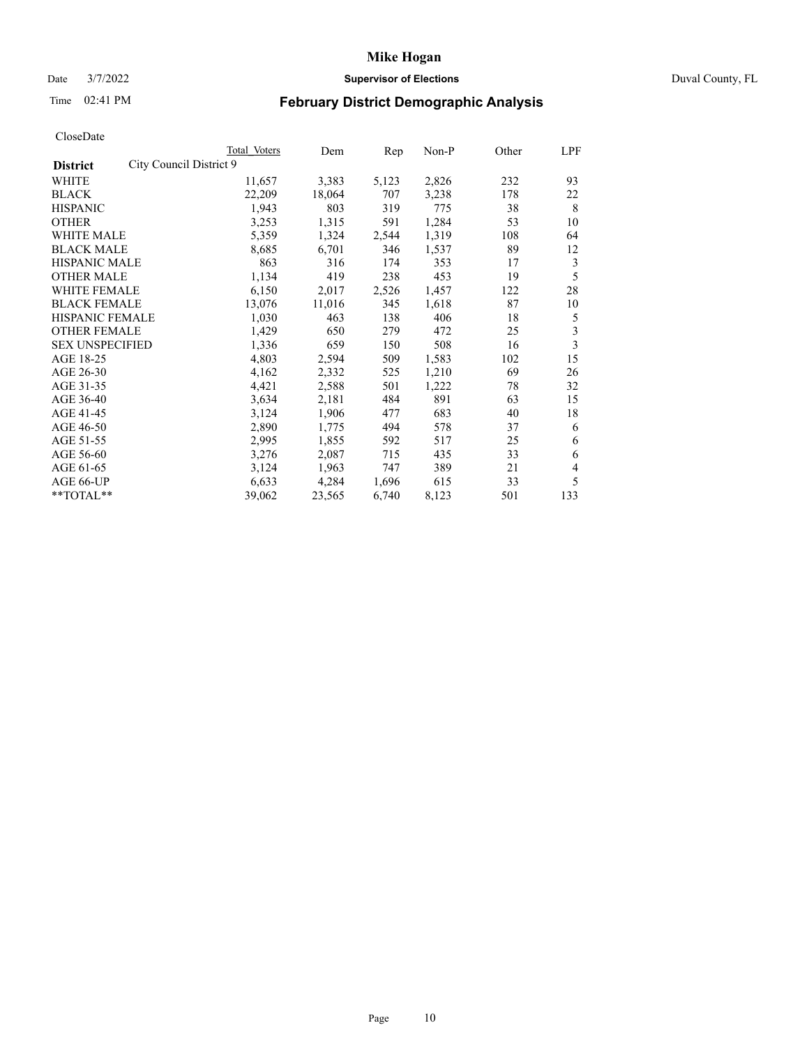# Mike Hogan

Date 3/7/2022 **Supervisor of Elections** Duval County, FL

Time 02:41 PM

## February District Demographic Analysis

CloseDate

| **District** | City Council District 9 | Total Voters | Dem | Rep | Non-P | Other | LPF |
|---|---|---|---|---|---|---|---|
| WHITE | | 11,657 | 3,383 | 5,123 | 2,826 | 232 | 93 |
| BLACK | | 22,209 | 18,064 | 707 | 3,238 | 178 | 22 |
| HISPANIC | | 1,943 | 803 | 319 | 775 | 38 | 8 |
| OTHER | | 3,253 | 1,315 | 591 | 1,284 | 53 | 10 |
| WHITE MALE | | 5,359 | 1,324 | 2,544 | 1,319 | 108 | 64 |
| BLACK MALE | | 8,685 | 6,701 | 346 | 1,537 | 89 | 12 |
| HISPANIC MALE | | 863 | 316 | 174 | 353 | 17 | 3 |
| OTHER MALE | | 1,134 | 419 | 238 | 453 | 19 | 5 |
| WHITE FEMALE | | 6,150 | 2,017 | 2,526 | 1,457 | 122 | 28 |
| BLACK FEMALE | | 13,076 | 11,016 | 345 | 1,618 | 87 | 10 |
| HISPANIC FEMALE | | 1,030 | 463 | 138 | 406 | 18 | 5 |
| OTHER FEMALE | | 1,429 | 650 | 279 | 472 | 25 | 3 |
| SEX UNSPECIFIED | | 1,336 | 659 | 150 | 508 | 16 | 3 |
| AGE 18-25 | | 4,803 | 2,594 | 509 | 1,583 | 102 | 15 |
| AGE 26-30 | | 4,162 | 2,332 | 525 | 1,210 | 69 | 26 |
| AGE 31-35 | | 4,421 | 2,588 | 501 | 1,222 | 78 | 32 |
| AGE 36-40 | | 3,634 | 2,181 | 484 | 891 | 63 | 15 |
| AGE 41-45 | | 3,124 | 1,906 | 477 | 683 | 40 | 18 |
| AGE 46-50 | | 2,890 | 1,775 | 494 | 578 | 37 | 6 |
| AGE 51-55 | | 2,995 | 1,855 | 592 | 517 | 25 | 6 |
| AGE 56-60 | | 3,276 | 2,087 | 715 | 435 | 33 | 6 |
| AGE 61-65 | | 3,124 | 1,963 | 747 | 389 | 21 | 4 |
| AGE 66-UP | | 6,633 | 4,284 | 1,696 | 615 | 33 | 5 |
| **TOTAL** | | 39,062 | 23,565 | 6,740 | 8,123 | 501 | 133 |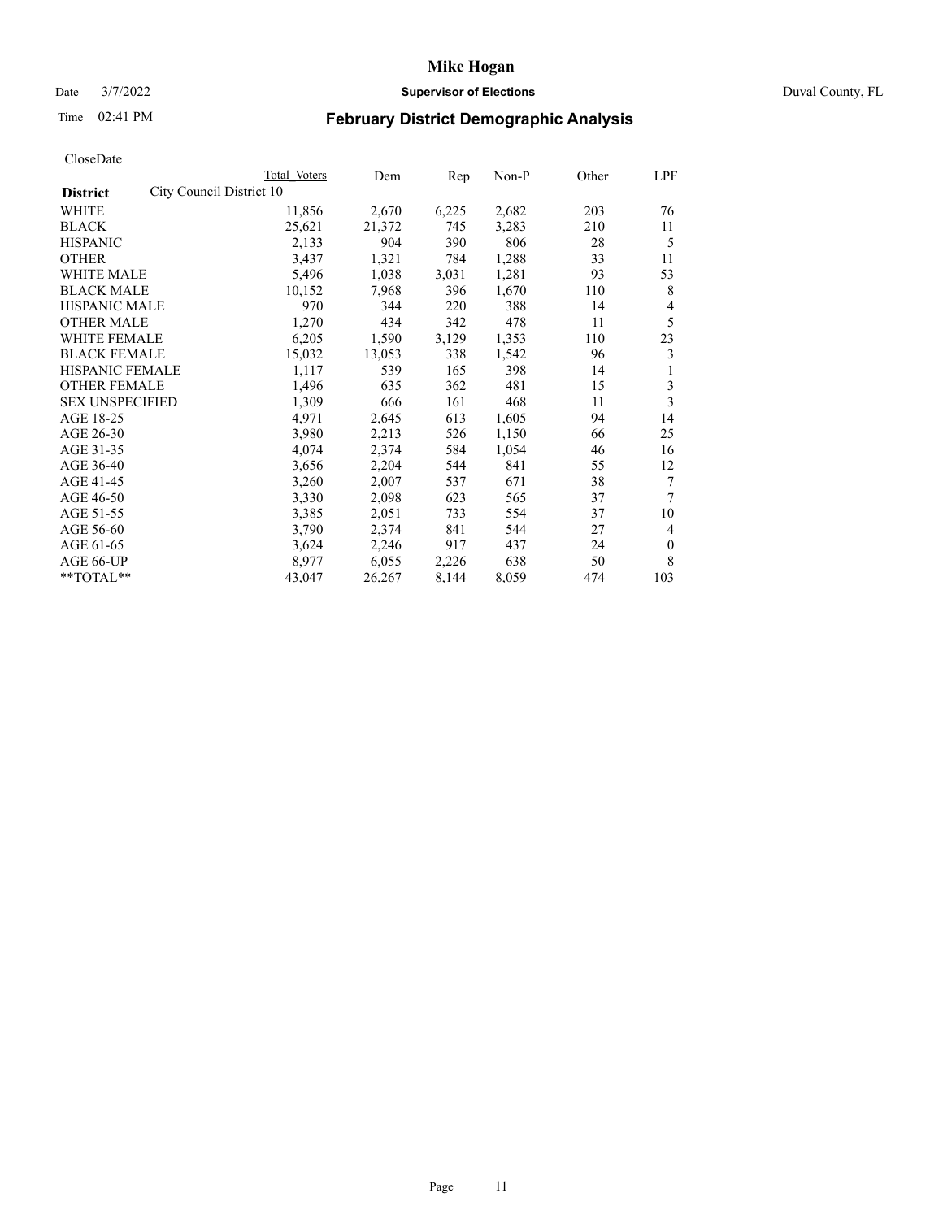# Mike Hogan

Date 3/7/2022 **Supervisor of Elections** Duval County, FL

Time 02:41 PM **February District Demographic Analysis**

CloseDate

| District | City Council District 10 Total Voters | Dem | Rep | Non-P | Other | LPF |
|---|---|---|---|---|---|---|
| WHITE | 11,856 | 2,670 | 6,225 | 2,682 | 203 | 76 |
| BLACK | 25,621 | 21,372 | 745 | 3,283 | 210 | 11 |
| HISPANIC | 2,133 | 904 | 390 | 806 | 28 | 5 |
| OTHER | 3,437 | 1,321 | 784 | 1,288 | 33 | 11 |
| WHITE MALE | 5,496 | 1,038 | 3,031 | 1,281 | 93 | 53 |
| BLACK MALE | 10,152 | 7,968 | 396 | 1,670 | 110 | 8 |
| HISPANIC MALE | 970 | 344 | 220 | 388 | 14 | 4 |
| OTHER MALE | 1,270 | 434 | 342 | 478 | 11 | 5 |
| WHITE FEMALE | 6,205 | 1,590 | 3,129 | 1,353 | 110 | 23 |
| BLACK FEMALE | 15,032 | 13,053 | 338 | 1,542 | 96 | 3 |
| HISPANIC FEMALE | 1,117 | 539 | 165 | 398 | 14 | 1 |
| OTHER FEMALE | 1,496 | 635 | 362 | 481 | 15 | 3 |
| SEX UNSPECIFIED | 1,309 | 666 | 161 | 468 | 11 | 3 |
| AGE 18-25 | 4,971 | 2,645 | 613 | 1,605 | 94 | 14 |
| AGE 26-30 | 3,980 | 2,213 | 526 | 1,150 | 66 | 25 |
| AGE 31-35 | 4,074 | 2,374 | 584 | 1,054 | 46 | 16 |
| AGE 36-40 | 3,656 | 2,204 | 544 | 841 | 55 | 12 |
| AGE 41-45 | 3,260 | 2,007 | 537 | 671 | 38 | 7 |
| AGE 46-50 | 3,330 | 2,098 | 623 | 565 | 37 | 7 |
| AGE 51-55 | 3,385 | 2,051 | 733 | 554 | 37 | 10 |
| AGE 56-60 | 3,790 | 2,374 | 841 | 544 | 27 | 4 |
| AGE 61-65 | 3,624 | 2,246 | 917 | 437 | 24 | 0 |
| AGE 66-UP | 8,977 | 6,055 | 2,226 | 638 | 50 | 8 |
| **TOTAL** | 43,047 | 26,267 | 8,144 | 8,059 | 474 | 103 |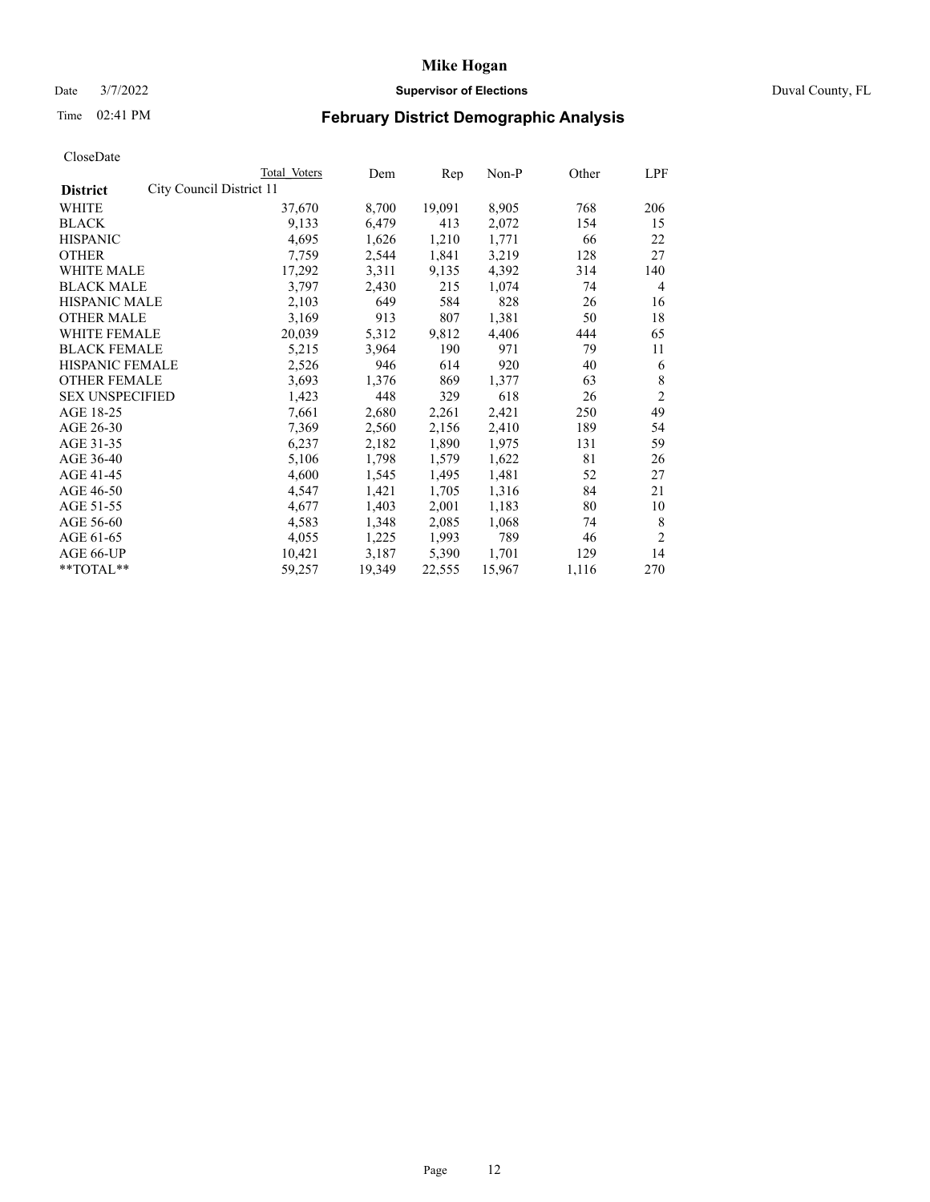# Mike Hogan

Date 3/7/2022 **Supervisor of Elections** Duval County, FL

Time 02:41 PM **February District Demographic Analysis**

CloseDate

| **District** City Council District 11 | Total Voters | Dem | Rep | Non-P | Other | LPF |
|---|---|---|---|---|---|---|
| WHITE | 37,670 | 8,700 | 19,091 | 8,905 | 768 | 206 |
| BLACK | 9,133 | 6,479 | 413 | 2,072 | 154 | 15 |
| HISPANIC | 4,695 | 1,626 | 1,210 | 1,771 | 66 | 22 |
| OTHER | 7,759 | 2,544 | 1,841 | 3,219 | 128 | 27 |
| WHITE MALE | 17,292 | 3,311 | 9,135 | 4,392 | 314 | 140 |
| BLACK MALE | 3,797 | 2,430 | 215 | 1,074 | 74 | 4 |
| HISPANIC MALE | 2,103 | 649 | 584 | 828 | 26 | 16 |
| OTHER MALE | 3,169 | 913 | 807 | 1,381 | 50 | 18 |
| WHITE FEMALE | 20,039 | 5,312 | 9,812 | 4,406 | 444 | 65 |
| BLACK FEMALE | 5,215 | 3,964 | 190 | 971 | 79 | 11 |
| HISPANIC FEMALE | 2,526 | 946 | 614 | 920 | 40 | 6 |
| OTHER FEMALE | 3,693 | 1,376 | 869 | 1,377 | 63 | 8 |
| SEX UNSPECIFIED | 1,423 | 448 | 329 | 618 | 26 | 2 |
| AGE 18-25 | 7,661 | 2,680 | 2,261 | 2,421 | 250 | 49 |
| AGE 26-30 | 7,369 | 2,560 | 2,156 | 2,410 | 189 | 54 |
| AGE 31-35 | 6,237 | 2,182 | 1,890 | 1,975 | 131 | 59 |
| AGE 36-40 | 5,106 | 1,798 | 1,579 | 1,622 | 81 | 26 |
| AGE 41-45 | 4,600 | 1,545 | 1,495 | 1,481 | 52 | 27 |
| AGE 46-50 | 4,547 | 1,421 | 1,705 | 1,316 | 84 | 21 |
| AGE 51-55 | 4,677 | 1,403 | 2,001 | 1,183 | 80 | 10 |
| AGE 56-60 | 4,583 | 1,348 | 2,085 | 1,068 | 74 | 8 |
| AGE 61-65 | 4,055 | 1,225 | 1,993 | 789 | 46 | 2 |
| AGE 66-UP | 10,421 | 3,187 | 5,390 | 1,701 | 129 | 14 |
| **TOTAL** | 59,257 | 19,349 | 22,555 | 15,967 | 1,116 | 270 |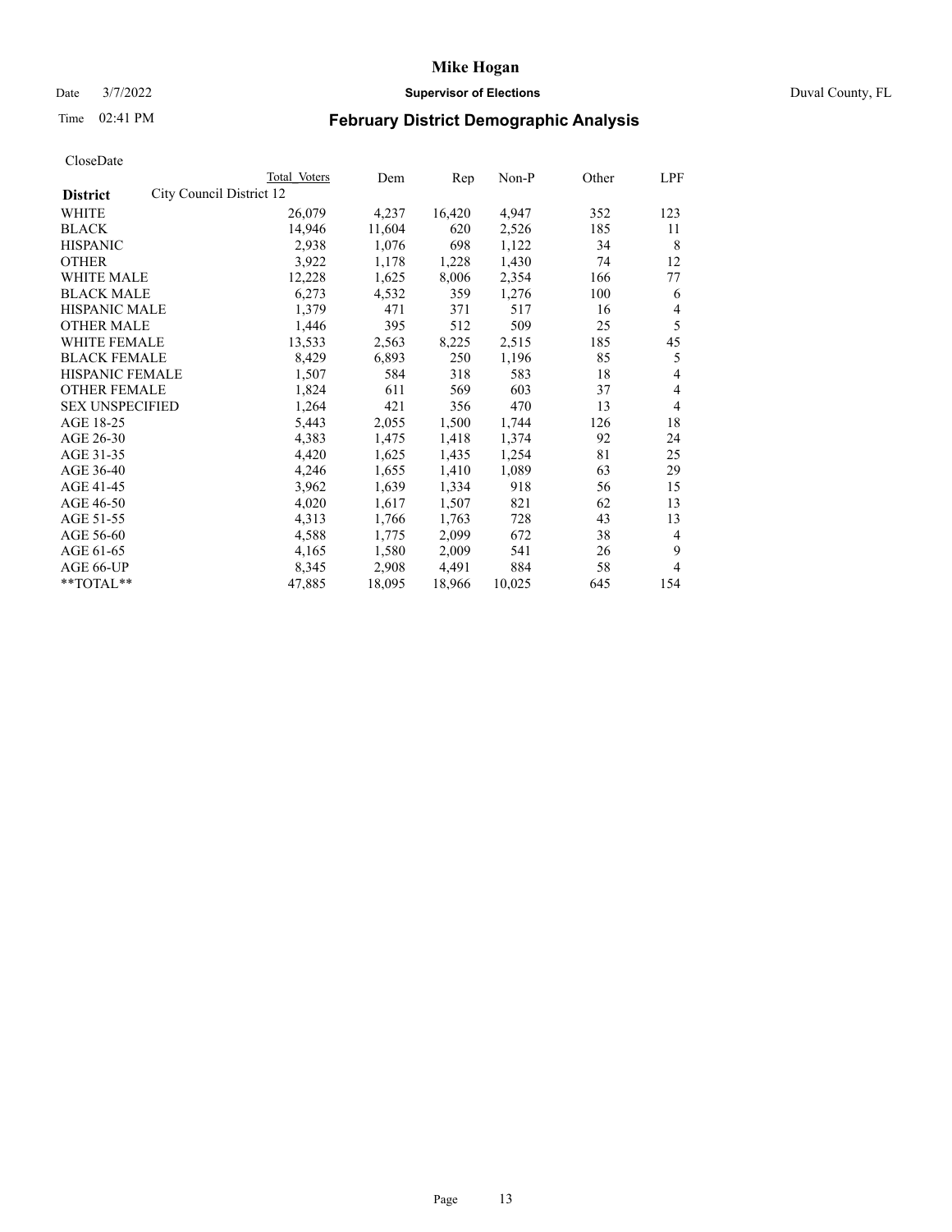CloseDate

| District | City Council District 12 | Total Voters | Dem | Rep | Non-P | Other | LPF |
|---|---|---|---|---|---|---|---|
| WHITE | | 26,079 | 4,237 | 16,420 | 4,947 | 352 | 123 |
| BLACK | | 14,946 | 11,604 | 620 | 2,526 | 185 | 11 |
| HISPANIC | | 2,938 | 1,076 | 698 | 1,122 | 34 | 8 |
| OTHER | | 3,922 | 1,178 | 1,228 | 1,430 | 74 | 12 |
| WHITE MALE | | 12,228 | 1,625 | 8,006 | 2,354 | 166 | 77 |
| BLACK MALE | | 6,273 | 4,532 | 359 | 1,276 | 100 | 6 |
| HISPANIC MALE | | 1,379 | 471 | 371 | 517 | 16 | 4 |
| OTHER MALE | | 1,446 | 395 | 512 | 509 | 25 | 5 |
| WHITE FEMALE | | 13,533 | 2,563 | 8,225 | 2,515 | 185 | 45 |
| BLACK FEMALE | | 8,429 | 6,893 | 250 | 1,196 | 85 | 5 |
| HISPANIC FEMALE | | 1,507 | 584 | 318 | 583 | 18 | 4 |
| OTHER FEMALE | | 1,824 | 611 | 569 | 603 | 37 | 4 |
| SEX UNSPECIFIED | | 1,264 | 421 | 356 | 470 | 13 | 4 |
| AGE 18-25 | | 5,443 | 2,055 | 1,500 | 1,744 | 126 | 18 |
| AGE 26-30 | | 4,383 | 1,475 | 1,418 | 1,374 | 92 | 24 |
| AGE 31-35 | | 4,420 | 1,625 | 1,435 | 1,254 | 81 | 25 |
| AGE 36-40 | | 4,246 | 1,655 | 1,410 | 1,089 | 63 | 29 |
| AGE 41-45 | | 3,962 | 1,639 | 1,334 | 918 | 56 | 15 |
| AGE 46-50 | | 4,020 | 1,617 | 1,507 | 821 | 62 | 13 |
| AGE 51-55 | | 4,313 | 1,766 | 1,763 | 728 | 43 | 13 |
| AGE 56-60 | | 4,588 | 1,775 | 2,099 | 672 | 38 | 4 |
| AGE 61-65 | | 4,165 | 1,580 | 2,009 | 541 | 26 | 9 |
| AGE 66-UP | | 8,345 | 2,908 | 4,491 | 884 | 58 | 4 |
| **TOTAL** | | 47,885 | 18,095 | 18,966 | 10,025 | 645 | 154 |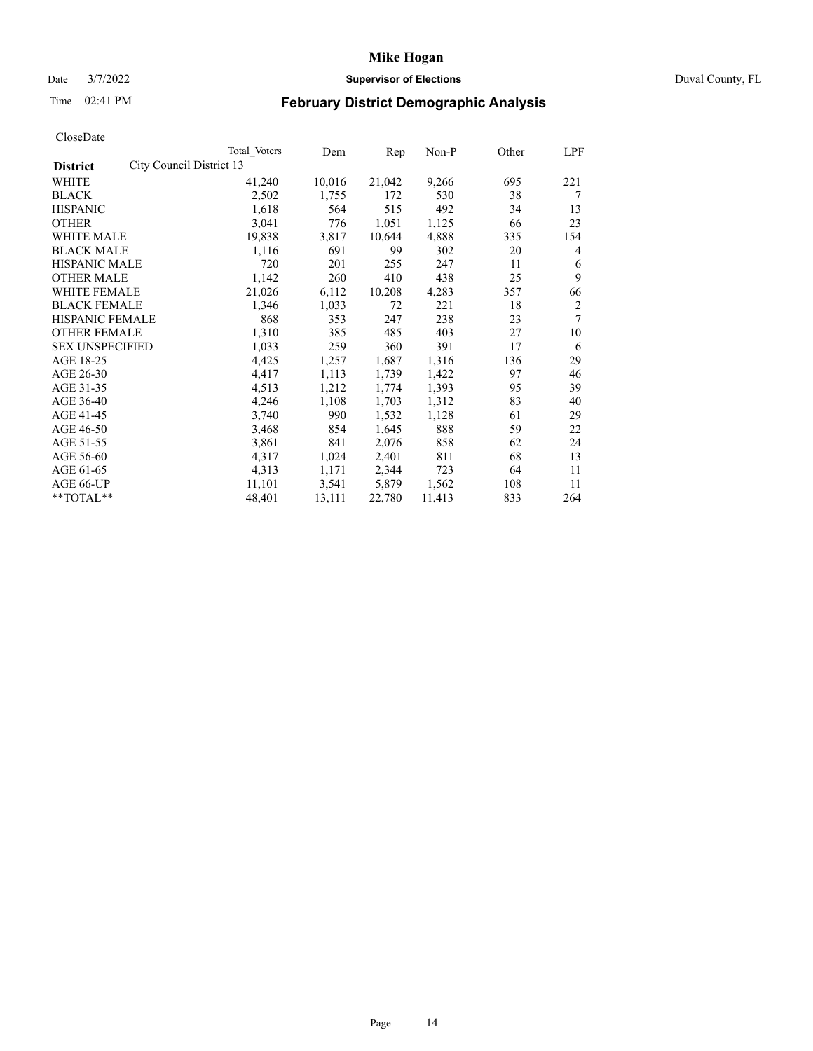# Mike Hogan

Date 3/7/2022 **Supervisor of Elections** Duval County, FL

Time 02:41 PM **February District Demographic Analysis**

CloseDate

| **District** | Total Voters | Dem | Rep | Non-P | Other | LPF |
|---|---|---|---|---|---|---|
| City Council District 13 | | | | | | |
| WHITE | 41,240 | 10,016 | 21,042 | 9,266 | 695 | 221 |
| BLACK | 2,502 | 1,755 | 172 | 530 | 38 | 7 |
| HISPANIC | 1,618 | 564 | 515 | 492 | 34 | 13 |
| OTHER | 3,041 | 776 | 1,051 | 1,125 | 66 | 23 |
| WHITE MALE | 19,838 | 3,817 | 10,644 | 4,888 | 335 | 154 |
| BLACK MALE | 1,116 | 691 | 99 | 302 | 20 | 4 |
| HISPANIC MALE | 720 | 201 | 255 | 247 | 11 | 6 |
| OTHER MALE | 1,142 | 260 | 410 | 438 | 25 | 9 |
| WHITE FEMALE | 21,026 | 6,112 | 10,208 | 4,283 | 357 | 66 |
| BLACK FEMALE | 1,346 | 1,033 | 72 | 221 | 18 | 2 |
| HISPANIC FEMALE | 868 | 353 | 247 | 238 | 23 | 7 |
| OTHER FEMALE | 1,310 | 385 | 485 | 403 | 27 | 10 |
| SEX UNSPECIFIED | 1,033 | 259 | 360 | 391 | 17 | 6 |
| AGE 18-25 | 4,425 | 1,257 | 1,687 | 1,316 | 136 | 29 |
| AGE 26-30 | 4,417 | 1,113 | 1,739 | 1,422 | 97 | 46 |
| AGE 31-35 | 4,513 | 1,212 | 1,774 | 1,393 | 95 | 39 |
| AGE 36-40 | 4,246 | 1,108 | 1,703 | 1,312 | 83 | 40 |
| AGE 41-45 | 3,740 | 990 | 1,532 | 1,128 | 61 | 29 |
| AGE 46-50 | 3,468 | 854 | 1,645 | 888 | 59 | 22 |
| AGE 51-55 | 3,861 | 841 | 2,076 | 858 | 62 | 24 |
| AGE 56-60 | 4,317 | 1,024 | 2,401 | 811 | 68 | 13 |
| AGE 61-65 | 4,313 | 1,171 | 2,344 | 723 | 64 | 11 |
| AGE 66-UP | 11,101 | 3,541 | 5,879 | 1,562 | 108 | 11 |
| **TOTAL** | 48,401 | 13,111 | 22,780 | 11,413 | 833 | 264 |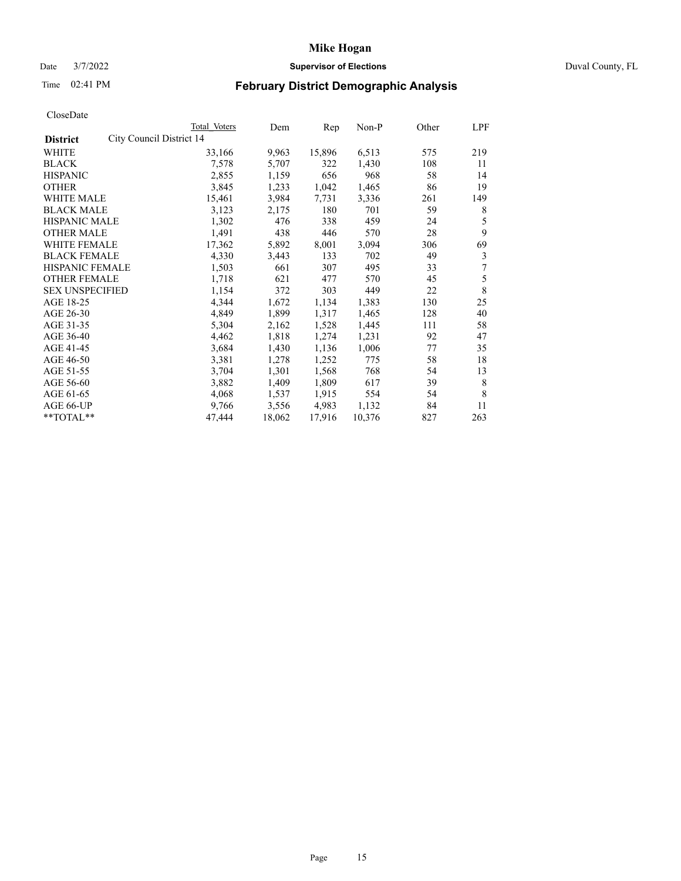# Mike Hogan

Date 3/7/2022 **Supervisor of Elections** Duval County, FL

Time 02:41 PM **February District Demographic Analysis**

CloseDate

| **District** | City Council District 14 | Total Voters | Dem | Rep | Non-P | Other | LPF |
|---|---|---|---|---|---|---|---|
| WHITE | | 33,166 | 9,963 | 15,896 | 6,513 | 575 | 219 |
| BLACK | | 7,578 | 5,707 | 322 | 1,430 | 108 | 11 |
| HISPANIC | | 2,855 | 1,159 | 656 | 968 | 58 | 14 |
| OTHER | | 3,845 | 1,233 | 1,042 | 1,465 | 86 | 19 |
| WHITE MALE | | 15,461 | 3,984 | 7,731 | 3,336 | 261 | 149 |
| BLACK MALE | | 3,123 | 2,175 | 180 | 701 | 59 | 8 |
| HISPANIC MALE | | 1,302 | 476 | 338 | 459 | 24 | 5 |
| OTHER MALE | | 1,491 | 438 | 446 | 570 | 28 | 9 |
| WHITE FEMALE | | 17,362 | 5,892 | 8,001 | 3,094 | 306 | 69 |
| BLACK FEMALE | | 4,330 | 3,443 | 133 | 702 | 49 | 3 |
| HISPANIC FEMALE | | 1,503 | 661 | 307 | 495 | 33 | 7 |
| OTHER FEMALE | | 1,718 | 621 | 477 | 570 | 45 | 5 |
| SEX UNSPECIFIED | | 1,154 | 372 | 303 | 449 | 22 | 8 |
| AGE 18-25 | | 4,344 | 1,672 | 1,134 | 1,383 | 130 | 25 |
| AGE 26-30 | | 4,849 | 1,899 | 1,317 | 1,465 | 128 | 40 |
| AGE 31-35 | | 5,304 | 2,162 | 1,528 | 1,445 | 111 | 58 |
| AGE 36-40 | | 4,462 | 1,818 | 1,274 | 1,231 | 92 | 47 |
| AGE 41-45 | | 3,684 | 1,430 | 1,136 | 1,006 | 77 | 35 |
| AGE 46-50 | | 3,381 | 1,278 | 1,252 | 775 | 58 | 18 |
| AGE 51-55 | | 3,704 | 1,301 | 1,568 | 768 | 54 | 13 |
| AGE 56-60 | | 3,882 | 1,409 | 1,809 | 617 | 39 | 8 |
| AGE 61-65 | | 4,068 | 1,537 | 1,915 | 554 | 54 | 8 |
| AGE 66-UP | | 9,766 | 3,556 | 4,983 | 1,132 | 84 | 11 |
| **TOTAL** | | 47,444 | 18,062 | 17,916 | 10,376 | 827 | 263 |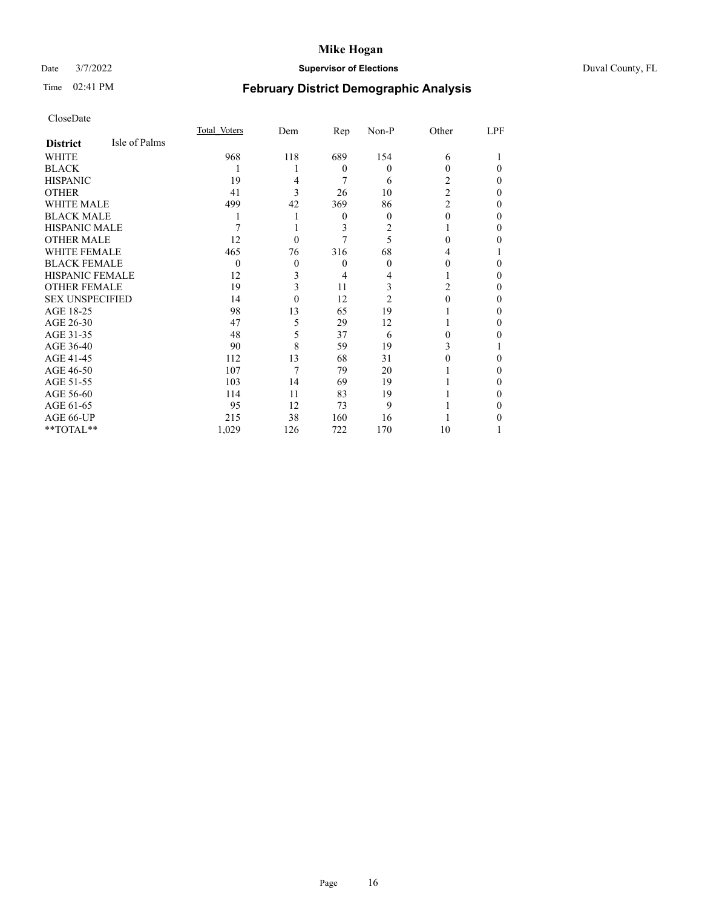# Mike Hogan

Date 3/7/2022 **Supervisor of Elections** Duval County, FL

Time 02:41 PM **February District Demographic Analysis**

CloseDate

| **District** Isle of Palms | Total Voters | Dem | Rep | Non-P | Other | LPF |
|---|---|---|---|---|---|---|
| WHITE | 968 | 118 | 689 | 154 | 6 | 1 |
| BLACK | 1 | 1 | 0 | 0 | 0 | 0 |
| HISPANIC | 19 | 4 | 7 | 6 | 2 | 0 |
| OTHER | 41 | 3 | 26 | 10 | 2 | 0 |
| WHITE MALE | 499 | 42 | 369 | 86 | 2 | 0 |
| BLACK MALE | 1 | 1 | 0 | 0 | 0 | 0 |
| HISPANIC MALE | 7 | 1 | 3 | 2 | 1 | 0 |
| OTHER MALE | 12 | 0 | 7 | 5 | 0 | 0 |
| WHITE FEMALE | 465 | 76 | 316 | 68 | 4 | 1 |
| BLACK FEMALE | 0 | 0 | 0 | 0 | 0 | 0 |
| HISPANIC FEMALE | 12 | 3 | 4 | 4 | 1 | 0 |
| OTHER FEMALE | 19 | 3 | 11 | 3 | 2 | 0 |
| SEX UNSPECIFIED | 14 | 0 | 12 | 2 | 0 | 0 |
| AGE 18-25 | 98 | 13 | 65 | 19 | 1 | 0 |
| AGE 26-30 | 47 | 5 | 29 | 12 | 1 | 0 |
| AGE 31-35 | 48 | 5 | 37 | 6 | 0 | 0 |
| AGE 36-40 | 90 | 8 | 59 | 19 | 3 | 1 |
| AGE 41-45 | 112 | 13 | 68 | 31 | 0 | 0 |
| AGE 46-50 | 107 | 7 | 79 | 20 | 1 | 0 |
| AGE 51-55 | 103 | 14 | 69 | 19 | 1 | 0 |
| AGE 56-60 | 114 | 11 | 83 | 19 | 1 | 0 |
| AGE 61-65 | 95 | 12 | 73 | 9 | 1 | 0 |
| AGE 66-UP | 215 | 38 | 160 | 16 | 1 | 0 |
| **TOTAL** | 1,029 | 126 | 722 | 170 | 10 | 1 |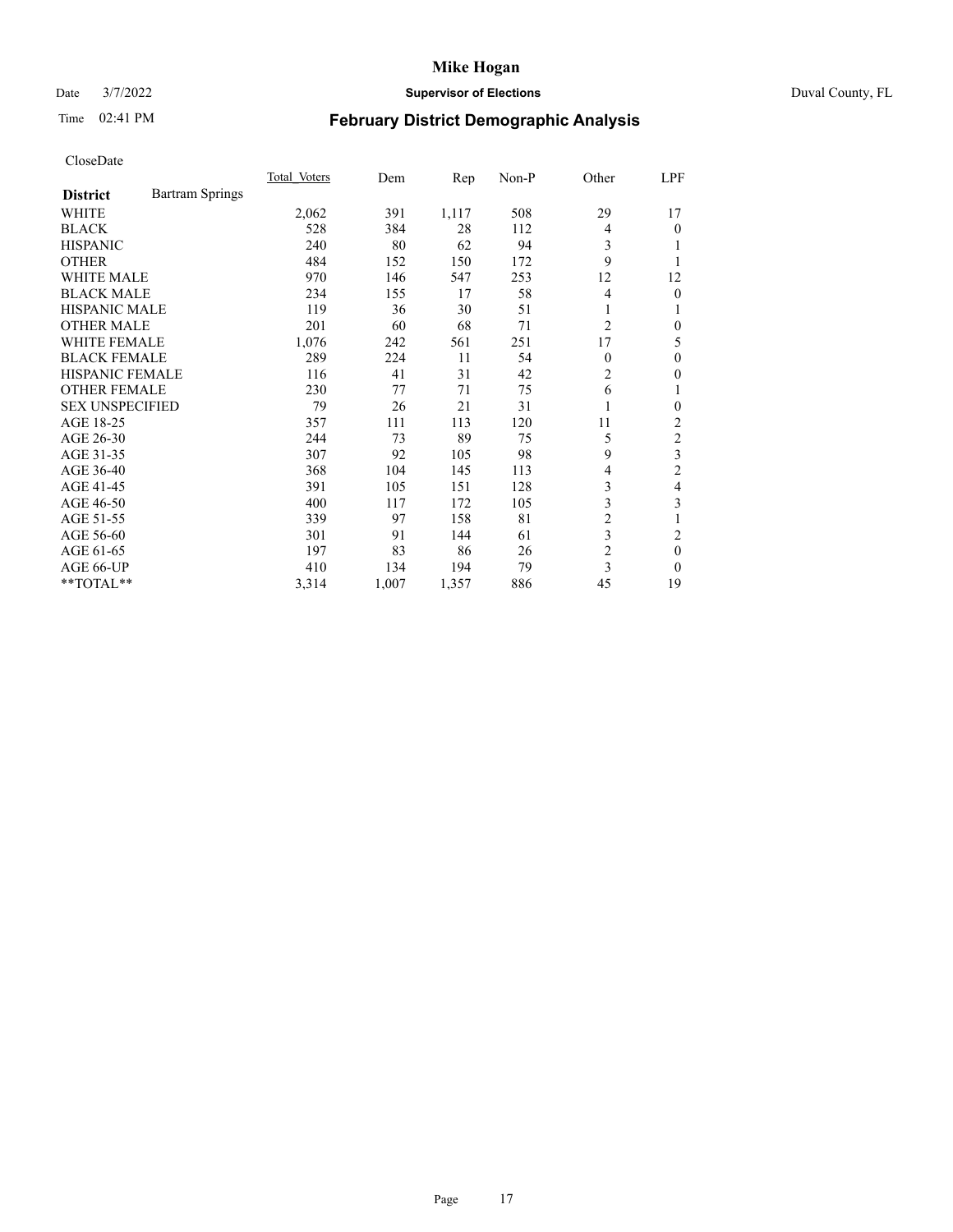# Mike Hogan

Date 3/7/2022 **Supervisor of Elections** Duval County, FL

Time 02:41 PM **February District Demographic Analysis**

CloseDate

| **District** Bartram Springs | Total Voters | Dem | Rep | Non-P | Other | LPF |
|---|---|---|---|---|---|---|
| WHITE | 2,062 | 391 | 1,117 | 508 | 29 | 17 |
| BLACK | 528 | 384 | 28 | 112 | 4 | 0 |
| HISPANIC | 240 | 80 | 62 | 94 | 3 | 1 |
| OTHER | 484 | 152 | 150 | 172 | 9 | 1 |
| WHITE MALE | 970 | 146 | 547 | 253 | 12 | 12 |
| BLACK MALE | 234 | 155 | 17 | 58 | 4 | 0 |
| HISPANIC MALE | 119 | 36 | 30 | 51 | 1 | 1 |
| OTHER MALE | 201 | 60 | 68 | 71 | 2 | 0 |
| WHITE FEMALE | 1,076 | 242 | 561 | 251 | 17 | 5 |
| BLACK FEMALE | 289 | 224 | 11 | 54 | 0 | 0 |
| HISPANIC FEMALE | 116 | 41 | 31 | 42 | 2 | 0 |
| OTHER FEMALE | 230 | 77 | 71 | 75 | 6 | 1 |
| SEX UNSPECIFIED | 79 | 26 | 21 | 31 | 1 | 0 |
| AGE 18-25 | 357 | 111 | 113 | 120 | 11 | 2 |
| AGE 26-30 | 244 | 73 | 89 | 75 | 5 | 2 |
| AGE 31-35 | 307 | 92 | 105 | 98 | 9 | 3 |
| AGE 36-40 | 368 | 104 | 145 | 113 | 4 | 2 |
| AGE 41-45 | 391 | 105 | 151 | 128 | 3 | 4 |
| AGE 46-50 | 400 | 117 | 172 | 105 | 3 | 3 |
| AGE 51-55 | 339 | 97 | 158 | 81 | 2 | 1 |
| AGE 56-60 | 301 | 91 | 144 | 61 | 3 | 2 |
| AGE 61-65 | 197 | 83 | 86 | 26 | 2 | 0 |
| AGE 66-UP | 410 | 134 | 194 | 79 | 3 | 0 |
| **TOTAL** | 3,314 | 1,007 | 1,357 | 886 | 45 | 19 |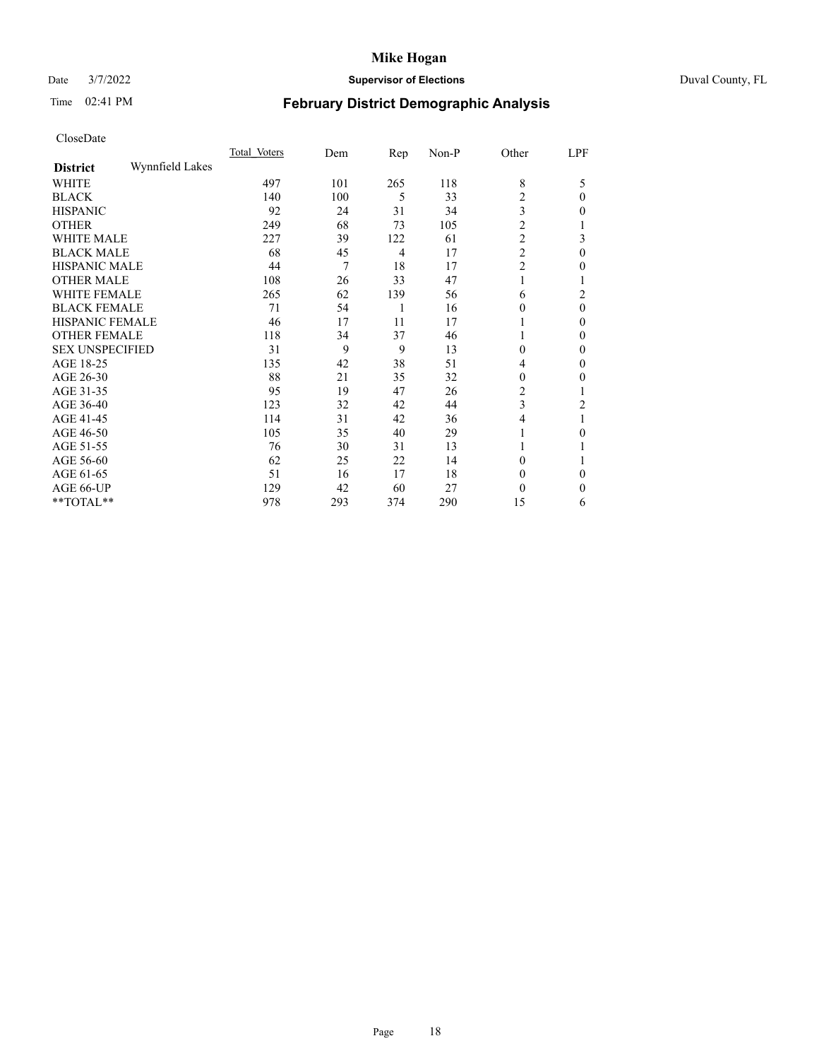CloseDate

| District | Wynnfield Lakes | Total Voters | Dem | Rep | Non-P | Other | LPF |
|---|---|---|---|---|---|---|---|
| WHITE | | 497 | 101 | 265 | 118 | 8 | 5 |
| BLACK | | 140 | 100 | 5 | 33 | 2 | 0 |
| HISPANIC | | 92 | 24 | 31 | 34 | 3 | 0 |
| OTHER | | 249 | 68 | 73 | 105 | 2 | 1 |
| WHITE MALE | | 227 | 39 | 122 | 61 | 2 | 3 |
| BLACK MALE | | 68 | 45 | 4 | 17 | 2 | 0 |
| HISPANIC MALE | | 44 | 7 | 18 | 17 | 2 | 0 |
| OTHER MALE | | 108 | 26 | 33 | 47 | 1 | 1 |
| WHITE FEMALE | | 265 | 62 | 139 | 56 | 6 | 2 |
| BLACK FEMALE | | 71 | 54 | 1 | 16 | 0 | 0 |
| HISPANIC FEMALE | | 46 | 17 | 11 | 17 | 1 | 0 |
| OTHER FEMALE | | 118 | 34 | 37 | 46 | 1 | 0 |
| SEX UNSPECIFIED | | 31 | 9 | 9 | 13 | 0 | 0 |
| AGE 18-25 | | 135 | 42 | 38 | 51 | 4 | 0 |
| AGE 26-30 | | 88 | 21 | 35 | 32 | 0 | 0 |
| AGE 31-35 | | 95 | 19 | 47 | 26 | 2 | 1 |
| AGE 36-40 | | 123 | 32 | 42 | 44 | 3 | 2 |
| AGE 41-45 | | 114 | 31 | 42 | 36 | 4 | 1 |
| AGE 46-50 | | 105 | 35 | 40 | 29 | 1 | 0 |
| AGE 51-55 | | 76 | 30 | 31 | 13 | 1 | 1 |
| AGE 56-60 | | 62 | 25 | 22 | 14 | 0 | 1 |
| AGE 61-65 | | 51 | 16 | 17 | 18 | 0 | 0 |
| AGE 66-UP | | 129 | 42 | 60 | 27 | 0 | 0 |
| **TOTAL** | | 978 | 293 | 374 | 290 | 15 | 6 |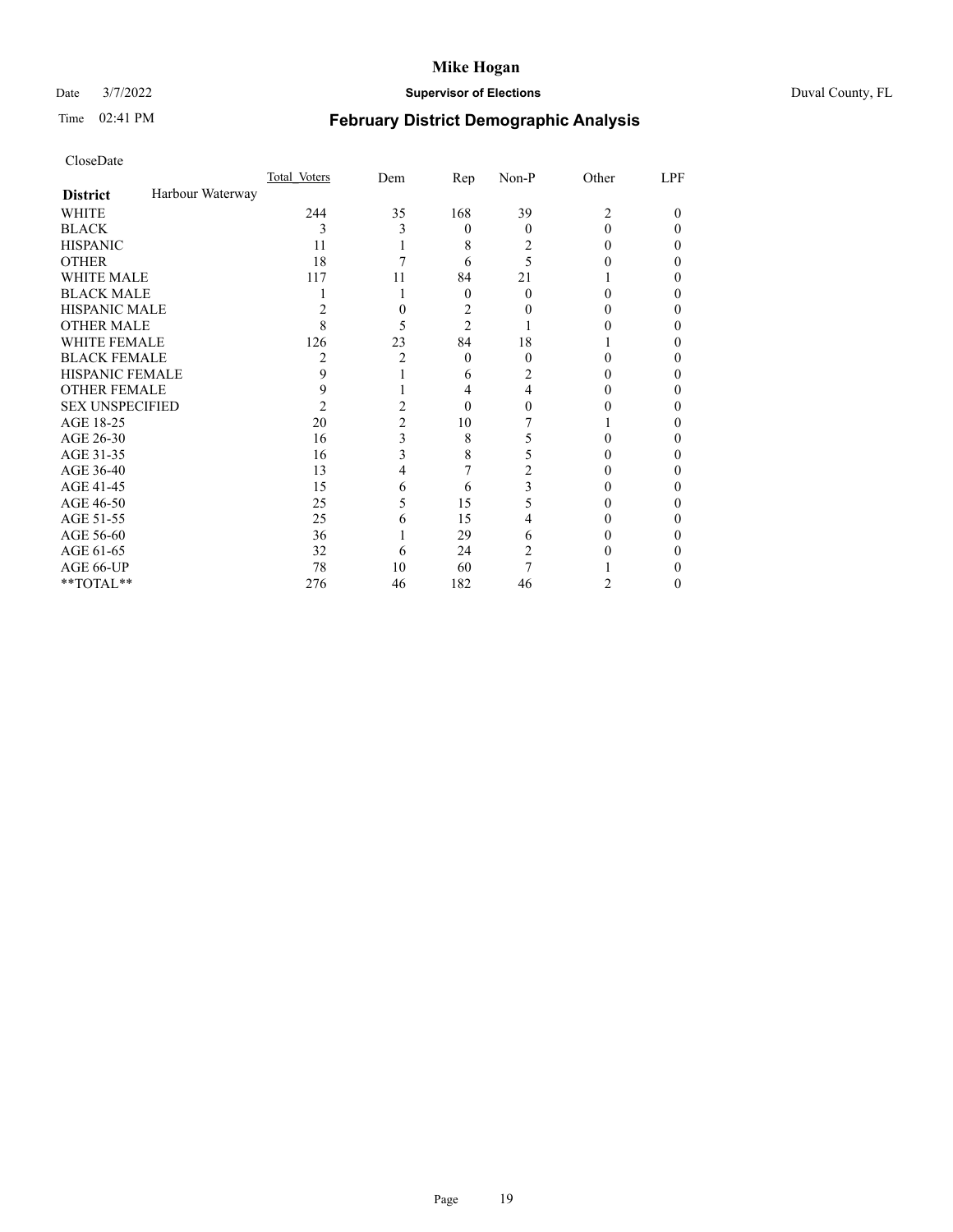CloseDate

| District | Harbour Waterway | Total_Voters | Dem | Rep | Non-P | Other | LPF |
|---|---|---|---|---|---|---|---|
| WHITE | | 244 | 35 | 168 | 39 | 2 | 0 |
| BLACK | | 3 | 3 | 0 | 0 | 0 | 0 |
| HISPANIC | | 11 | 1 | 8 | 2 | 0 | 0 |
| OTHER | | 18 | 7 | 6 | 5 | 0 | 0 |
| WHITE MALE | | 117 | 11 | 84 | 21 | 1 | 0 |
| BLACK MALE | | 1 | 1 | 0 | 0 | 0 | 0 |
| HISPANIC MALE | | 2 | 0 | 2 | 0 | 0 | 0 |
| OTHER MALE | | 8 | 5 | 2 | 1 | 0 | 0 |
| WHITE FEMALE | | 126 | 23 | 84 | 18 | 1 | 0 |
| BLACK FEMALE | | 2 | 2 | 0 | 0 | 0 | 0 |
| HISPANIC FEMALE | | 9 | 1 | 6 | 2 | 0 | 0 |
| OTHER FEMALE | | 9 | 1 | 4 | 4 | 0 | 0 |
| SEX UNSPECIFIED | | 2 | 2 | 0 | 0 | 0 | 0 |
| AGE 18-25 | | 20 | 2 | 10 | 7 | 1 | 0 |
| AGE 26-30 | | 16 | 3 | 8 | 5 | 0 | 0 |
| AGE 31-35 | | 16 | 3 | 8 | 5 | 0 | 0 |
| AGE 36-40 | | 13 | 4 | 7 | 2 | 0 | 0 |
| AGE 41-45 | | 15 | 6 | 6 | 3 | 0 | 0 |
| AGE 46-50 | | 25 | 5 | 15 | 5 | 0 | 0 |
| AGE 51-55 | | 25 | 6 | 15 | 4 | 0 | 0 |
| AGE 56-60 | | 36 | 1 | 29 | 6 | 0 | 0 |
| AGE 61-65 | | 32 | 6 | 24 | 2 | 0 | 0 |
| AGE 66-UP | | 78 | 10 | 60 | 7 | 1 | 0 |
| **TOTAL** | | 276 | 46 | 182 | 46 | 2 | 0 |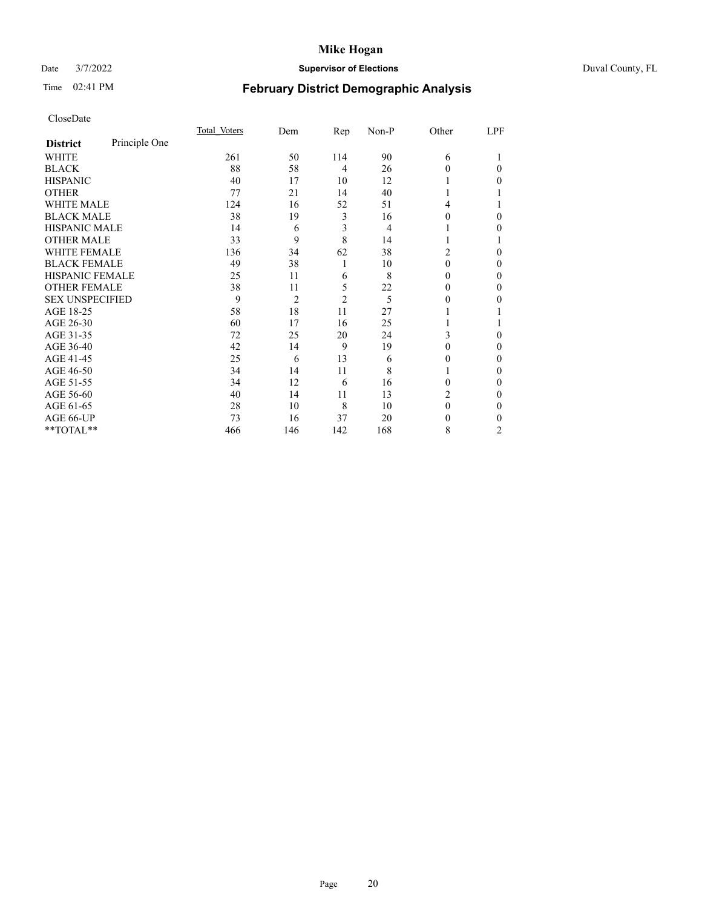# Mike Hogan

Date 3/7/2022 **Supervisor of Elections** Duval County, FL

Time 02:41 PM **February District Demographic Analysis**

CloseDate

| **District** Principle One | Total Voters | Dem | Rep | Non-P | Other | LPF |
|---|---|---|---|---|---|---|
| WHITE | 261 | 50 | 114 | 90 | 6 | 1 |
| BLACK | 88 | 58 | 4 | 26 | 0 | 0 |
| HISPANIC | 40 | 17 | 10 | 12 | 1 | 0 |
| OTHER | 77 | 21 | 14 | 40 | 1 | 1 |
| WHITE MALE | 124 | 16 | 52 | 51 | 4 | 1 |
| BLACK MALE | 38 | 19 | 3 | 16 | 0 | 0 |
| HISPANIC MALE | 14 | 6 | 3 | 4 | 1 | 0 |
| OTHER MALE | 33 | 9 | 8 | 14 | 1 | 1 |
| WHITE FEMALE | 136 | 34 | 62 | 38 | 2 | 0 |
| BLACK FEMALE | 49 | 38 | 1 | 10 | 0 | 0 |
| HISPANIC FEMALE | 25 | 11 | 6 | 8 | 0 | 0 |
| OTHER FEMALE | 38 | 11 | 5 | 22 | 0 | 0 |
| SEX UNSPECIFIED | 9 | 2 | 2 | 5 | 0 | 0 |
| AGE 18-25 | 58 | 18 | 11 | 27 | 1 | 1 |
| AGE 26-30 | 60 | 17 | 16 | 25 | 1 | 1 |
| AGE 31-35 | 72 | 25 | 20 | 24 | 3 | 0 |
| AGE 36-40 | 42 | 14 | 9 | 19 | 0 | 0 |
| AGE 41-45 | 25 | 6 | 13 | 6 | 0 | 0 |
| AGE 46-50 | 34 | 14 | 11 | 8 | 1 | 0 |
| AGE 51-55 | 34 | 12 | 6 | 16 | 0 | 0 |
| AGE 56-60 | 40 | 14 | 11 | 13 | 2 | 0 |
| AGE 61-65 | 28 | 10 | 8 | 10 | 0 | 0 |
| AGE 66-UP | 73 | 16 | 37 | 20 | 0 | 0 |
| **TOTAL** | 466 | 146 | 142 | 168 | 8 | 2 |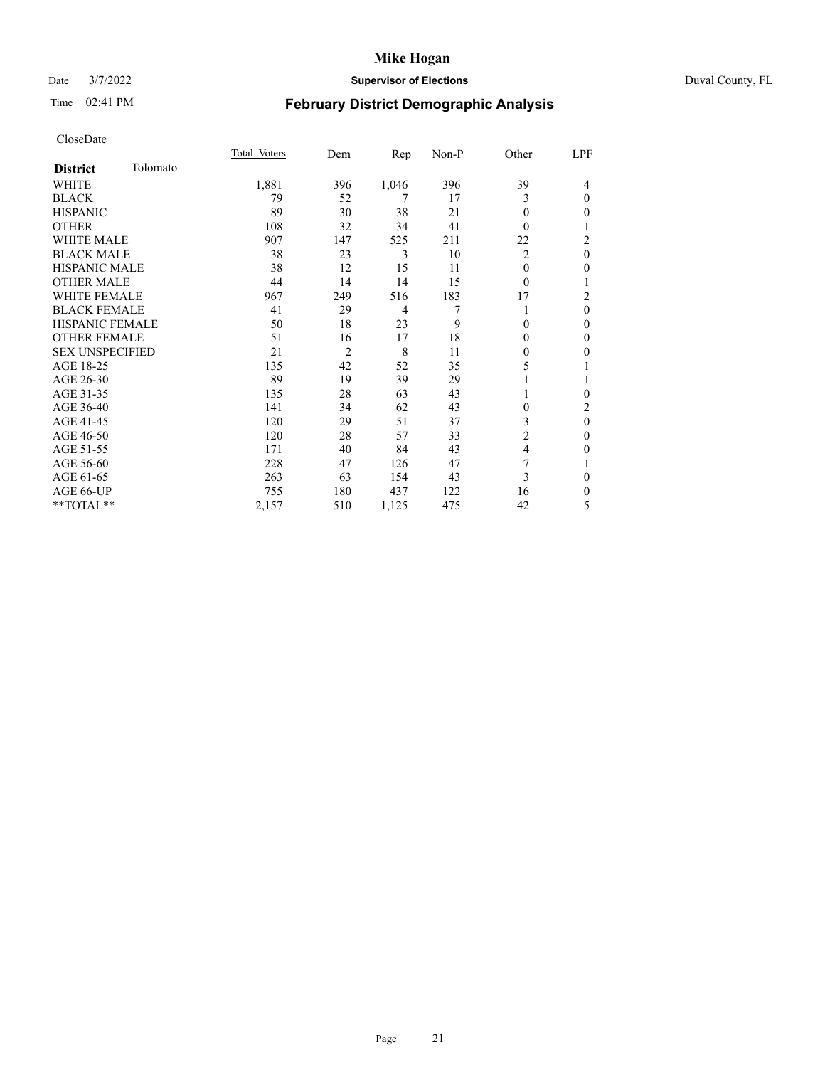# Mike Hogan

Date 3/7/2022 **Supervisor of Elections** Duval County, FL

Time 02:41 PM **February District Demographic Analysis**

CloseDate

| **District** Tolomato | Total Voters | Dem | Rep | Non-P | Other | LPF |
|---|---|---|---|---|---|---|
| WHITE | 1,881 | 396 | 1,046 | 396 | 39 | 4 |
| BLACK | 79 | 52 | 7 | 17 | 3 | 0 |
| HISPANIC | 89 | 30 | 38 | 21 | 0 | 0 |
| OTHER | 108 | 32 | 34 | 41 | 0 | 1 |
| WHITE MALE | 907 | 147 | 525 | 211 | 22 | 2 |
| BLACK MALE | 38 | 23 | 3 | 10 | 2 | 0 |
| HISPANIC MALE | 38 | 12 | 15 | 11 | 0 | 0 |
| OTHER MALE | 44 | 14 | 14 | 15 | 0 | 1 |
| WHITE FEMALE | 967 | 249 | 516 | 183 | 17 | 2 |
| BLACK FEMALE | 41 | 29 | 4 | 7 | 1 | 0 |
| HISPANIC FEMALE | 50 | 18 | 23 | 9 | 0 | 0 |
| OTHER FEMALE | 51 | 16 | 17 | 18 | 0 | 0 |
| SEX UNSPECIFIED | 21 | 2 | 8 | 11 | 0 | 0 |
| AGE 18-25 | 135 | 42 | 52 | 35 | 5 | 1 |
| AGE 26-30 | 89 | 19 | 39 | 29 | 1 | 1 |
| AGE 31-35 | 135 | 28 | 63 | 43 | 1 | 0 |
| AGE 36-40 | 141 | 34 | 62 | 43 | 0 | 2 |
| AGE 41-45 | 120 | 29 | 51 | 37 | 3 | 0 |
| AGE 46-50 | 120 | 28 | 57 | 33 | 2 | 0 |
| AGE 51-55 | 171 | 40 | 84 | 43 | 4 | 0 |
| AGE 56-60 | 228 | 47 | 126 | 47 | 7 | 1 |
| AGE 61-65 | 263 | 63 | 154 | 43 | 3 | 0 |
| AGE 66-UP | 755 | 180 | 437 | 122 | 16 | 0 |
| **TOTAL** | 2,157 | 510 | 1,125 | 475 | 42 | 5 |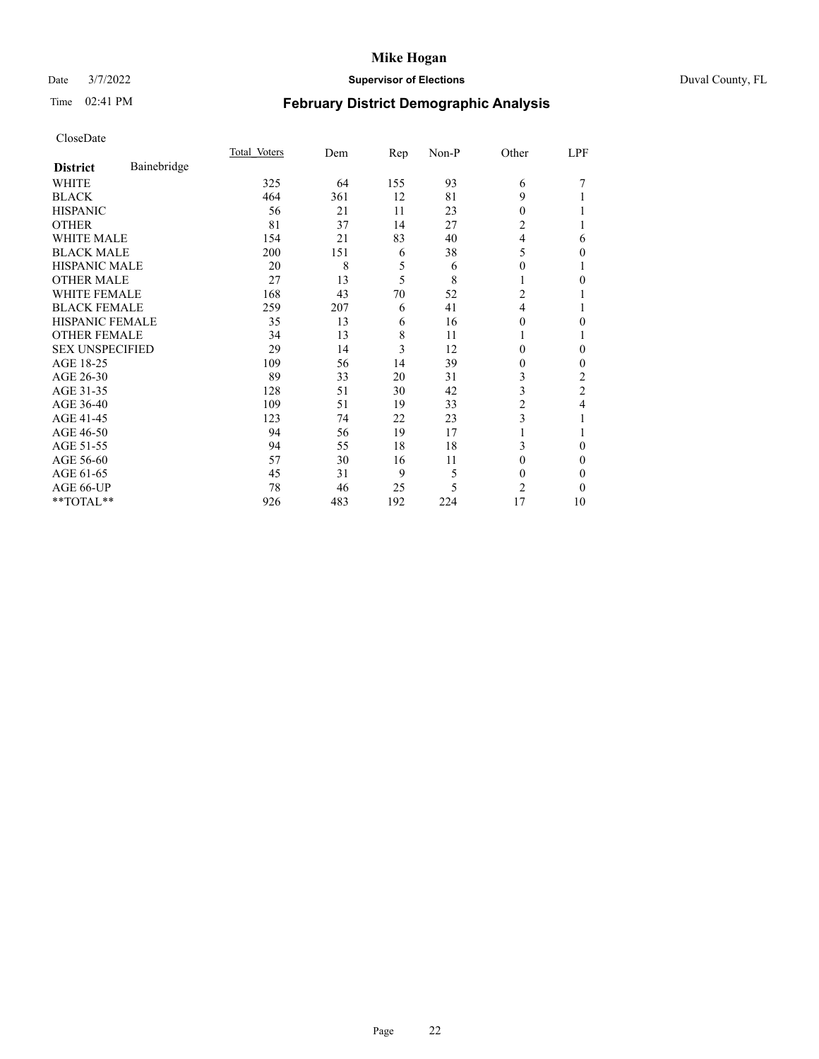CloseDate

| District | Bainebridge | Total Voters | Dem | Rep | Non-P | Other | LPF |
|---|---|---|---|---|---|---|---|
| WHITE | | 325 | 64 | 155 | 93 | 6 | 7 |
| BLACK | | 464 | 361 | 12 | 81 | 9 | 1 |
| HISPANIC | | 56 | 21 | 11 | 23 | 0 | 1 |
| OTHER | | 81 | 37 | 14 | 27 | 2 | 1 |
| WHITE MALE | | 154 | 21 | 83 | 40 | 4 | 6 |
| BLACK MALE | | 200 | 151 | 6 | 38 | 5 | 0 |
| HISPANIC MALE | | 20 | 8 | 5 | 6 | 0 | 1 |
| OTHER MALE | | 27 | 13 | 5 | 8 | 1 | 0 |
| WHITE FEMALE | | 168 | 43 | 70 | 52 | 2 | 1 |
| BLACK FEMALE | | 259 | 207 | 6 | 41 | 4 | 1 |
| HISPANIC FEMALE | | 35 | 13 | 6 | 16 | 0 | 0 |
| OTHER FEMALE | | 34 | 13 | 8 | 11 | 1 | 1 |
| SEX UNSPECIFIED | | 29 | 14 | 3 | 12 | 0 | 0 |
| AGE 18-25 | | 109 | 56 | 14 | 39 | 0 | 0 |
| AGE 26-30 | | 89 | 33 | 20 | 31 | 3 | 2 |
| AGE 31-35 | | 128 | 51 | 30 | 42 | 3 | 2 |
| AGE 36-40 | | 109 | 51 | 19 | 33 | 2 | 4 |
| AGE 41-45 | | 123 | 74 | 22 | 23 | 3 | 1 |
| AGE 46-50 | | 94 | 56 | 19 | 17 | 1 | 1 |
| AGE 51-55 | | 94 | 55 | 18 | 18 | 3 | 0 |
| AGE 56-60 | | 57 | 30 | 16 | 11 | 0 | 0 |
| AGE 61-65 | | 45 | 31 | 9 | 5 | 0 | 0 |
| AGE 66-UP | | 78 | 46 | 25 | 5 | 2 | 0 |
| **TOTAL** | | 926 | 483 | 192 | 224 | 17 | 10 |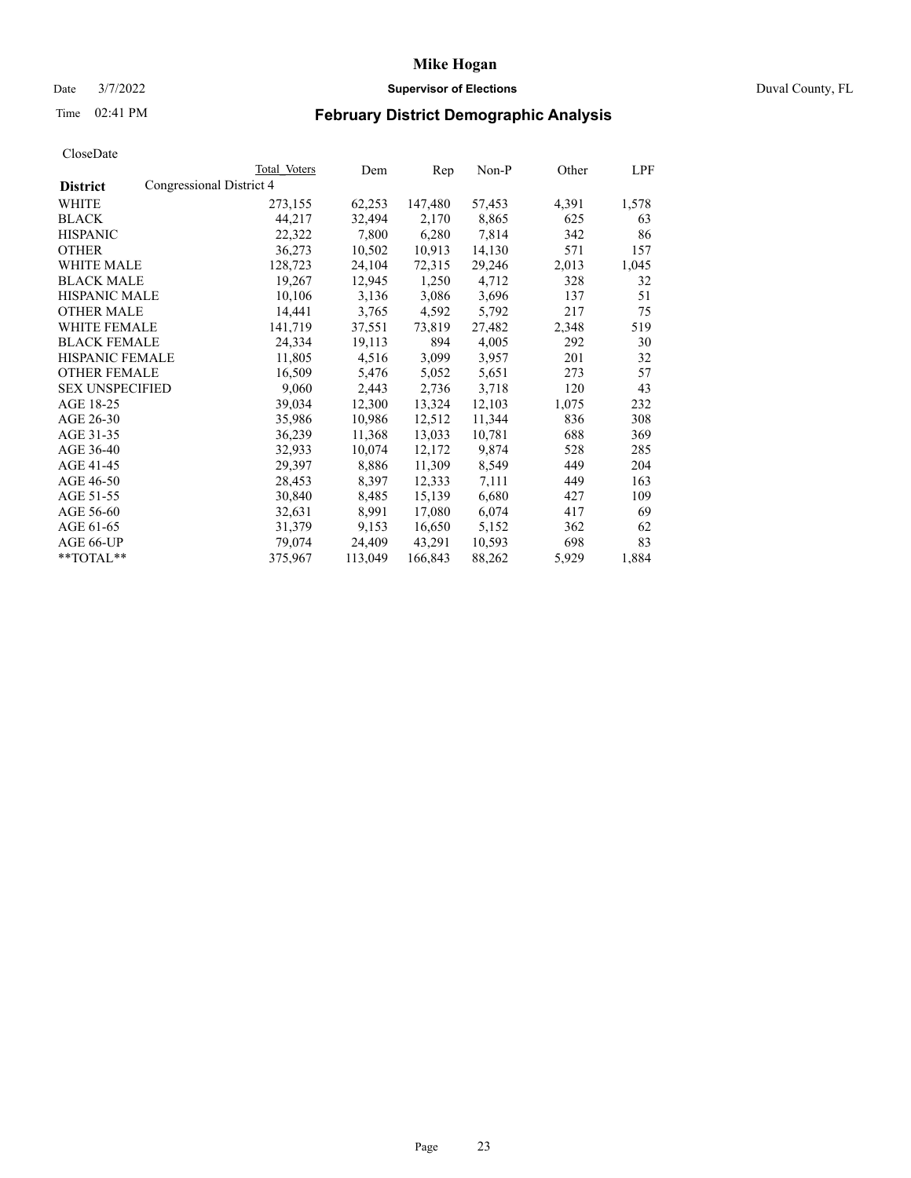# Mike Hogan

Date 3/7/2022 **Supervisor of Elections** Duval County, FL

Time 02:41 PM **February District Demographic Analysis**

CloseDate

| District | Total Voters | Dem | Rep | Non-P | Other | LPF |
|---|---|---|---|---|---|---|
| Congressional District 4 | | | | | | |
| WHITE | 273,155 | 62,253 | 147,480 | 57,453 | 4,391 | 1,578 |
| BLACK | 44,217 | 32,494 | 2,170 | 8,865 | 625 | 63 |
| HISPANIC | 22,322 | 7,800 | 6,280 | 7,814 | 342 | 86 |
| OTHER | 36,273 | 10,502 | 10,913 | 14,130 | 571 | 157 |
| WHITE MALE | 128,723 | 24,104 | 72,315 | 29,246 | 2,013 | 1,045 |
| BLACK MALE | 19,267 | 12,945 | 1,250 | 4,712 | 328 | 32 |
| HISPANIC MALE | 10,106 | 3,136 | 3,086 | 3,696 | 137 | 51 |
| OTHER MALE | 14,441 | 3,765 | 4,592 | 5,792 | 217 | 75 |
| WHITE FEMALE | 141,719 | 37,551 | 73,819 | 27,482 | 2,348 | 519 |
| BLACK FEMALE | 24,334 | 19,113 | 894 | 4,005 | 292 | 30 |
| HISPANIC FEMALE | 11,805 | 4,516 | 3,099 | 3,957 | 201 | 32 |
| OTHER FEMALE | 16,509 | 5,476 | 5,052 | 5,651 | 273 | 57 |
| SEX UNSPECIFIED | 9,060 | 2,443 | 2,736 | 3,718 | 120 | 43 |
| AGE 18-25 | 39,034 | 12,300 | 13,324 | 12,103 | 1,075 | 232 |
| AGE 26-30 | 35,986 | 10,986 | 12,512 | 11,344 | 836 | 308 |
| AGE 31-35 | 36,239 | 11,368 | 13,033 | 10,781 | 688 | 369 |
| AGE 36-40 | 32,933 | 10,074 | 12,172 | 9,874 | 528 | 285 |
| AGE 41-45 | 29,397 | 8,886 | 11,309 | 8,549 | 449 | 204 |
| AGE 46-50 | 28,453 | 8,397 | 12,333 | 7,111 | 449 | 163 |
| AGE 51-55 | 30,840 | 8,485 | 15,139 | 6,680 | 427 | 109 |
| AGE 56-60 | 32,631 | 8,991 | 17,080 | 6,074 | 417 | 69 |
| AGE 61-65 | 31,379 | 9,153 | 16,650 | 5,152 | 362 | 62 |
| AGE 66-UP | 79,074 | 24,409 | 43,291 | 10,593 | 698 | 83 |
| **TOTAL** | 375,967 | 113,049 | 166,843 | 88,262 | 5,929 | 1,884 |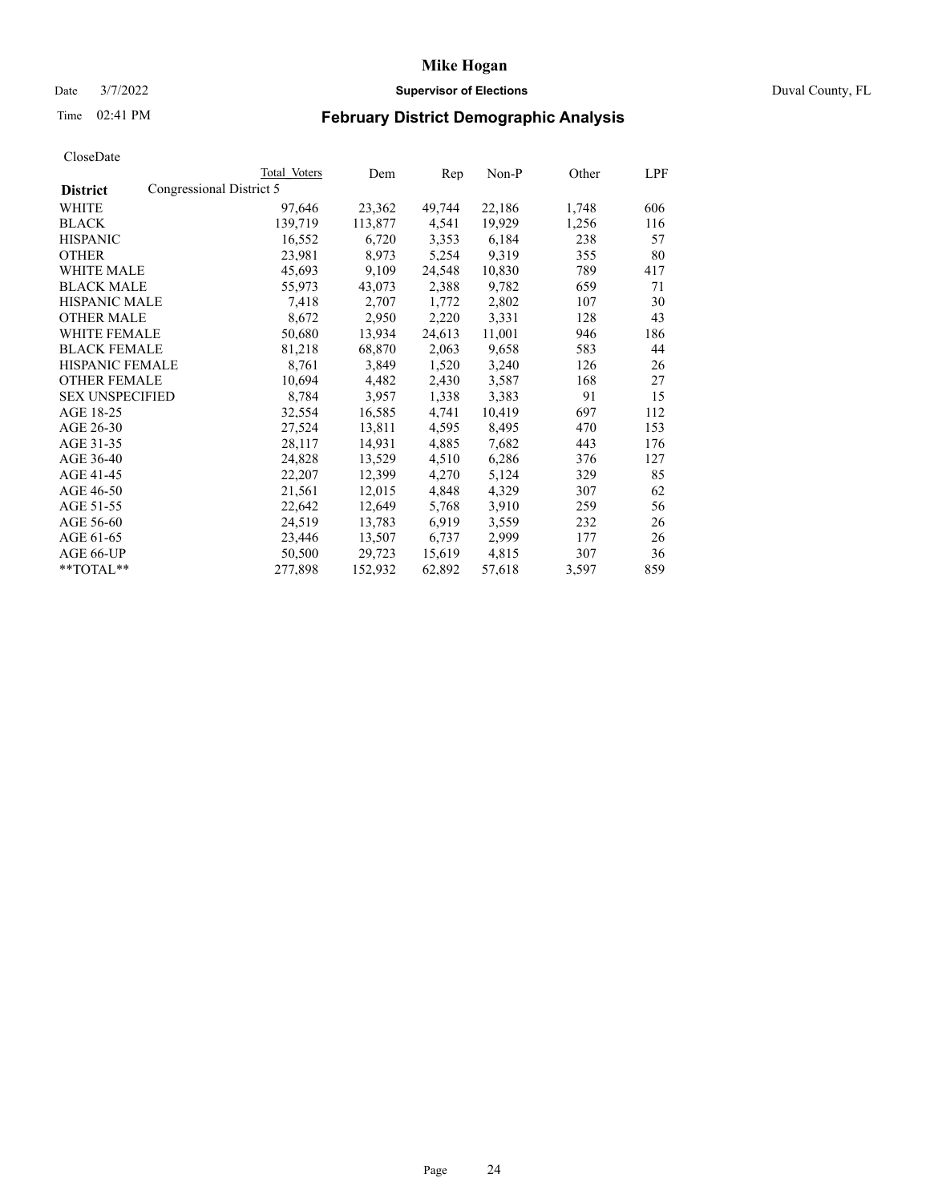# Mike Hogan

Date 3/7/2022 **Supervisor of Elections** Duval County, FL

Time 02:41 PM **February District Demographic Analysis**

CloseDate

| District | Total Voters | Dem | Rep | Non-P | Other | LPF |
|---|---|---|---|---|---|---|
| Congressional District 5 | | | | | | |
| WHITE | 97,646 | 23,362 | 49,744 | 22,186 | 1,748 | 606 |
| BLACK | 139,719 | 113,877 | 4,541 | 19,929 | 1,256 | 116 |
| HISPANIC | 16,552 | 6,720 | 3,353 | 6,184 | 238 | 57 |
| OTHER | 23,981 | 8,973 | 5,254 | 9,319 | 355 | 80 |
| WHITE MALE | 45,693 | 9,109 | 24,548 | 10,830 | 789 | 417 |
| BLACK MALE | 55,973 | 43,073 | 2,388 | 9,782 | 659 | 71 |
| HISPANIC MALE | 7,418 | 2,707 | 1,772 | 2,802 | 107 | 30 |
| OTHER MALE | 8,672 | 2,950 | 2,220 | 3,331 | 128 | 43 |
| WHITE FEMALE | 50,680 | 13,934 | 24,613 | 11,001 | 946 | 186 |
| BLACK FEMALE | 81,218 | 68,870 | 2,063 | 9,658 | 583 | 44 |
| HISPANIC FEMALE | 8,761 | 3,849 | 1,520 | 3,240 | 126 | 26 |
| OTHER FEMALE | 10,694 | 4,482 | 2,430 | 3,587 | 168 | 27 |
| SEX UNSPECIFIED | 8,784 | 3,957 | 1,338 | 3,383 | 91 | 15 |
| AGE 18-25 | 32,554 | 16,585 | 4,741 | 10,419 | 697 | 112 |
| AGE 26-30 | 27,524 | 13,811 | 4,595 | 8,495 | 470 | 153 |
| AGE 31-35 | 28,117 | 14,931 | 4,885 | 7,682 | 443 | 176 |
| AGE 36-40 | 24,828 | 13,529 | 4,510 | 6,286 | 376 | 127 |
| AGE 41-45 | 22,207 | 12,399 | 4,270 | 5,124 | 329 | 85 |
| AGE 46-50 | 21,561 | 12,015 | 4,848 | 4,329 | 307 | 62 |
| AGE 51-55 | 22,642 | 12,649 | 5,768 | 3,910 | 259 | 56 |
| AGE 56-60 | 24,519 | 13,783 | 6,919 | 3,559 | 232 | 26 |
| AGE 61-65 | 23,446 | 13,507 | 6,737 | 2,999 | 177 | 26 |
| AGE 66-UP | 50,500 | 29,723 | 15,619 | 4,815 | 307 | 36 |
| **TOTAL** | 277,898 | 152,932 | 62,892 | 57,618 | 3,597 | 859 |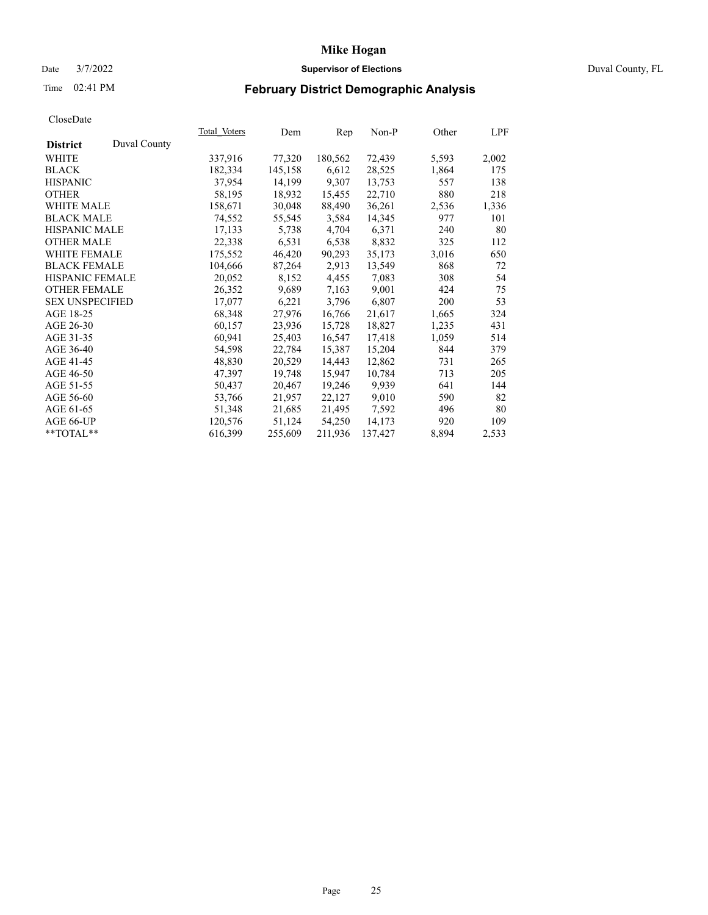CloseDate

| District | Duval County | Total_Voters | Dem | Rep | Non-P | Other | LPF |
|---|---|---|---|---|---|---|---|
| WHITE | | 337,916 | 77,320 | 180,562 | 72,439 | 5,593 | 2,002 |
| BLACK | | 182,334 | 145,158 | 6,612 | 28,525 | 1,864 | 175 |
| HISPANIC | | 37,954 | 14,199 | 9,307 | 13,753 | 557 | 138 |
| OTHER | | 58,195 | 18,932 | 15,455 | 22,710 | 880 | 218 |
| WHITE MALE | | 158,671 | 30,048 | 88,490 | 36,261 | 2,536 | 1,336 |
| BLACK MALE | | 74,552 | 55,545 | 3,584 | 14,345 | 977 | 101 |
| HISPANIC MALE | | 17,133 | 5,738 | 4,704 | 6,371 | 240 | 80 |
| OTHER MALE | | 22,338 | 6,531 | 6,538 | 8,832 | 325 | 112 |
| WHITE FEMALE | | 175,552 | 46,420 | 90,293 | 35,173 | 3,016 | 650 |
| BLACK FEMALE | | 104,666 | 87,264 | 2,913 | 13,549 | 868 | 72 |
| HISPANIC FEMALE | | 20,052 | 8,152 | 4,455 | 7,083 | 308 | 54 |
| OTHER FEMALE | | 26,352 | 9,689 | 7,163 | 9,001 | 424 | 75 |
| SEX UNSPECIFIED | | 17,077 | 6,221 | 3,796 | 6,807 | 200 | 53 |
| AGE 18-25 | | 68,348 | 27,976 | 16,766 | 21,617 | 1,665 | 324 |
| AGE 26-30 | | 60,157 | 23,936 | 15,728 | 18,827 | 1,235 | 431 |
| AGE 31-35 | | 60,941 | 25,403 | 16,547 | 17,418 | 1,059 | 514 |
| AGE 36-40 | | 54,598 | 22,784 | 15,387 | 15,204 | 844 | 379 |
| AGE 41-45 | | 48,830 | 20,529 | 14,443 | 12,862 | 731 | 265 |
| AGE 46-50 | | 47,397 | 19,748 | 15,947 | 10,784 | 713 | 205 |
| AGE 51-55 | | 50,437 | 20,467 | 19,246 | 9,939 | 641 | 144 |
| AGE 56-60 | | 53,766 | 21,957 | 22,127 | 9,010 | 590 | 82 |
| AGE 61-65 | | 51,348 | 21,685 | 21,495 | 7,592 | 496 | 80 |
| AGE 66-UP | | 120,576 | 51,124 | 54,250 | 14,173 | 920 | 109 |
| **TOTAL** | | 616,399 | 255,609 | 211,936 | 137,427 | 8,894 | 2,533 |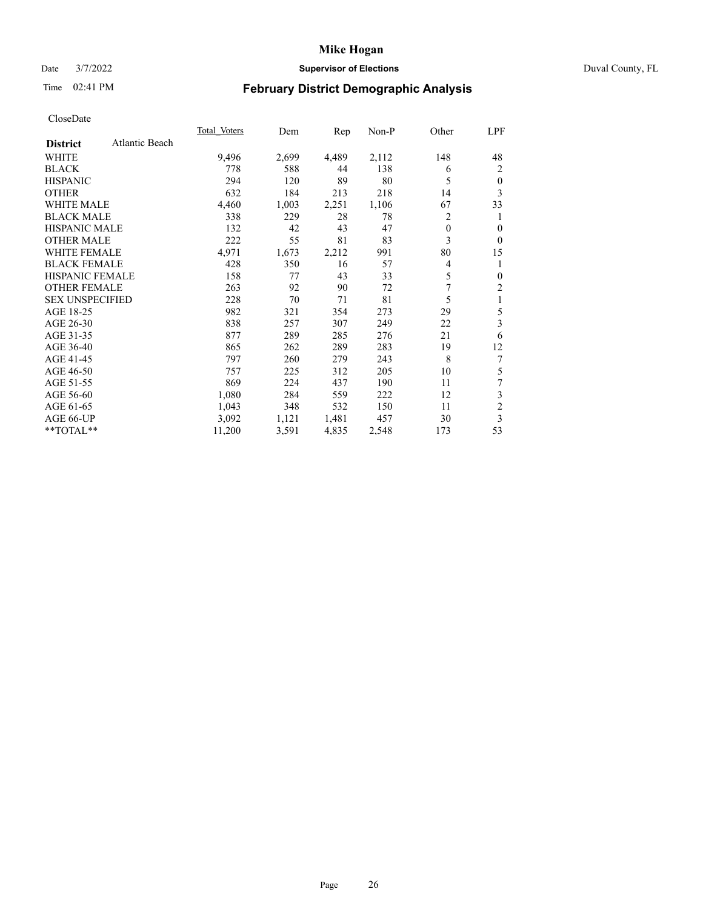# Mike Hogan

Date 3/7/2022 **Supervisor of Elections** Duval County, FL

Time 02:41 PM **February District Demographic Analysis**

CloseDate

| **District** Atlantic Beach | Total Voters | Dem | Rep | Non-P | Other | LPF |
|---|---|---|---|---|---|---|
| WHITE | 9,496 | 2,699 | 4,489 | 2,112 | 148 | 48 |
| BLACK | 778 | 588 | 44 | 138 | 6 | 2 |
| HISPANIC | 294 | 120 | 89 | 80 | 5 | 0 |
| OTHER | 632 | 184 | 213 | 218 | 14 | 3 |
| WHITE MALE | 4,460 | 1,003 | 2,251 | 1,106 | 67 | 33 |
| BLACK MALE | 338 | 229 | 28 | 78 | 2 | 1 |
| HISPANIC MALE | 132 | 42 | 43 | 47 | 0 | 0 |
| OTHER MALE | 222 | 55 | 81 | 83 | 3 | 0 |
| WHITE FEMALE | 4,971 | 1,673 | 2,212 | 991 | 80 | 15 |
| BLACK FEMALE | 428 | 350 | 16 | 57 | 4 | 1 |
| HISPANIC FEMALE | 158 | 77 | 43 | 33 | 5 | 0 |
| OTHER FEMALE | 263 | 92 | 90 | 72 | 7 | 2 |
| SEX UNSPECIFIED | 228 | 70 | 71 | 81 | 5 | 1 |
| AGE 18-25 | 982 | 321 | 354 | 273 | 29 | 5 |
| AGE 26-30 | 838 | 257 | 307 | 249 | 22 | 3 |
| AGE 31-35 | 877 | 289 | 285 | 276 | 21 | 6 |
| AGE 36-40 | 865 | 262 | 289 | 283 | 19 | 12 |
| AGE 41-45 | 797 | 260 | 279 | 243 | 8 | 7 |
| AGE 46-50 | 757 | 225 | 312 | 205 | 10 | 5 |
| AGE 51-55 | 869 | 224 | 437 | 190 | 11 | 7 |
| AGE 56-60 | 1,080 | 284 | 559 | 222 | 12 | 3 |
| AGE 61-65 | 1,043 | 348 | 532 | 150 | 11 | 2 |
| AGE 66-UP | 3,092 | 1,121 | 1,481 | 457 | 30 | 3 |
| **TOTAL** | 11,200 | 3,591 | 4,835 | 2,548 | 173 | 53 |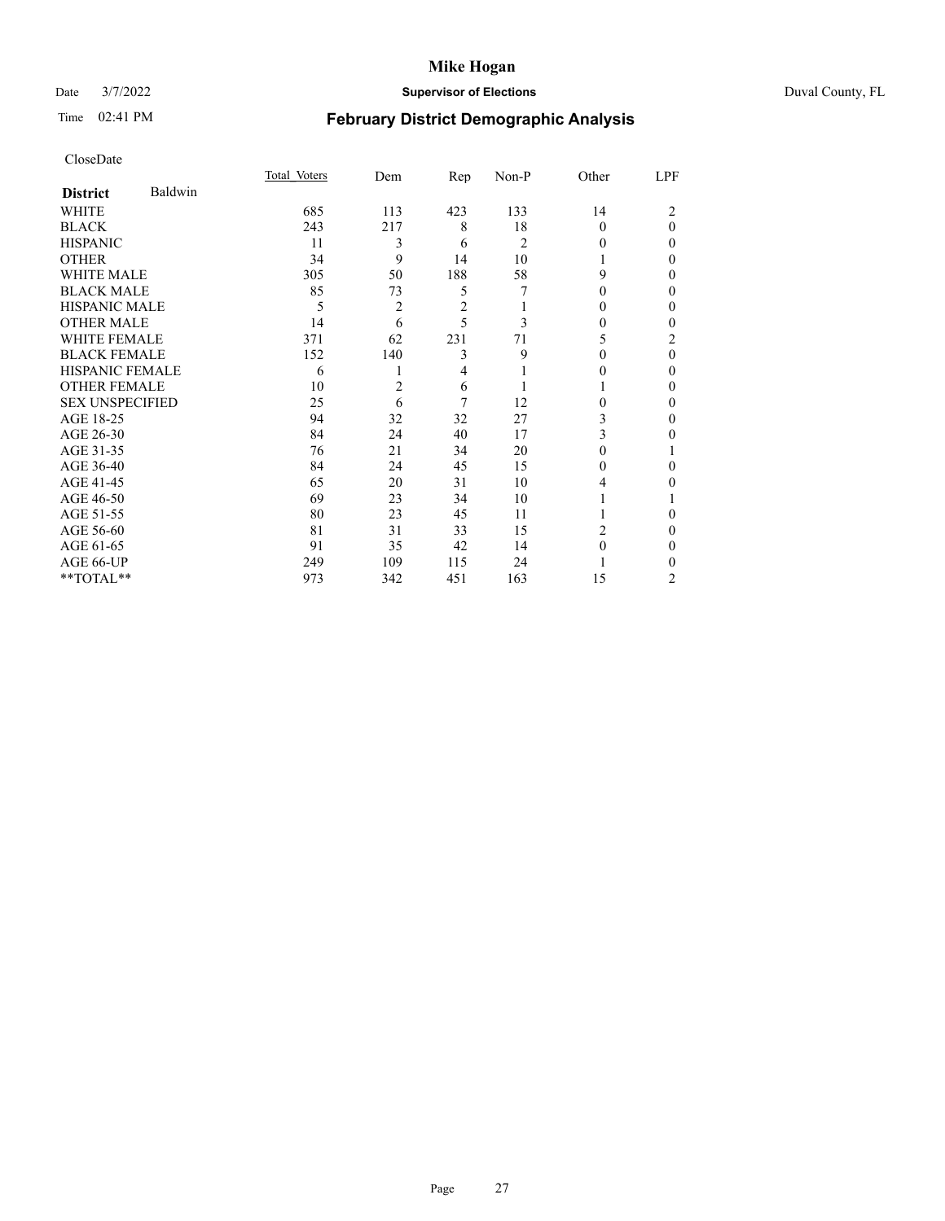# Mike Hogan

Date 3/7/2022 **Supervisor of Elections** Duval County, FL

Time 02:41 PM **February District Demographic Analysis**

CloseDate

| **District** Baldwin | Total Voters | Dem | Rep | Non-P | Other | LPF |
|---|---|---|---|---|---|---|
| WHITE | 685 | 113 | 423 | 133 | 14 | 2 |
| BLACK | 243 | 217 | 8 | 18 | 0 | 0 |
| HISPANIC | 11 | 3 | 6 | 2 | 0 | 0 |
| OTHER | 34 | 9 | 14 | 10 | 1 | 0 |
| WHITE MALE | 305 | 50 | 188 | 58 | 9 | 0 |
| BLACK MALE | 85 | 73 | 5 | 7 | 0 | 0 |
| HISPANIC MALE | 5 | 2 | 2 | 1 | 0 | 0 |
| OTHER MALE | 14 | 6 | 5 | 3 | 0 | 0 |
| WHITE FEMALE | 371 | 62 | 231 | 71 | 5 | 2 |
| BLACK FEMALE | 152 | 140 | 3 | 9 | 0 | 0 |
| HISPANIC FEMALE | 6 | 1 | 4 | 1 | 0 | 0 |
| OTHER FEMALE | 10 | 2 | 6 | 1 | 1 | 0 |
| SEX UNSPECIFIED | 25 | 6 | 7 | 12 | 0 | 0 |
| AGE 18-25 | 94 | 32 | 32 | 27 | 3 | 0 |
| AGE 26-30 | 84 | 24 | 40 | 17 | 3 | 0 |
| AGE 31-35 | 76 | 21 | 34 | 20 | 0 | 1 |
| AGE 36-40 | 84 | 24 | 45 | 15 | 0 | 0 |
| AGE 41-45 | 65 | 20 | 31 | 10 | 4 | 0 |
| AGE 46-50 | 69 | 23 | 34 | 10 | 1 | 1 |
| AGE 51-55 | 80 | 23 | 45 | 11 | 1 | 0 |
| AGE 56-60 | 81 | 31 | 33 | 15 | 2 | 0 |
| AGE 61-65 | 91 | 35 | 42 | 14 | 0 | 0 |
| AGE 66-UP | 249 | 109 | 115 | 24 | 1 | 0 |
| **TOTAL** | 973 | 342 | 451 | 163 | 15 | 2 |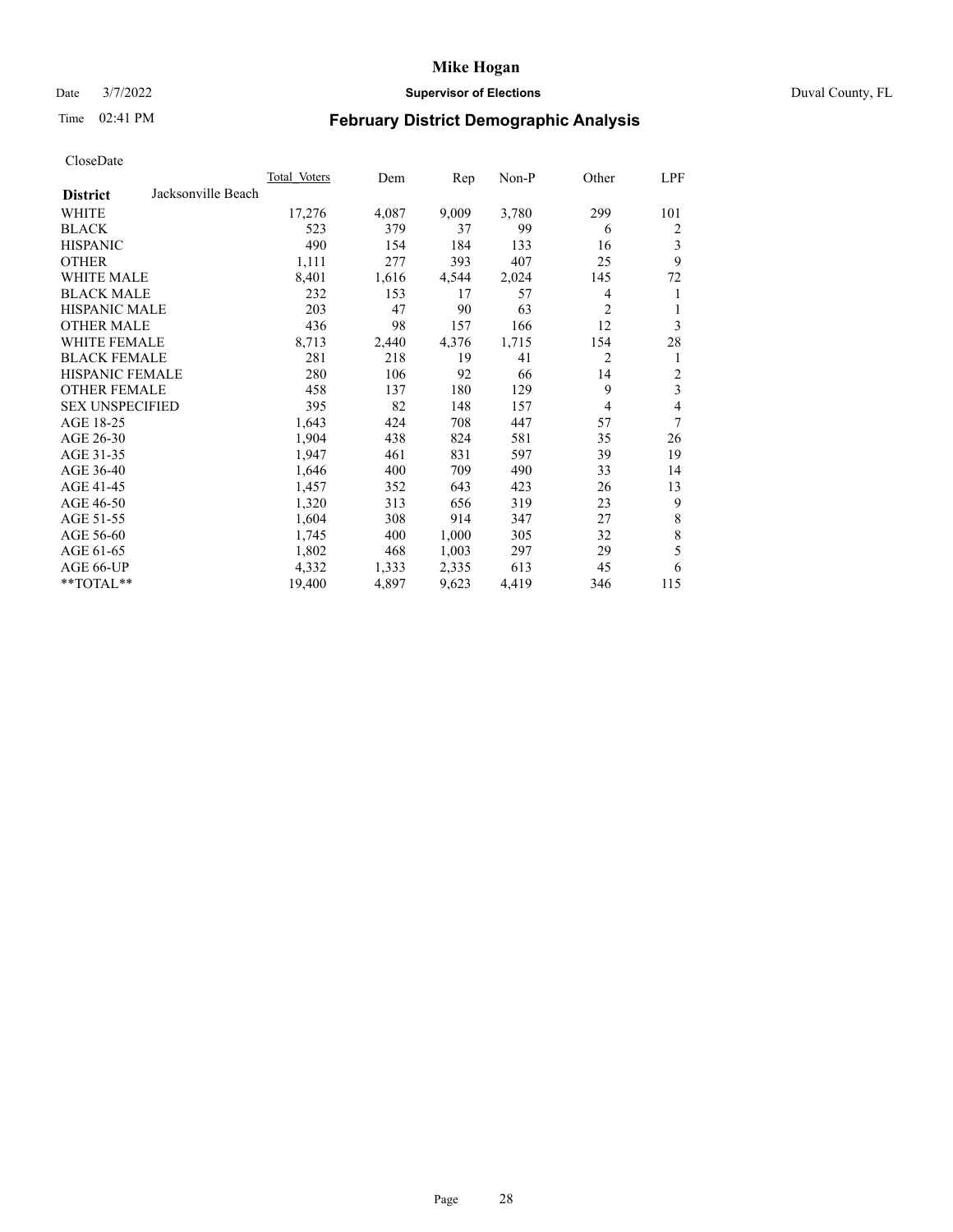# Mike Hogan

Date 3/7/2022 **Supervisor of Elections** Duval County, FL

Time 02:41 PM **February District Demographic Analysis**

CloseDate

| District | Jacksonville Beach | Total Voters | Dem | Rep | Non-P | Other | LPF |
|---|---|---|---|---|---|---|---|
| WHITE | | 17,276 | 4,087 | 9,009 | 3,780 | 299 | 101 |
| BLACK | | 523 | 379 | 37 | 99 | 6 | 2 |
| HISPANIC | | 490 | 154 | 184 | 133 | 16 | 3 |
| OTHER | | 1,111 | 277 | 393 | 407 | 25 | 9 |
| WHITE MALE | | 8,401 | 1,616 | 4,544 | 2,024 | 145 | 72 |
| BLACK MALE | | 232 | 153 | 17 | 57 | 4 | 1 |
| HISPANIC MALE | | 203 | 47 | 90 | 63 | 2 | 1 |
| OTHER MALE | | 436 | 98 | 157 | 166 | 12 | 3 |
| WHITE FEMALE | | 8,713 | 2,440 | 4,376 | 1,715 | 154 | 28 |
| BLACK FEMALE | | 281 | 218 | 19 | 41 | 2 | 1 |
| HISPANIC FEMALE | | 280 | 106 | 92 | 66 | 14 | 2 |
| OTHER FEMALE | | 458 | 137 | 180 | 129 | 9 | 3 |
| SEX UNSPECIFIED | | 395 | 82 | 148 | 157 | 4 | 4 |
| AGE 18-25 | | 1,643 | 424 | 708 | 447 | 57 | 7 |
| AGE 26-30 | | 1,904 | 438 | 824 | 581 | 35 | 26 |
| AGE 31-35 | | 1,947 | 461 | 831 | 597 | 39 | 19 |
| AGE 36-40 | | 1,646 | 400 | 709 | 490 | 33 | 14 |
| AGE 41-45 | | 1,457 | 352 | 643 | 423 | 26 | 13 |
| AGE 46-50 | | 1,320 | 313 | 656 | 319 | 23 | 9 |
| AGE 51-55 | | 1,604 | 308 | 914 | 347 | 27 | 8 |
| AGE 56-60 | | 1,745 | 400 | 1,000 | 305 | 32 | 8 |
| AGE 61-65 | | 1,802 | 468 | 1,003 | 297 | 29 | 5 |
| AGE 66-UP | | 4,332 | 1,333 | 2,335 | 613 | 45 | 6 |
| **TOTAL** | | 19,400 | 4,897 | 9,623 | 4,419 | 346 | 115 |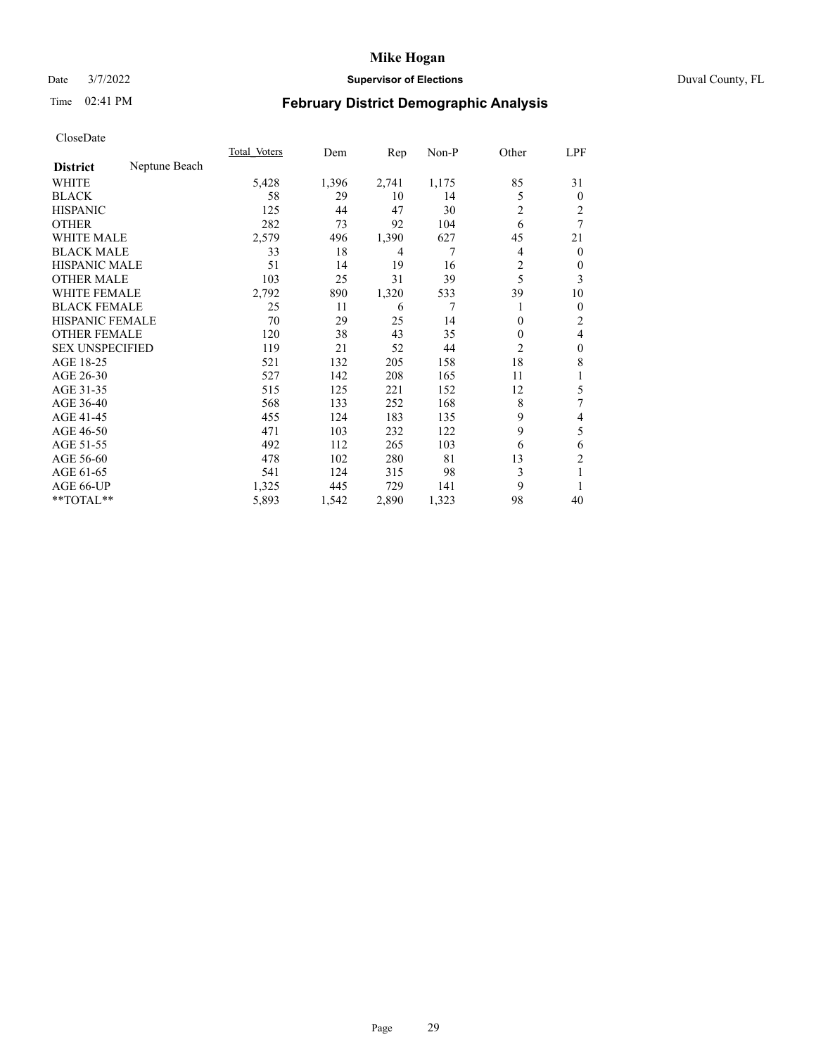CloseDate

| District | Neptune Beach | Total Voters | Dem | Rep | Non-P | Other | LPF |
|---|---|---|---|---|---|---|---|
| WHITE | | 5,428 | 1,396 | 2,741 | 1,175 | 85 | 31 |
| BLACK | | 58 | 29 | 10 | 14 | 5 | 0 |
| HISPANIC | | 125 | 44 | 47 | 30 | 2 | 2 |
| OTHER | | 282 | 73 | 92 | 104 | 6 | 7 |
| WHITE MALE | | 2,579 | 496 | 1,390 | 627 | 45 | 21 |
| BLACK MALE | | 33 | 18 | 4 | 7 | 4 | 0 |
| HISPANIC MALE | | 51 | 14 | 19 | 16 | 2 | 0 |
| OTHER MALE | | 103 | 25 | 31 | 39 | 5 | 3 |
| WHITE FEMALE | | 2,792 | 890 | 1,320 | 533 | 39 | 10 |
| BLACK FEMALE | | 25 | 11 | 6 | 7 | 1 | 0 |
| HISPANIC FEMALE | | 70 | 29 | 25 | 14 | 0 | 2 |
| OTHER FEMALE | | 120 | 38 | 43 | 35 | 0 | 4 |
| SEX UNSPECIFIED | | 119 | 21 | 52 | 44 | 2 | 0 |
| AGE 18-25 | | 521 | 132 | 205 | 158 | 18 | 8 |
| AGE 26-30 | | 527 | 142 | 208 | 165 | 11 | 1 |
| AGE 31-35 | | 515 | 125 | 221 | 152 | 12 | 5 |
| AGE 36-40 | | 568 | 133 | 252 | 168 | 8 | 7 |
| AGE 41-45 | | 455 | 124 | 183 | 135 | 9 | 4 |
| AGE 46-50 | | 471 | 103 | 232 | 122 | 9 | 5 |
| AGE 51-55 | | 492 | 112 | 265 | 103 | 6 | 6 |
| AGE 56-60 | | 478 | 102 | 280 | 81 | 13 | 2 |
| AGE 61-65 | | 541 | 124 | 315 | 98 | 3 | 1 |
| AGE 66-UP | | 1,325 | 445 | 729 | 141 | 9 | 1 |
| **TOTAL** | | 5,893 | 1,542 | 2,890 | 1,323 | 98 | 40 |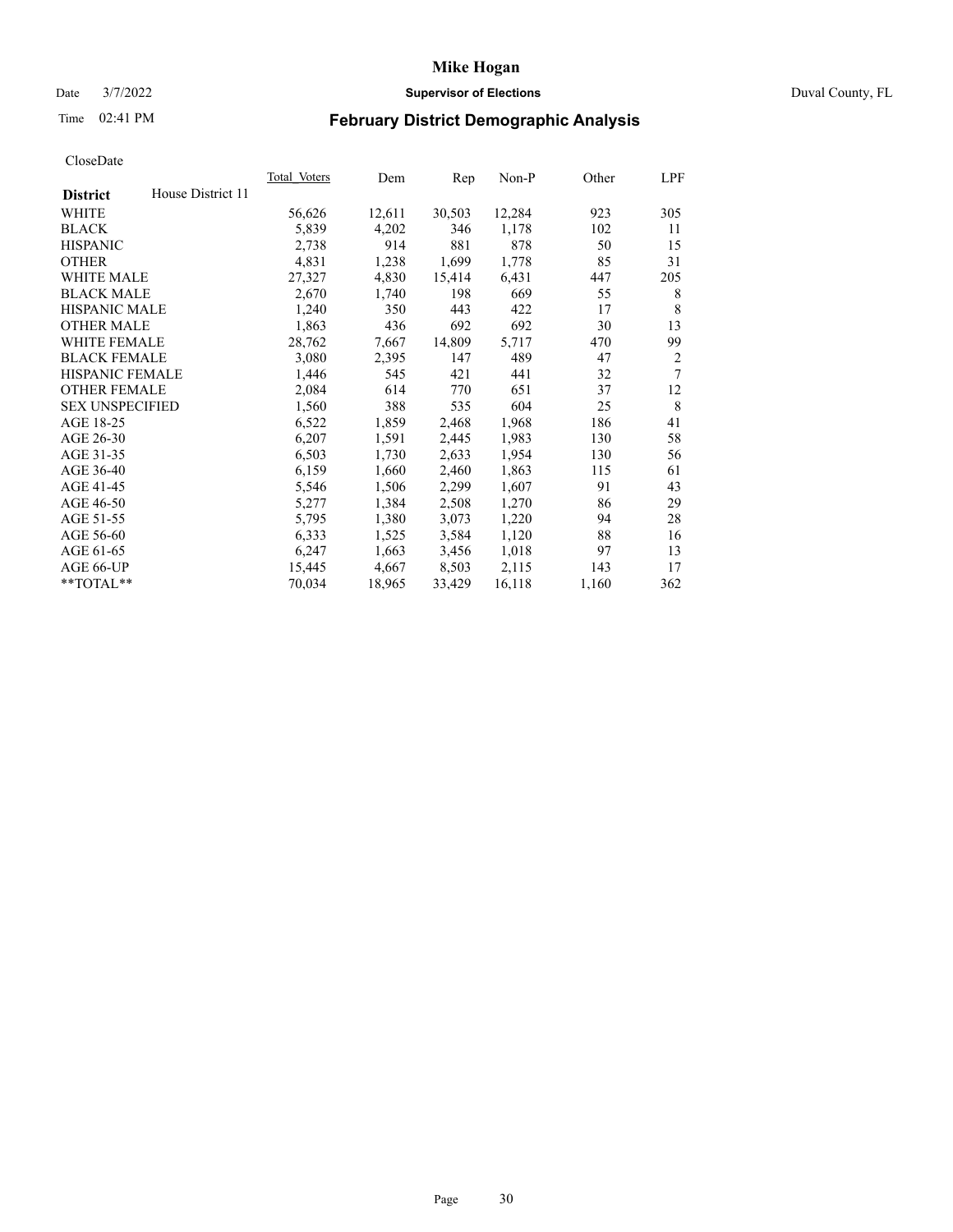# Mike Hogan

Date 3/7/2022 **Supervisor of Elections** Duval County, FL

Time 02:41 PM **February District Demographic Analysis**

CloseDate

| **District** House District 11 | Total Voters | Dem | Rep | Non-P | Other | LPF |
|---|---|---|---|---|---|---|
| WHITE | 56,626 | 12,611 | 30,503 | 12,284 | 923 | 305 |
| BLACK | 5,839 | 4,202 | 346 | 1,178 | 102 | 11 |
| HISPANIC | 2,738 | 914 | 881 | 878 | 50 | 15 |
| OTHER | 4,831 | 1,238 | 1,699 | 1,778 | 85 | 31 |
| WHITE MALE | 27,327 | 4,830 | 15,414 | 6,431 | 447 | 205 |
| BLACK MALE | 2,670 | 1,740 | 198 | 669 | 55 | 8 |
| HISPANIC MALE | 1,240 | 350 | 443 | 422 | 17 | 8 |
| OTHER MALE | 1,863 | 436 | 692 | 692 | 30 | 13 |
| WHITE FEMALE | 28,762 | 7,667 | 14,809 | 5,717 | 470 | 99 |
| BLACK FEMALE | 3,080 | 2,395 | 147 | 489 | 47 | 2 |
| HISPANIC FEMALE | 1,446 | 545 | 421 | 441 | 32 | 7 |
| OTHER FEMALE | 2,084 | 614 | 770 | 651 | 37 | 12 |
| SEX UNSPECIFIED | 1,560 | 388 | 535 | 604 | 25 | 8 |
| AGE 18-25 | 6,522 | 1,859 | 2,468 | 1,968 | 186 | 41 |
| AGE 26-30 | 6,207 | 1,591 | 2,445 | 1,983 | 130 | 58 |
| AGE 31-35 | 6,503 | 1,730 | 2,633 | 1,954 | 130 | 56 |
| AGE 36-40 | 6,159 | 1,660 | 2,460 | 1,863 | 115 | 61 |
| AGE 41-45 | 5,546 | 1,506 | 2,299 | 1,607 | 91 | 43 |
| AGE 46-50 | 5,277 | 1,384 | 2,508 | 1,270 | 86 | 29 |
| AGE 51-55 | 5,795 | 1,380 | 3,073 | 1,220 | 94 | 28 |
| AGE 56-60 | 6,333 | 1,525 | 3,584 | 1,120 | 88 | 16 |
| AGE 61-65 | 6,247 | 1,663 | 3,456 | 1,018 | 97 | 13 |
| AGE 66-UP | 15,445 | 4,667 | 8,503 | 2,115 | 143 | 17 |
| **TOTAL** | 70,034 | 18,965 | 33,429 | 16,118 | 1,160 | 362 |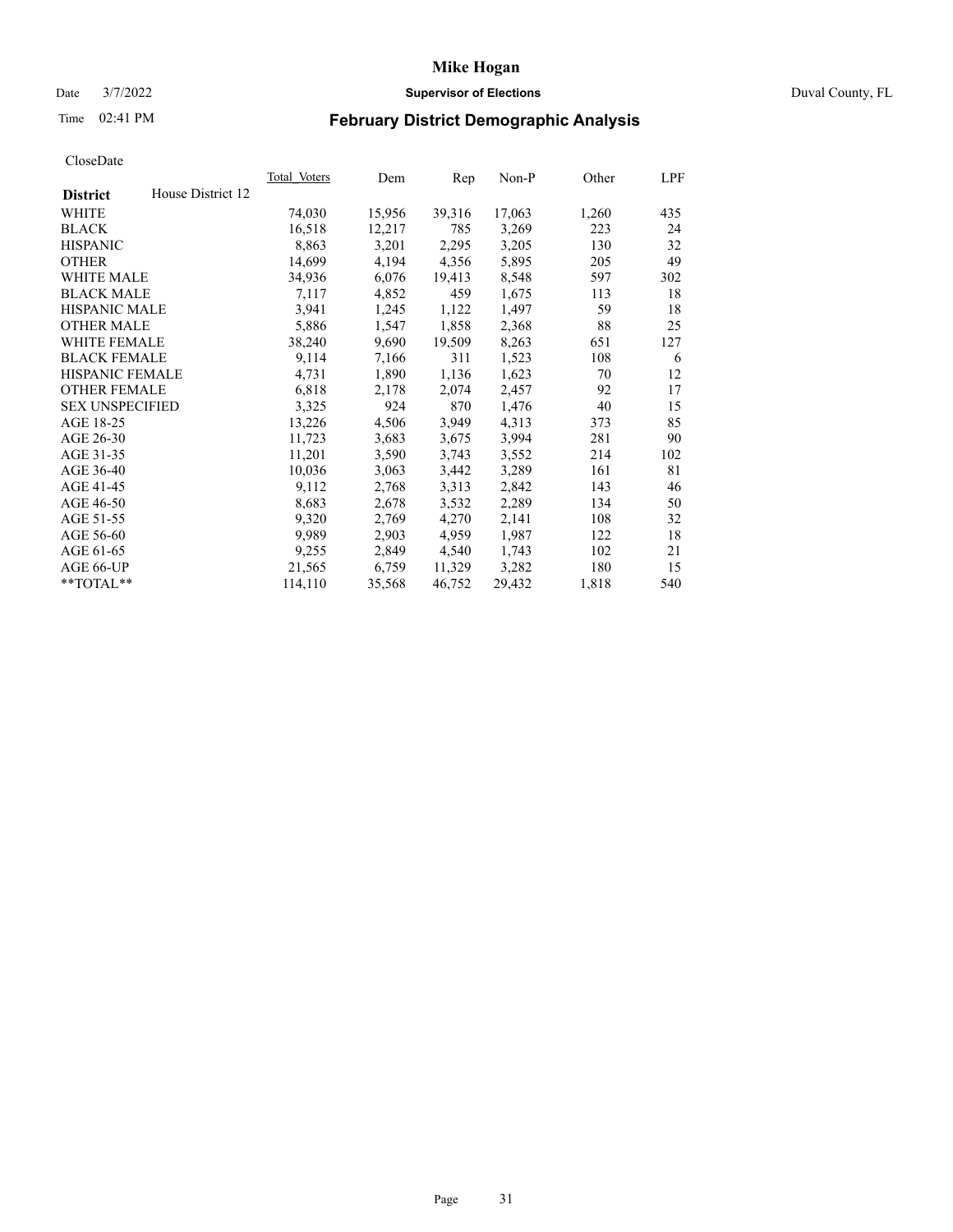# Mike Hogan

Date 3/7/2022 **Supervisor of Elections** Duval County, FL

Time 02:41 PM **February District Demographic Analysis**

CloseDate

| **District** House District 12 | Total Voters | Dem | Rep | Non-P | Other | LPF |
|---|---|---|---|---|---|---|
| WHITE | 74,030 | 15,956 | 39,316 | 17,063 | 1,260 | 435 |
| BLACK | 16,518 | 12,217 | 785 | 3,269 | 223 | 24 |
| HISPANIC | 8,863 | 3,201 | 2,295 | 3,205 | 130 | 32 |
| OTHER | 14,699 | 4,194 | 4,356 | 5,895 | 205 | 49 |
| WHITE MALE | 34,936 | 6,076 | 19,413 | 8,548 | 597 | 302 |
| BLACK MALE | 7,117 | 4,852 | 459 | 1,675 | 113 | 18 |
| HISPANIC MALE | 3,941 | 1,245 | 1,122 | 1,497 | 59 | 18 |
| OTHER MALE | 5,886 | 1,547 | 1,858 | 2,368 | 88 | 25 |
| WHITE FEMALE | 38,240 | 9,690 | 19,509 | 8,263 | 651 | 127 |
| BLACK FEMALE | 9,114 | 7,166 | 311 | 1,523 | 108 | 6 |
| HISPANIC FEMALE | 4,731 | 1,890 | 1,136 | 1,623 | 70 | 12 |
| OTHER FEMALE | 6,818 | 2,178 | 2,074 | 2,457 | 92 | 17 |
| SEX UNSPECIFIED | 3,325 | 924 | 870 | 1,476 | 40 | 15 |
| AGE 18-25 | 13,226 | 4,506 | 3,949 | 4,313 | 373 | 85 |
| AGE 26-30 | 11,723 | 3,683 | 3,675 | 3,994 | 281 | 90 |
| AGE 31-35 | 11,201 | 3,590 | 3,743 | 3,552 | 214 | 102 |
| AGE 36-40 | 10,036 | 3,063 | 3,442 | 3,289 | 161 | 81 |
| AGE 41-45 | 9,112 | 2,768 | 3,313 | 2,842 | 143 | 46 |
| AGE 46-50 | 8,683 | 2,678 | 3,532 | 2,289 | 134 | 50 |
| AGE 51-55 | 9,320 | 2,769 | 4,270 | 2,141 | 108 | 32 |
| AGE 56-60 | 9,989 | 2,903 | 4,959 | 1,987 | 122 | 18 |
| AGE 61-65 | 9,255 | 2,849 | 4,540 | 1,743 | 102 | 21 |
| AGE 66-UP | 21,565 | 6,759 | 11,329 | 3,282 | 180 | 15 |
| **TOTAL** | 114,110 | 35,568 | 46,752 | 29,432 | 1,818 | 540 |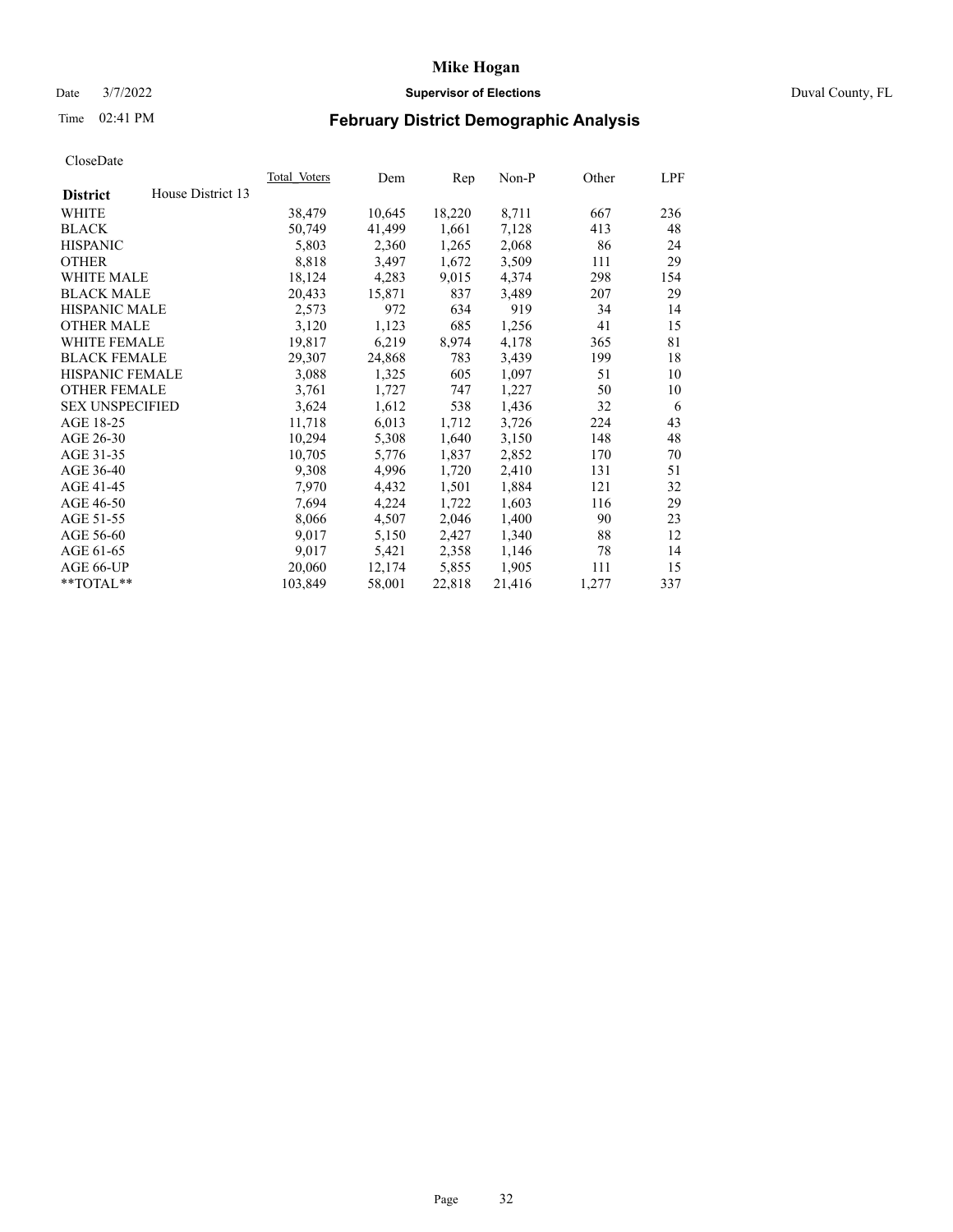# Mike Hogan

Date 3/7/2022 **Supervisor of Elections** Duval County, FL

Time 02:41 PM **February District Demographic Analysis**

CloseDate

| **District** House District 13 | Total Voters | Dem | Rep | Non-P | Other | LPF |
|---|---|---|---|---|---|---|
| WHITE | 38,479 | 10,645 | 18,220 | 8,711 | 667 | 236 |
| BLACK | 50,749 | 41,499 | 1,661 | 7,128 | 413 | 48 |
| HISPANIC | 5,803 | 2,360 | 1,265 | 2,068 | 86 | 24 |
| OTHER | 8,818 | 3,497 | 1,672 | 3,509 | 111 | 29 |
| WHITE MALE | 18,124 | 4,283 | 9,015 | 4,374 | 298 | 154 |
| BLACK MALE | 20,433 | 15,871 | 837 | 3,489 | 207 | 29 |
| HISPANIC MALE | 2,573 | 972 | 634 | 919 | 34 | 14 |
| OTHER MALE | 3,120 | 1,123 | 685 | 1,256 | 41 | 15 |
| WHITE FEMALE | 19,817 | 6,219 | 8,974 | 4,178 | 365 | 81 |
| BLACK FEMALE | 29,307 | 24,868 | 783 | 3,439 | 199 | 18 |
| HISPANIC FEMALE | 3,088 | 1,325 | 605 | 1,097 | 51 | 10 |
| OTHER FEMALE | 3,761 | 1,727 | 747 | 1,227 | 50 | 10 |
| SEX UNSPECIFIED | 3,624 | 1,612 | 538 | 1,436 | 32 | 6 |
| AGE 18-25 | 11,718 | 6,013 | 1,712 | 3,726 | 224 | 43 |
| AGE 26-30 | 10,294 | 5,308 | 1,640 | 3,150 | 148 | 48 |
| AGE 31-35 | 10,705 | 5,776 | 1,837 | 2,852 | 170 | 70 |
| AGE 36-40 | 9,308 | 4,996 | 1,720 | 2,410 | 131 | 51 |
| AGE 41-45 | 7,970 | 4,432 | 1,501 | 1,884 | 121 | 32 |
| AGE 46-50 | 7,694 | 4,224 | 1,722 | 1,603 | 116 | 29 |
| AGE 51-55 | 8,066 | 4,507 | 2,046 | 1,400 | 90 | 23 |
| AGE 56-60 | 9,017 | 5,150 | 2,427 | 1,340 | 88 | 12 |
| AGE 61-65 | 9,017 | 5,421 | 2,358 | 1,146 | 78 | 14 |
| AGE 66-UP | 20,060 | 12,174 | 5,855 | 1,905 | 111 | 15 |
| **TOTAL** | 103,849 | 58,001 | 22,818 | 21,416 | 1,277 | 337 |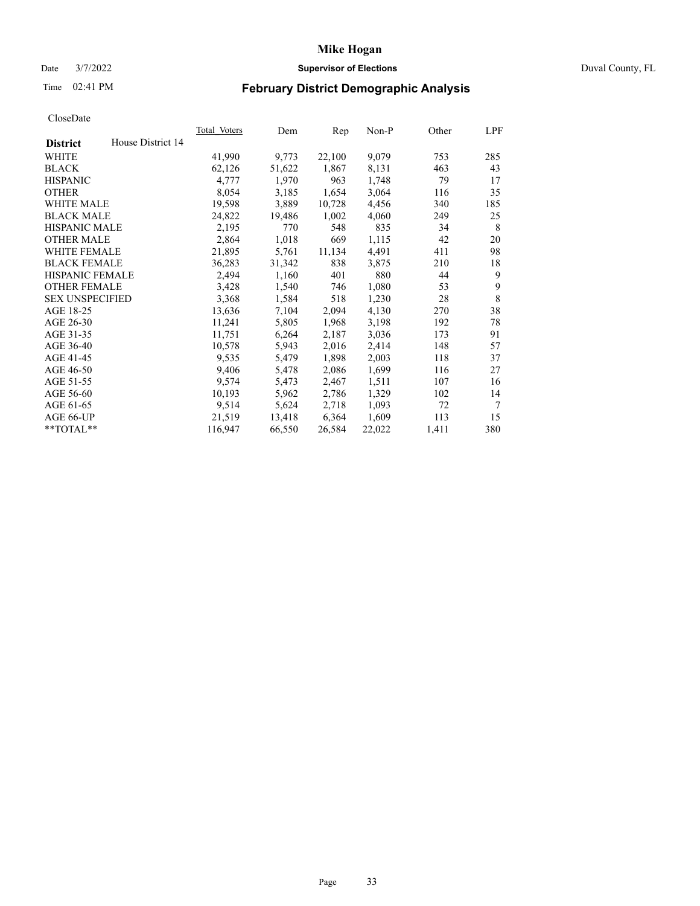Mike Hogan

Date 3/7/2022 **Supervisor of Elections** Duval County, FL

Time 02:41 PM

# February District Demographic Analysis

CloseDate

| **District** House District 14 | Total Voters | Dem | Rep | Non-P | Other | LPF |
|---|---|---|---|---|---|---|
| WHITE | 41,990 | 9,773 | 22,100 | 9,079 | 753 | 285 |
| BLACK | 62,126 | 51,622 | 1,867 | 8,131 | 463 | 43 |
| HISPANIC | 4,777 | 1,970 | 963 | 1,748 | 79 | 17 |
| OTHER | 8,054 | 3,185 | 1,654 | 3,064 | 116 | 35 |
| WHITE MALE | 19,598 | 3,889 | 10,728 | 4,456 | 340 | 185 |
| BLACK MALE | 24,822 | 19,486 | 1,002 | 4,060 | 249 | 25 |
| HISPANIC MALE | 2,195 | 770 | 548 | 835 | 34 | 8 |
| OTHER MALE | 2,864 | 1,018 | 669 | 1,115 | 42 | 20 |
| WHITE FEMALE | 21,895 | 5,761 | 11,134 | 4,491 | 411 | 98 |
| BLACK FEMALE | 36,283 | 31,342 | 838 | 3,875 | 210 | 18 |
| HISPANIC FEMALE | 2,494 | 1,160 | 401 | 880 | 44 | 9 |
| OTHER FEMALE | 3,428 | 1,540 | 746 | 1,080 | 53 | 9 |
| SEX UNSPECIFIED | 3,368 | 1,584 | 518 | 1,230 | 28 | 8 |
| AGE 18-25 | 13,636 | 7,104 | 2,094 | 4,130 | 270 | 38 |
| AGE 26-30 | 11,241 | 5,805 | 1,968 | 3,198 | 192 | 78 |
| AGE 31-35 | 11,751 | 6,264 | 2,187 | 3,036 | 173 | 91 |
| AGE 36-40 | 10,578 | 5,943 | 2,016 | 2,414 | 148 | 57 |
| AGE 41-45 | 9,535 | 5,479 | 1,898 | 2,003 | 118 | 37 |
| AGE 46-50 | 9,406 | 5,478 | 2,086 | 1,699 | 116 | 27 |
| AGE 51-55 | 9,574 | 5,473 | 2,467 | 1,511 | 107 | 16 |
| AGE 56-60 | 10,193 | 5,962 | 2,786 | 1,329 | 102 | 14 |
| AGE 61-65 | 9,514 | 5,624 | 2,718 | 1,093 | 72 | 7 |
| AGE 66-UP | 21,519 | 13,418 | 6,364 | 1,609 | 113 | 15 |
| **TOTAL** | 116,947 | 66,550 | 26,584 | 22,022 | 1,411 | 380 |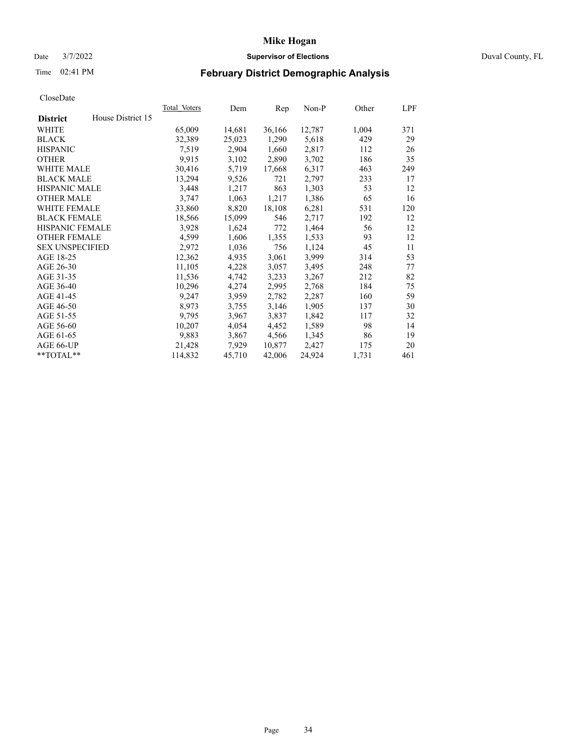# Mike Hogan

Date 3/7/2022 **Supervisor of Elections** Duval County, FL

Time 02:41 PM **February District Demographic Analysis**

CloseDate

| **District** House District 15 | Total Voters | Dem | Rep | Non-P | Other | LPF |
|---|---|---|---|---|---|---|
| WHITE | 65,009 | 14,681 | 36,166 | 12,787 | 1,004 | 371 |
| BLACK | 32,389 | 25,023 | 1,290 | 5,618 | 429 | 29 |
| HISPANIC | 7,519 | 2,904 | 1,660 | 2,817 | 112 | 26 |
| OTHER | 9,915 | 3,102 | 2,890 | 3,702 | 186 | 35 |
| WHITE MALE | 30,416 | 5,719 | 17,668 | 6,317 | 463 | 249 |
| BLACK MALE | 13,294 | 9,526 | 721 | 2,797 | 233 | 17 |
| HISPANIC MALE | 3,448 | 1,217 | 863 | 1,303 | 53 | 12 |
| OTHER MALE | 3,747 | 1,063 | 1,217 | 1,386 | 65 | 16 |
| WHITE FEMALE | 33,860 | 8,820 | 18,108 | 6,281 | 531 | 120 |
| BLACK FEMALE | 18,566 | 15,099 | 546 | 2,717 | 192 | 12 |
| HISPANIC FEMALE | 3,928 | 1,624 | 772 | 1,464 | 56 | 12 |
| OTHER FEMALE | 4,599 | 1,606 | 1,355 | 1,533 | 93 | 12 |
| SEX UNSPECIFIED | 2,972 | 1,036 | 756 | 1,124 | 45 | 11 |
| AGE 18-25 | 12,362 | 4,935 | 3,061 | 3,999 | 314 | 53 |
| AGE 26-30 | 11,105 | 4,228 | 3,057 | 3,495 | 248 | 77 |
| AGE 31-35 | 11,536 | 4,742 | 3,233 | 3,267 | 212 | 82 |
| AGE 36-40 | 10,296 | 4,274 | 2,995 | 2,768 | 184 | 75 |
| AGE 41-45 | 9,247 | 3,959 | 2,782 | 2,287 | 160 | 59 |
| AGE 46-50 | 8,973 | 3,755 | 3,146 | 1,905 | 137 | 30 |
| AGE 51-55 | 9,795 | 3,967 | 3,837 | 1,842 | 117 | 32 |
| AGE 56-60 | 10,207 | 4,054 | 4,452 | 1,589 | 98 | 14 |
| AGE 61-65 | 9,883 | 3,867 | 4,566 | 1,345 | 86 | 19 |
| AGE 66-UP | 21,428 | 7,929 | 10,877 | 2,427 | 175 | 20 |
| **TOTAL** | 114,832 | 45,710 | 42,006 | 24,924 | 1,731 | 461 |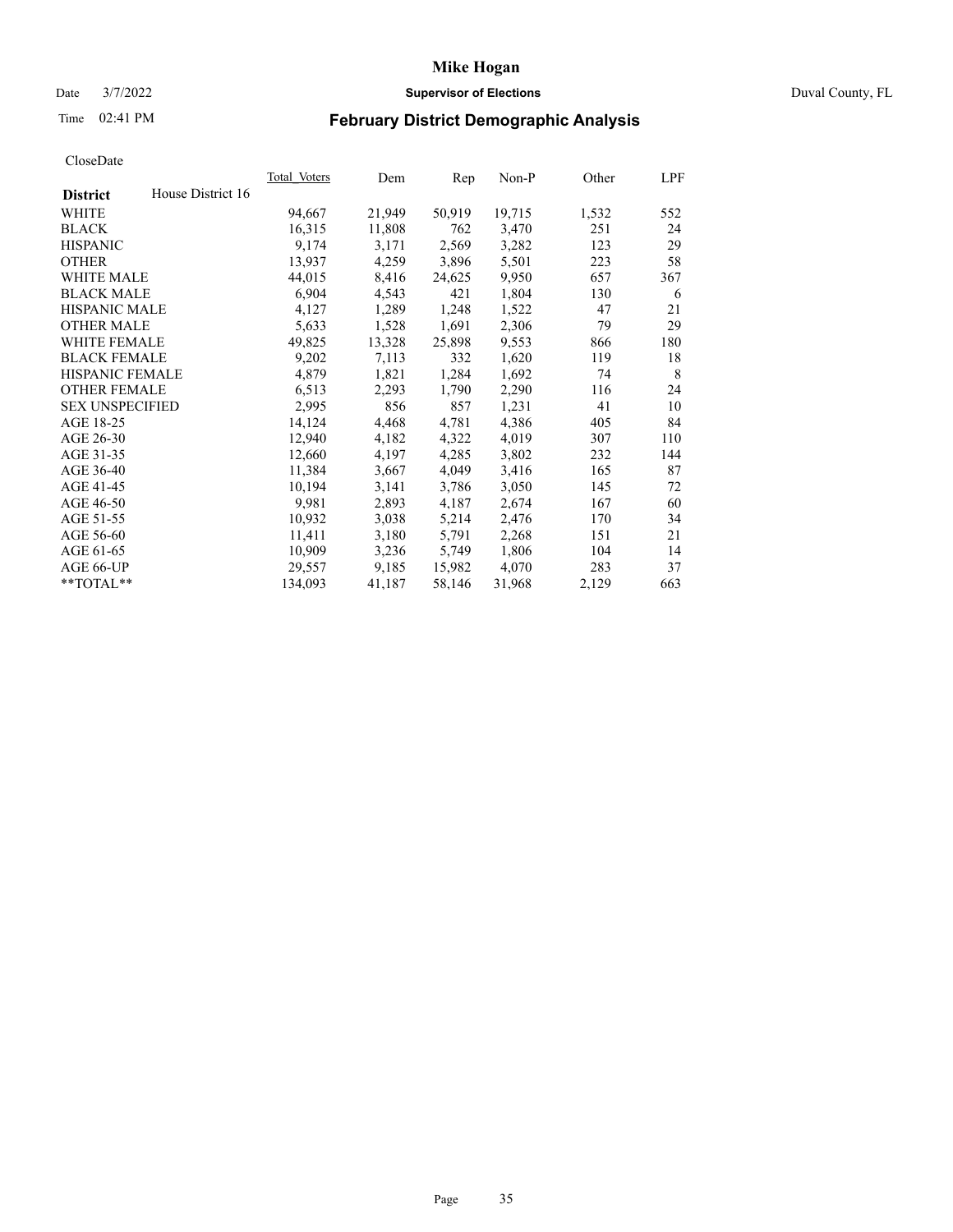# Mike Hogan

Date 3/7/2022 **Supervisor of Elections** Duval County, FL

Time 02:41 PM **February District Demographic Analysis**

CloseDate

| **District** House District 16 | Total Voters | Dem | Rep | Non-P | Other | LPF |
|---|---|---|---|---|---|---|
| WHITE | 94,667 | 21,949 | 50,919 | 19,715 | 1,532 | 552 |
| BLACK | 16,315 | 11,808 | 762 | 3,470 | 251 | 24 |
| HISPANIC | 9,174 | 3,171 | 2,569 | 3,282 | 123 | 29 |
| OTHER | 13,937 | 4,259 | 3,896 | 5,501 | 223 | 58 |
| WHITE MALE | 44,015 | 8,416 | 24,625 | 9,950 | 657 | 367 |
| BLACK MALE | 6,904 | 4,543 | 421 | 1,804 | 130 | 6 |
| HISPANIC MALE | 4,127 | 1,289 | 1,248 | 1,522 | 47 | 21 |
| OTHER MALE | 5,633 | 1,528 | 1,691 | 2,306 | 79 | 29 |
| WHITE FEMALE | 49,825 | 13,328 | 25,898 | 9,553 | 866 | 180 |
| BLACK FEMALE | 9,202 | 7,113 | 332 | 1,620 | 119 | 18 |
| HISPANIC FEMALE | 4,879 | 1,821 | 1,284 | 1,692 | 74 | 8 |
| OTHER FEMALE | 6,513 | 2,293 | 1,790 | 2,290 | 116 | 24 |
| SEX UNSPECIFIED | 2,995 | 856 | 857 | 1,231 | 41 | 10 |
| AGE 18-25 | 14,124 | 4,468 | 4,781 | 4,386 | 405 | 84 |
| AGE 26-30 | 12,940 | 4,182 | 4,322 | 4,019 | 307 | 110 |
| AGE 31-35 | 12,660 | 4,197 | 4,285 | 3,802 | 232 | 144 |
| AGE 36-40 | 11,384 | 3,667 | 4,049 | 3,416 | 165 | 87 |
| AGE 41-45 | 10,194 | 3,141 | 3,786 | 3,050 | 145 | 72 |
| AGE 46-50 | 9,981 | 2,893 | 4,187 | 2,674 | 167 | 60 |
| AGE 51-55 | 10,932 | 3,038 | 5,214 | 2,476 | 170 | 34 |
| AGE 56-60 | 11,411 | 3,180 | 5,791 | 2,268 | 151 | 21 |
| AGE 61-65 | 10,909 | 3,236 | 5,749 | 1,806 | 104 | 14 |
| AGE 66-UP | 29,557 | 9,185 | 15,982 | 4,070 | 283 | 37 |
| **TOTAL** | 134,093 | 41,187 | 58,146 | 31,968 | 2,129 | 663 |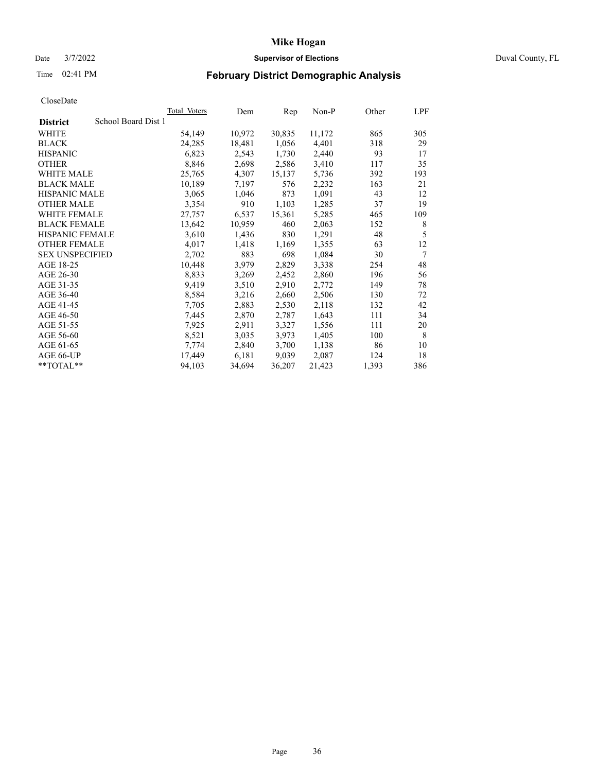# Mike Hogan

Date 3/7/2022 **Supervisor of Elections** Duval County, FL

Time 02:41 PM **February District Demographic Analysis**

CloseDate

| **District** School Board Dist 1 | Total Voters | Dem | Rep | Non-P | Other | LPF |
|---|---|---|---|---|---|---|
| WHITE | 54,149 | 10,972 | 30,835 | 11,172 | 865 | 305 |
| BLACK | 24,285 | 18,481 | 1,056 | 4,401 | 318 | 29 |
| HISPANIC | 6,823 | 2,543 | 1,730 | 2,440 | 93 | 17 |
| OTHER | 8,846 | 2,698 | 2,586 | 3,410 | 117 | 35 |
| WHITE MALE | 25,765 | 4,307 | 15,137 | 5,736 | 392 | 193 |
| BLACK MALE | 10,189 | 7,197 | 576 | 2,232 | 163 | 21 |
| HISPANIC MALE | 3,065 | 1,046 | 873 | 1,091 | 43 | 12 |
| OTHER MALE | 3,354 | 910 | 1,103 | 1,285 | 37 | 19 |
| WHITE FEMALE | 27,757 | 6,537 | 15,361 | 5,285 | 465 | 109 |
| BLACK FEMALE | 13,642 | 10,959 | 460 | 2,063 | 152 | 8 |
| HISPANIC FEMALE | 3,610 | 1,436 | 830 | 1,291 | 48 | 5 |
| OTHER FEMALE | 4,017 | 1,418 | 1,169 | 1,355 | 63 | 12 |
| SEX UNSPECIFIED | 2,702 | 883 | 698 | 1,084 | 30 | 7 |
| AGE 18-25 | 10,448 | 3,979 | 2,829 | 3,338 | 254 | 48 |
| AGE 26-30 | 8,833 | 3,269 | 2,452 | 2,860 | 196 | 56 |
| AGE 31-35 | 9,419 | 3,510 | 2,910 | 2,772 | 149 | 78 |
| AGE 36-40 | 8,584 | 3,216 | 2,660 | 2,506 | 130 | 72 |
| AGE 41-45 | 7,705 | 2,883 | 2,530 | 2,118 | 132 | 42 |
| AGE 46-50 | 7,445 | 2,870 | 2,787 | 1,643 | 111 | 34 |
| AGE 51-55 | 7,925 | 2,911 | 3,327 | 1,556 | 111 | 20 |
| AGE 56-60 | 8,521 | 3,035 | 3,973 | 1,405 | 100 | 8 |
| AGE 61-65 | 7,774 | 2,840 | 3,700 | 1,138 | 86 | 10 |
| AGE 66-UP | 17,449 | 6,181 | 9,039 | 2,087 | 124 | 18 |
| **TOTAL** | 94,103 | 34,694 | 36,207 | 21,423 | 1,393 | 386 |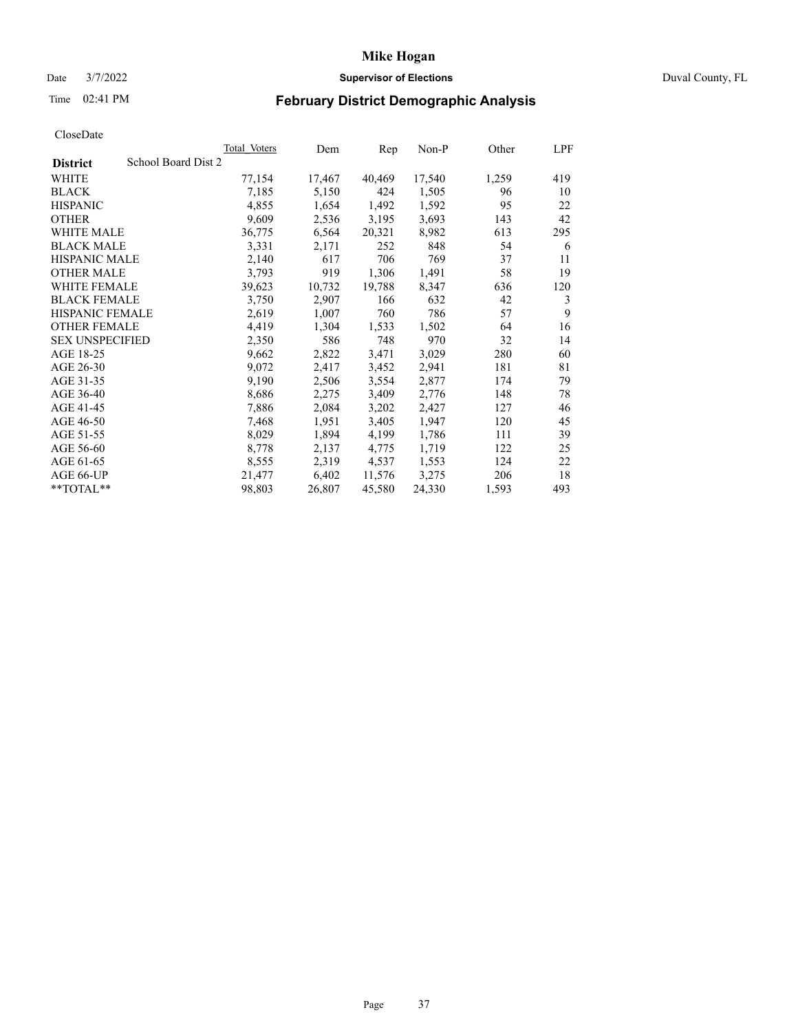# Mike Hogan

Date 3/7/2022 **Supervisor of Elections** Duval County, FL

Time 02:41 PM **February District Demographic Analysis**

CloseDate

| **District** School Board Dist 2 | Total Voters | Dem | Rep | Non-P | Other | LPF |
|---|---|---|---|---|---|---|
| WHITE | 77,154 | 17,467 | 40,469 | 17,540 | 1,259 | 419 |
| BLACK | 7,185 | 5,150 | 424 | 1,505 | 96 | 10 |
| HISPANIC | 4,855 | 1,654 | 1,492 | 1,592 | 95 | 22 |
| OTHER | 9,609 | 2,536 | 3,195 | 3,693 | 143 | 42 |
| WHITE MALE | 36,775 | 6,564 | 20,321 | 8,982 | 613 | 295 |
| BLACK MALE | 3,331 | 2,171 | 252 | 848 | 54 | 6 |
| HISPANIC MALE | 2,140 | 617 | 706 | 769 | 37 | 11 |
| OTHER MALE | 3,793 | 919 | 1,306 | 1,491 | 58 | 19 |
| WHITE FEMALE | 39,623 | 10,732 | 19,788 | 8,347 | 636 | 120 |
| BLACK FEMALE | 3,750 | 2,907 | 166 | 632 | 42 | 3 |
| HISPANIC FEMALE | 2,619 | 1,007 | 760 | 786 | 57 | 9 |
| OTHER FEMALE | 4,419 | 1,304 | 1,533 | 1,502 | 64 | 16 |
| SEX UNSPECIFIED | 2,350 | 586 | 748 | 970 | 32 | 14 |
| AGE 18-25 | 9,662 | 2,822 | 3,471 | 3,029 | 280 | 60 |
| AGE 26-30 | 9,072 | 2,417 | 3,452 | 2,941 | 181 | 81 |
| AGE 31-35 | 9,190 | 2,506 | 3,554 | 2,877 | 174 | 79 |
| AGE 36-40 | 8,686 | 2,275 | 3,409 | 2,776 | 148 | 78 |
| AGE 41-45 | 7,886 | 2,084 | 3,202 | 2,427 | 127 | 46 |
| AGE 46-50 | 7,468 | 1,951 | 3,405 | 1,947 | 120 | 45 |
| AGE 51-55 | 8,029 | 1,894 | 4,199 | 1,786 | 111 | 39 |
| AGE 56-60 | 8,778 | 2,137 | 4,775 | 1,719 | 122 | 25 |
| AGE 61-65 | 8,555 | 2,319 | 4,537 | 1,553 | 124 | 22 |
| AGE 66-UP | 21,477 | 6,402 | 11,576 | 3,275 | 206 | 18 |
| **TOTAL** | 98,803 | 26,807 | 45,580 | 24,330 | 1,593 | 493 |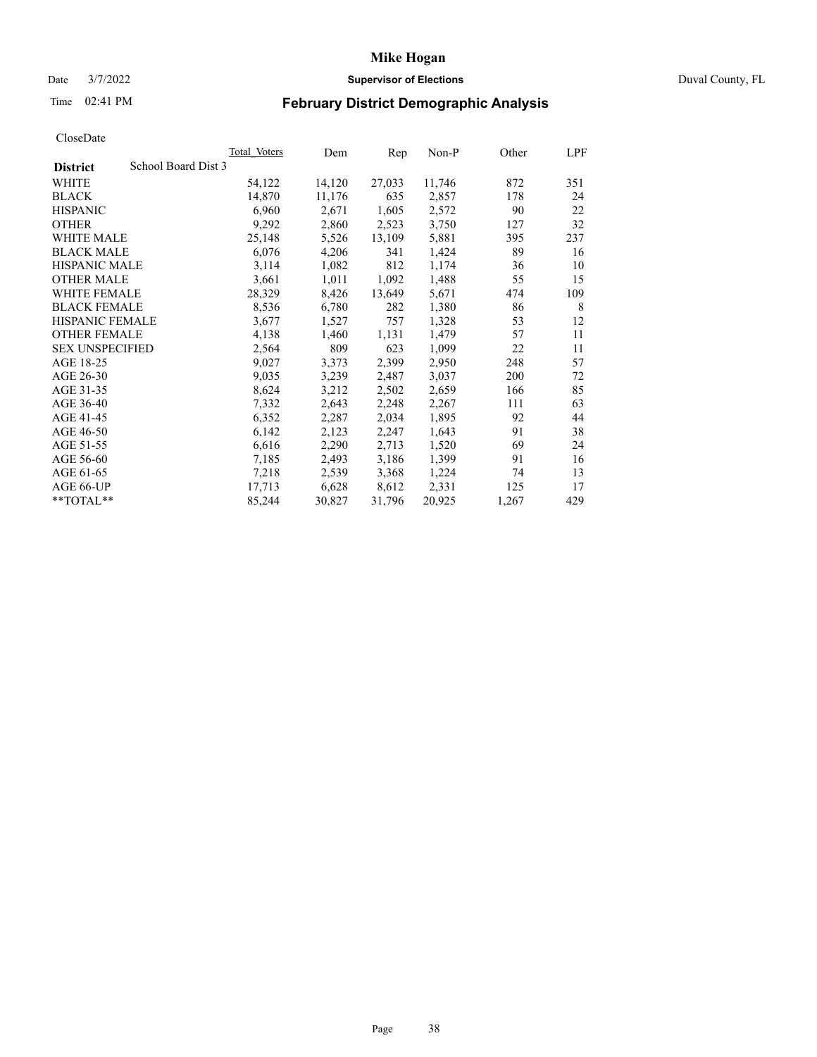# Mike Hogan

Date 3/7/2022 **Supervisor of Elections** Duval County, FL

Time 02:41 PM **February District Demographic Analysis**

CloseDate

| **District** School Board Dist 3 | Total Voters | Dem | Rep | Non-P | Other | LPF |
|---|---|---|---|---|---|---|
| WHITE | 54,122 | 14,120 | 27,033 | 11,746 | 872 | 351 |
| BLACK | 14,870 | 11,176 | 635 | 2,857 | 178 | 24 |
| HISPANIC | 6,960 | 2,671 | 1,605 | 2,572 | 90 | 22 |
| OTHER | 9,292 | 2,860 | 2,523 | 3,750 | 127 | 32 |
| WHITE MALE | 25,148 | 5,526 | 13,109 | 5,881 | 395 | 237 |
| BLACK MALE | 6,076 | 4,206 | 341 | 1,424 | 89 | 16 |
| HISPANIC MALE | 3,114 | 1,082 | 812 | 1,174 | 36 | 10 |
| OTHER MALE | 3,661 | 1,011 | 1,092 | 1,488 | 55 | 15 |
| WHITE FEMALE | 28,329 | 8,426 | 13,649 | 5,671 | 474 | 109 |
| BLACK FEMALE | 8,536 | 6,780 | 282 | 1,380 | 86 | 8 |
| HISPANIC FEMALE | 3,677 | 1,527 | 757 | 1,328 | 53 | 12 |
| OTHER FEMALE | 4,138 | 1,460 | 1,131 | 1,479 | 57 | 11 |
| SEX UNSPECIFIED | 2,564 | 809 | 623 | 1,099 | 22 | 11 |
| AGE 18-25 | 9,027 | 3,373 | 2,399 | 2,950 | 248 | 57 |
| AGE 26-30 | 9,035 | 3,239 | 2,487 | 3,037 | 200 | 72 |
| AGE 31-35 | 8,624 | 3,212 | 2,502 | 2,659 | 166 | 85 |
| AGE 36-40 | 7,332 | 2,643 | 2,248 | 2,267 | 111 | 63 |
| AGE 41-45 | 6,352 | 2,287 | 2,034 | 1,895 | 92 | 44 |
| AGE 46-50 | 6,142 | 2,123 | 2,247 | 1,643 | 91 | 38 |
| AGE 51-55 | 6,616 | 2,290 | 2,713 | 1,520 | 69 | 24 |
| AGE 56-60 | 7,185 | 2,493 | 3,186 | 1,399 | 91 | 16 |
| AGE 61-65 | 7,218 | 2,539 | 3,368 | 1,224 | 74 | 13 |
| AGE 66-UP | 17,713 | 6,628 | 8,612 | 2,331 | 125 | 17 |
| **TOTAL** | 85,244 | 30,827 | 31,796 | 20,925 | 1,267 | 429 |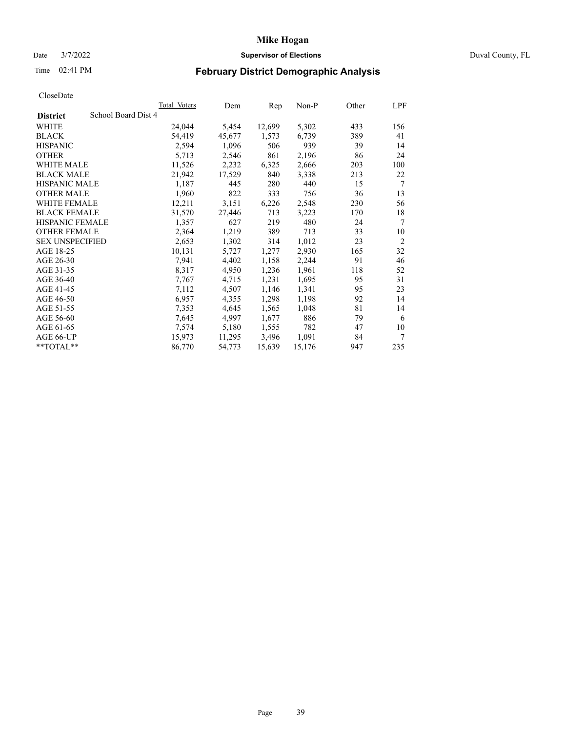# Mike Hogan

Date 3/7/2022 **Supervisor of Elections** Duval County, FL

Time 02:41 PM **February District Demographic Analysis**

CloseDate

| **District** | School Board Dist 4 | Total Voters | Dem | Rep | Non-P | Other | LPF |
|---|---|---|---|---|---|---|---|
| WHITE | | 24,044 | 5,454 | 12,699 | 5,302 | 433 | 156 |
| BLACK | | 54,419 | 45,677 | 1,573 | 6,739 | 389 | 41 |
| HISPANIC | | 2,594 | 1,096 | 506 | 939 | 39 | 14 |
| OTHER | | 5,713 | 2,546 | 861 | 2,196 | 86 | 24 |
| WHITE MALE | | 11,526 | 2,232 | 6,325 | 2,666 | 203 | 100 |
| BLACK MALE | | 21,942 | 17,529 | 840 | 3,338 | 213 | 22 |
| HISPANIC MALE | | 1,187 | 445 | 280 | 440 | 15 | 7 |
| OTHER MALE | | 1,960 | 822 | 333 | 756 | 36 | 13 |
| WHITE FEMALE | | 12,211 | 3,151 | 6,226 | 2,548 | 230 | 56 |
| BLACK FEMALE | | 31,570 | 27,446 | 713 | 3,223 | 170 | 18 |
| HISPANIC FEMALE | | 1,357 | 627 | 219 | 480 | 24 | 7 |
| OTHER FEMALE | | 2,364 | 1,219 | 389 | 713 | 33 | 10 |
| SEX UNSPECIFIED | | 2,653 | 1,302 | 314 | 1,012 | 23 | 2 |
| AGE 18-25 | | 10,131 | 5,727 | 1,277 | 2,930 | 165 | 32 |
| AGE 26-30 | | 7,941 | 4,402 | 1,158 | 2,244 | 91 | 46 |
| AGE 31-35 | | 8,317 | 4,950 | 1,236 | 1,961 | 118 | 52 |
| AGE 36-40 | | 7,767 | 4,715 | 1,231 | 1,695 | 95 | 31 |
| AGE 41-45 | | 7,112 | 4,507 | 1,146 | 1,341 | 95 | 23 |
| AGE 46-50 | | 6,957 | 4,355 | 1,298 | 1,198 | 92 | 14 |
| AGE 51-55 | | 7,353 | 4,645 | 1,565 | 1,048 | 81 | 14 |
| AGE 56-60 | | 7,645 | 4,997 | 1,677 | 886 | 79 | 6 |
| AGE 61-65 | | 7,574 | 5,180 | 1,555 | 782 | 47 | 10 |
| AGE 66-UP | | 15,973 | 11,295 | 3,496 | 1,091 | 84 | 7 |
| **TOTAL** | | 86,770 | 54,773 | 15,639 | 15,176 | 947 | 235 |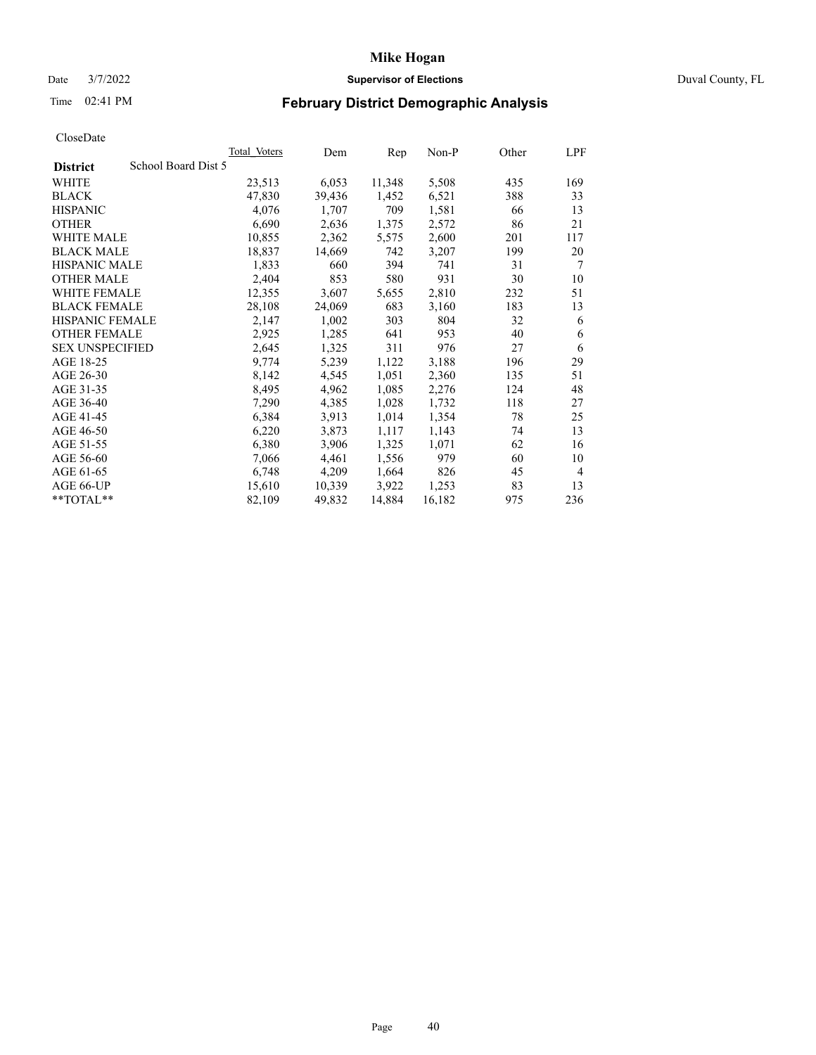# Mike Hogan

Date 3/7/2022 **Supervisor of Elections** Duval County, FL

Time 02:41 PM **February District Demographic Analysis**

CloseDate

| **District** School Board Dist 5 | Total Voters | Dem | Rep | Non-P | Other | LPF |
|---|---|---|---|---|---|---|
| WHITE | 23,513 | 6,053 | 11,348 | 5,508 | 435 | 169 |
| BLACK | 47,830 | 39,436 | 1,452 | 6,521 | 388 | 33 |
| HISPANIC | 4,076 | 1,707 | 709 | 1,581 | 66 | 13 |
| OTHER | 6,690 | 2,636 | 1,375 | 2,572 | 86 | 21 |
| WHITE MALE | 10,855 | 2,362 | 5,575 | 2,600 | 201 | 117 |
| BLACK MALE | 18,837 | 14,669 | 742 | 3,207 | 199 | 20 |
| HISPANIC MALE | 1,833 | 660 | 394 | 741 | 31 | 7 |
| OTHER MALE | 2,404 | 853 | 580 | 931 | 30 | 10 |
| WHITE FEMALE | 12,355 | 3,607 | 5,655 | 2,810 | 232 | 51 |
| BLACK FEMALE | 28,108 | 24,069 | 683 | 3,160 | 183 | 13 |
| HISPANIC FEMALE | 2,147 | 1,002 | 303 | 804 | 32 | 6 |
| OTHER FEMALE | 2,925 | 1,285 | 641 | 953 | 40 | 6 |
| SEX UNSPECIFIED | 2,645 | 1,325 | 311 | 976 | 27 | 6 |
| AGE 18-25 | 9,774 | 5,239 | 1,122 | 3,188 | 196 | 29 |
| AGE 26-30 | 8,142 | 4,545 | 1,051 | 2,360 | 135 | 51 |
| AGE 31-35 | 8,495 | 4,962 | 1,085 | 2,276 | 124 | 48 |
| AGE 36-40 | 7,290 | 4,385 | 1,028 | 1,732 | 118 | 27 |
| AGE 41-45 | 6,384 | 3,913 | 1,014 | 1,354 | 78 | 25 |
| AGE 46-50 | 6,220 | 3,873 | 1,117 | 1,143 | 74 | 13 |
| AGE 51-55 | 6,380 | 3,906 | 1,325 | 1,071 | 62 | 16 |
| AGE 56-60 | 7,066 | 4,461 | 1,556 | 979 | 60 | 10 |
| AGE 61-65 | 6,748 | 4,209 | 1,664 | 826 | 45 | 4 |
| AGE 66-UP | 15,610 | 10,339 | 3,922 | 1,253 | 83 | 13 |
| **TOTAL** | 82,109 | 49,832 | 14,884 | 16,182 | 975 | 236 |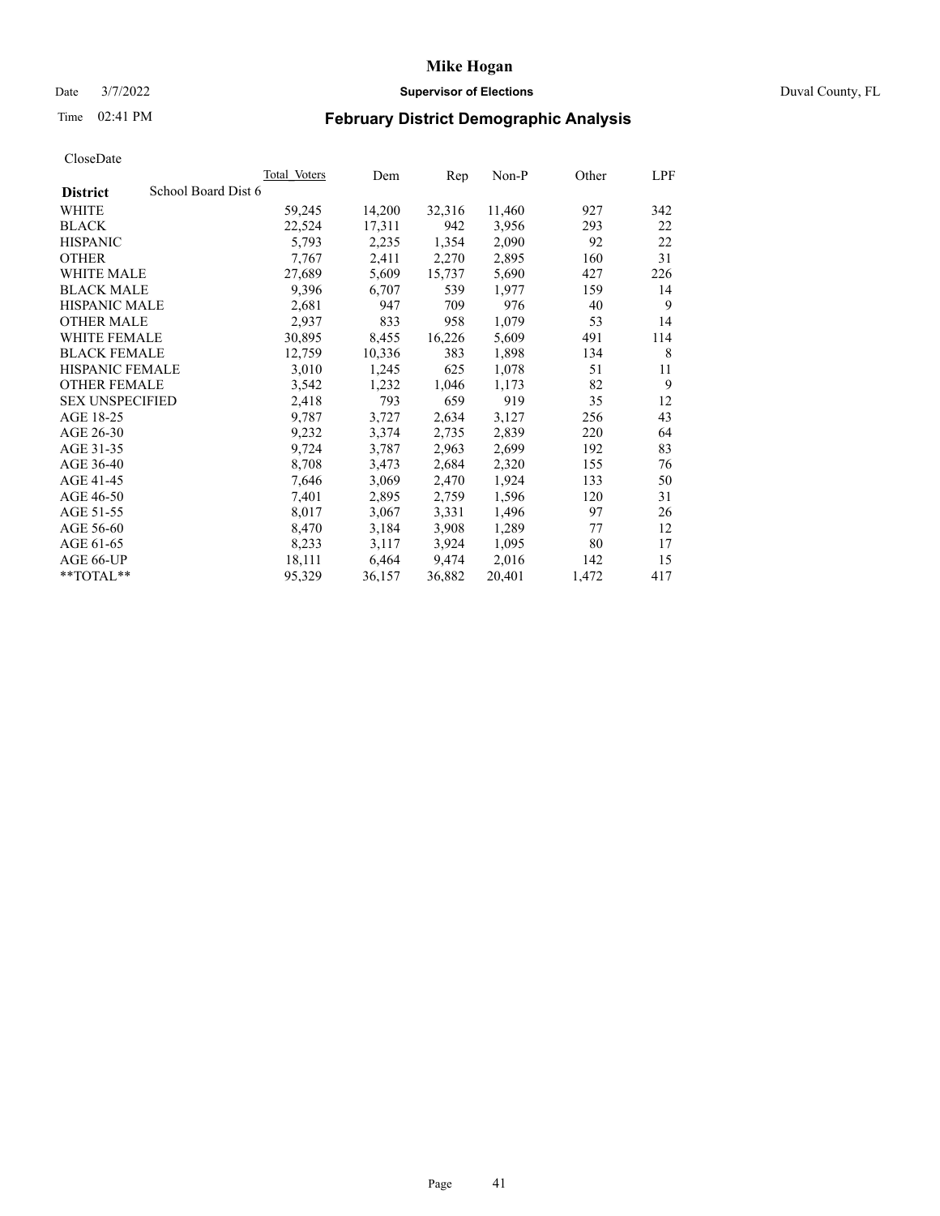# February District Demographic Analysis

CloseDate

| District | School Board Dist 6 | Total_Voters | Dem | Rep | Non-P | Other | LPF |
|---|---|---|---|---|---|---|---|
| WHITE | | 59,245 | 14,200 | 32,316 | 11,460 | 927 | 342 |
| BLACK | | 22,524 | 17,311 | 942 | 3,956 | 293 | 22 |
| HISPANIC | | 5,793 | 2,235 | 1,354 | 2,090 | 92 | 22 |
| OTHER | | 7,767 | 2,411 | 2,270 | 2,895 | 160 | 31 |
| WHITE MALE | | 27,689 | 5,609 | 15,737 | 5,690 | 427 | 226 |
| BLACK MALE | | 9,396 | 6,707 | 539 | 1,977 | 159 | 14 |
| HISPANIC MALE | | 2,681 | 947 | 709 | 976 | 40 | 9 |
| OTHER MALE | | 2,937 | 833 | 958 | 1,079 | 53 | 14 |
| WHITE FEMALE | | 30,895 | 8,455 | 16,226 | 5,609 | 491 | 114 |
| BLACK FEMALE | | 12,759 | 10,336 | 383 | 1,898 | 134 | 8 |
| HISPANIC FEMALE | | 3,010 | 1,245 | 625 | 1,078 | 51 | 11 |
| OTHER FEMALE | | 3,542 | 1,232 | 1,046 | 1,173 | 82 | 9 |
| SEX UNSPECIFIED | | 2,418 | 793 | 659 | 919 | 35 | 12 |
| AGE 18-25 | | 9,787 | 3,727 | 2,634 | 3,127 | 256 | 43 |
| AGE 26-30 | | 9,232 | 3,374 | 2,735 | 2,839 | 220 | 64 |
| AGE 31-35 | | 9,724 | 3,787 | 2,963 | 2,699 | 192 | 83 |
| AGE 36-40 | | 8,708 | 3,473 | 2,684 | 2,320 | 155 | 76 |
| AGE 41-45 | | 7,646 | 3,069 | 2,470 | 1,924 | 133 | 50 |
| AGE 46-50 | | 7,401 | 2,895 | 2,759 | 1,596 | 120 | 31 |
| AGE 51-55 | | 8,017 | 3,067 | 3,331 | 1,496 | 97 | 26 |
| AGE 56-60 | | 8,470 | 3,184 | 3,908 | 1,289 | 77 | 12 |
| AGE 61-65 | | 8,233 | 3,117 | 3,924 | 1,095 | 80 | 17 |
| AGE 66-UP | | 18,111 | 6,464 | 9,474 | 2,016 | 142 | 15 |
| **TOTAL** | | 95,329 | 36,157 | 36,882 | 20,401 | 1,472 | 417 |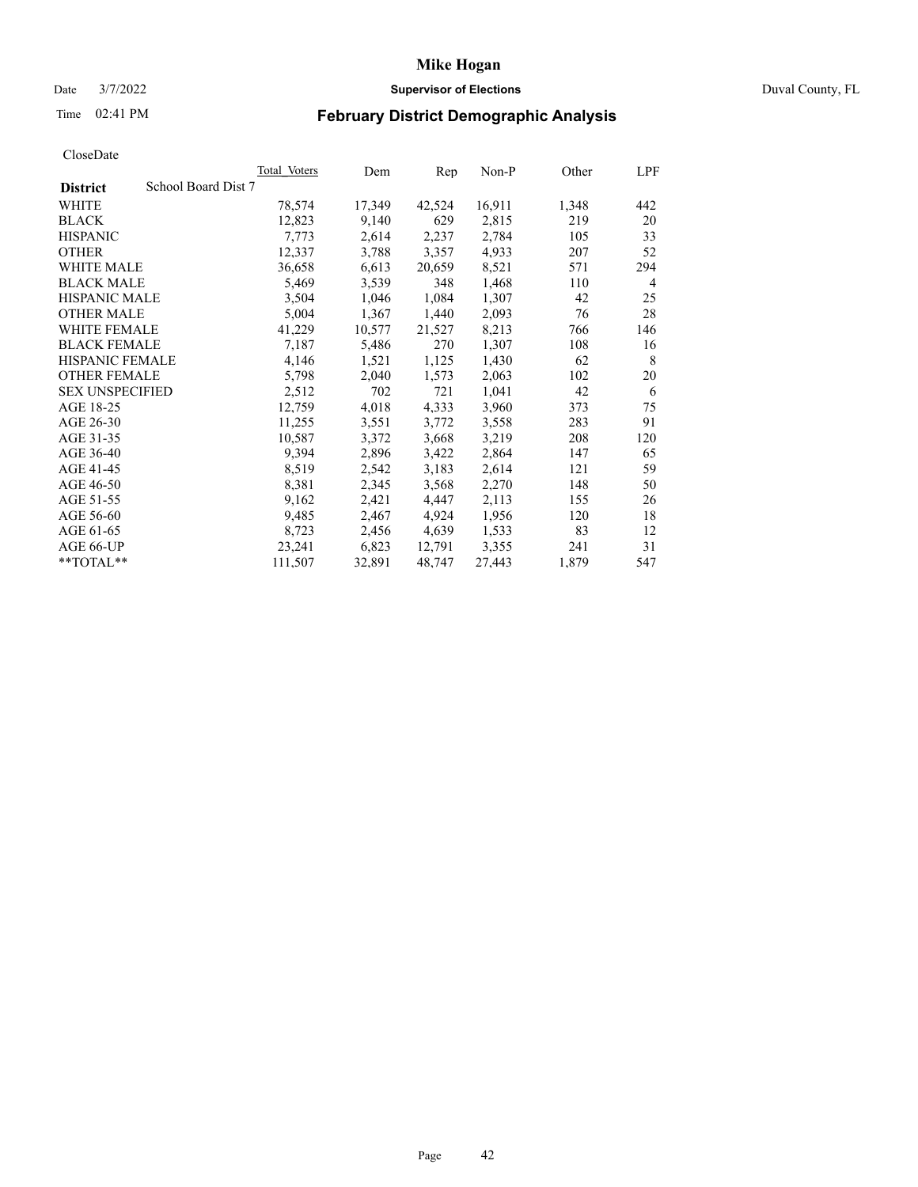# Mike Hogan

Date 3/7/2022 **Supervisor of Elections** Duval County, FL

Time 02:41 PM **February District Demographic Analysis**

CloseDate

| **District** School Board Dist 7 | Total Voters | Dem | Rep | Non-P | Other | LPF |
|---|---|---|---|---|---|---|
| WHITE | 78,574 | 17,349 | 42,524 | 16,911 | 1,348 | 442 |
| BLACK | 12,823 | 9,140 | 629 | 2,815 | 219 | 20 |
| HISPANIC | 7,773 | 2,614 | 2,237 | 2,784 | 105 | 33 |
| OTHER | 12,337 | 3,788 | 3,357 | 4,933 | 207 | 52 |
| WHITE MALE | 36,658 | 6,613 | 20,659 | 8,521 | 571 | 294 |
| BLACK MALE | 5,469 | 3,539 | 348 | 1,468 | 110 | 4 |
| HISPANIC MALE | 3,504 | 1,046 | 1,084 | 1,307 | 42 | 25 |
| OTHER MALE | 5,004 | 1,367 | 1,440 | 2,093 | 76 | 28 |
| WHITE FEMALE | 41,229 | 10,577 | 21,527 | 8,213 | 766 | 146 |
| BLACK FEMALE | 7,187 | 5,486 | 270 | 1,307 | 108 | 16 |
| HISPANIC FEMALE | 4,146 | 1,521 | 1,125 | 1,430 | 62 | 8 |
| OTHER FEMALE | 5,798 | 2,040 | 1,573 | 2,063 | 102 | 20 |
| SEX UNSPECIFIED | 2,512 | 702 | 721 | 1,041 | 42 | 6 |
| AGE 18-25 | 12,759 | 4,018 | 4,333 | 3,960 | 373 | 75 |
| AGE 26-30 | 11,255 | 3,551 | 3,772 | 3,558 | 283 | 91 |
| AGE 31-35 | 10,587 | 3,372 | 3,668 | 3,219 | 208 | 120 |
| AGE 36-40 | 9,394 | 2,896 | 3,422 | 2,864 | 147 | 65 |
| AGE 41-45 | 8,519 | 2,542 | 3,183 | 2,614 | 121 | 59 |
| AGE 46-50 | 8,381 | 2,345 | 3,568 | 2,270 | 148 | 50 |
| AGE 51-55 | 9,162 | 2,421 | 4,447 | 2,113 | 155 | 26 |
| AGE 56-60 | 9,485 | 2,467 | 4,924 | 1,956 | 120 | 18 |
| AGE 61-65 | 8,723 | 2,456 | 4,639 | 1,533 | 83 | 12 |
| AGE 66-UP | 23,241 | 6,823 | 12,791 | 3,355 | 241 | 31 |
| **TOTAL** | 111,507 | 32,891 | 48,747 | 27,443 | 1,879 | 547 |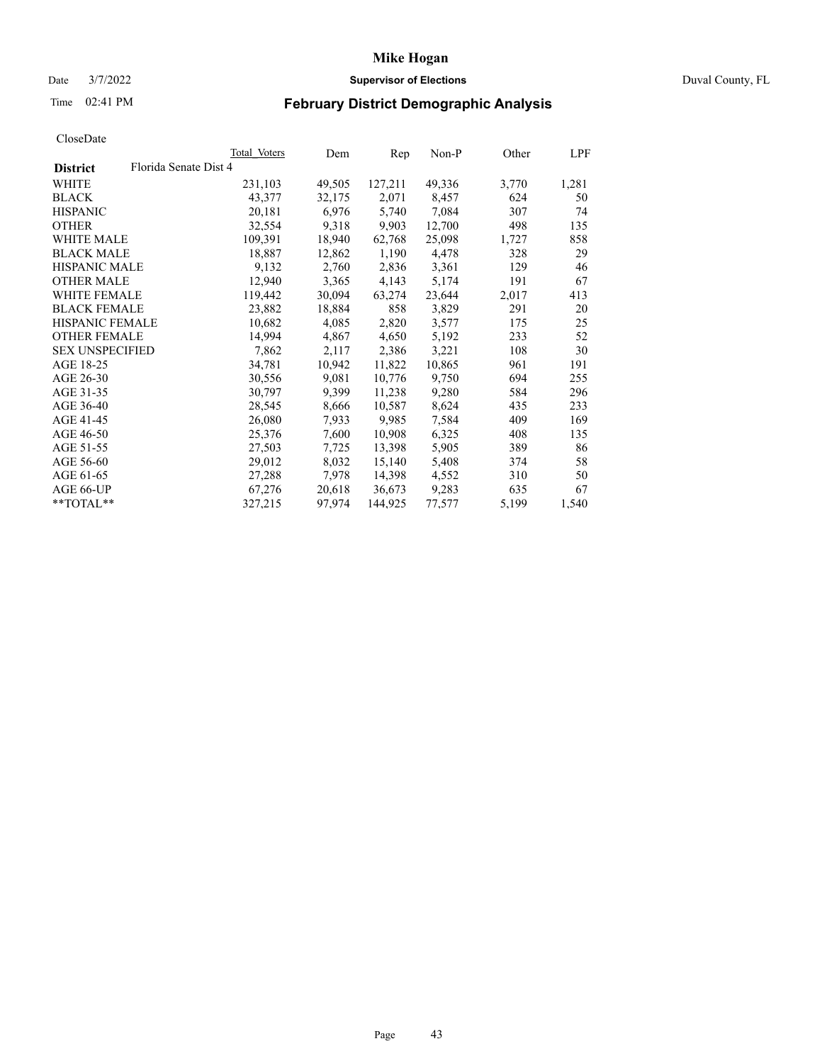# Mike Hogan

Date 3/7/2022 **Supervisor of Elections** Duval County, FL

Time 02:41 PM **February District Demographic Analysis**

CloseDate

| District | Florida Senate Dist 4 Total Voters | Dem | Rep | Non-P | Other | LPF |
|---|---|---|---|---|---|---|
| WHITE | 231,103 | 49,505 | 127,211 | 49,336 | 3,770 | 1,281 |
| BLACK | 43,377 | 32,175 | 2,071 | 8,457 | 624 | 50 |
| HISPANIC | 20,181 | 6,976 | 5,740 | 7,084 | 307 | 74 |
| OTHER | 32,554 | 9,318 | 9,903 | 12,700 | 498 | 135 |
| WHITE MALE | 109,391 | 18,940 | 62,768 | 25,098 | 1,727 | 858 |
| BLACK MALE | 18,887 | 12,862 | 1,190 | 4,478 | 328 | 29 |
| HISPANIC MALE | 9,132 | 2,760 | 2,836 | 3,361 | 129 | 46 |
| OTHER MALE | 12,940 | 3,365 | 4,143 | 5,174 | 191 | 67 |
| WHITE FEMALE | 119,442 | 30,094 | 63,274 | 23,644 | 2,017 | 413 |
| BLACK FEMALE | 23,882 | 18,884 | 858 | 3,829 | 291 | 20 |
| HISPANIC FEMALE | 10,682 | 4,085 | 2,820 | 3,577 | 175 | 25 |
| OTHER FEMALE | 14,994 | 4,867 | 4,650 | 5,192 | 233 | 52 |
| SEX UNSPECIFIED | 7,862 | 2,117 | 2,386 | 3,221 | 108 | 30 |
| AGE 18-25 | 34,781 | 10,942 | 11,822 | 10,865 | 961 | 191 |
| AGE 26-30 | 30,556 | 9,081 | 10,776 | 9,750 | 694 | 255 |
| AGE 31-35 | 30,797 | 9,399 | 11,238 | 9,280 | 584 | 296 |
| AGE 36-40 | 28,545 | 8,666 | 10,587 | 8,624 | 435 | 233 |
| AGE 41-45 | 26,080 | 7,933 | 9,985 | 7,584 | 409 | 169 |
| AGE 46-50 | 25,376 | 7,600 | 10,908 | 6,325 | 408 | 135 |
| AGE 51-55 | 27,503 | 7,725 | 13,398 | 5,905 | 389 | 86 |
| AGE 56-60 | 29,012 | 8,032 | 15,140 | 5,408 | 374 | 58 |
| AGE 61-65 | 27,288 | 7,978 | 14,398 | 4,552 | 310 | 50 |
| AGE 66-UP | 67,276 | 20,618 | 36,673 | 9,283 | 635 | 67 |
| **TOTAL** | 327,215 | 97,974 | 144,925 | 77,577 | 5,199 | 1,540 |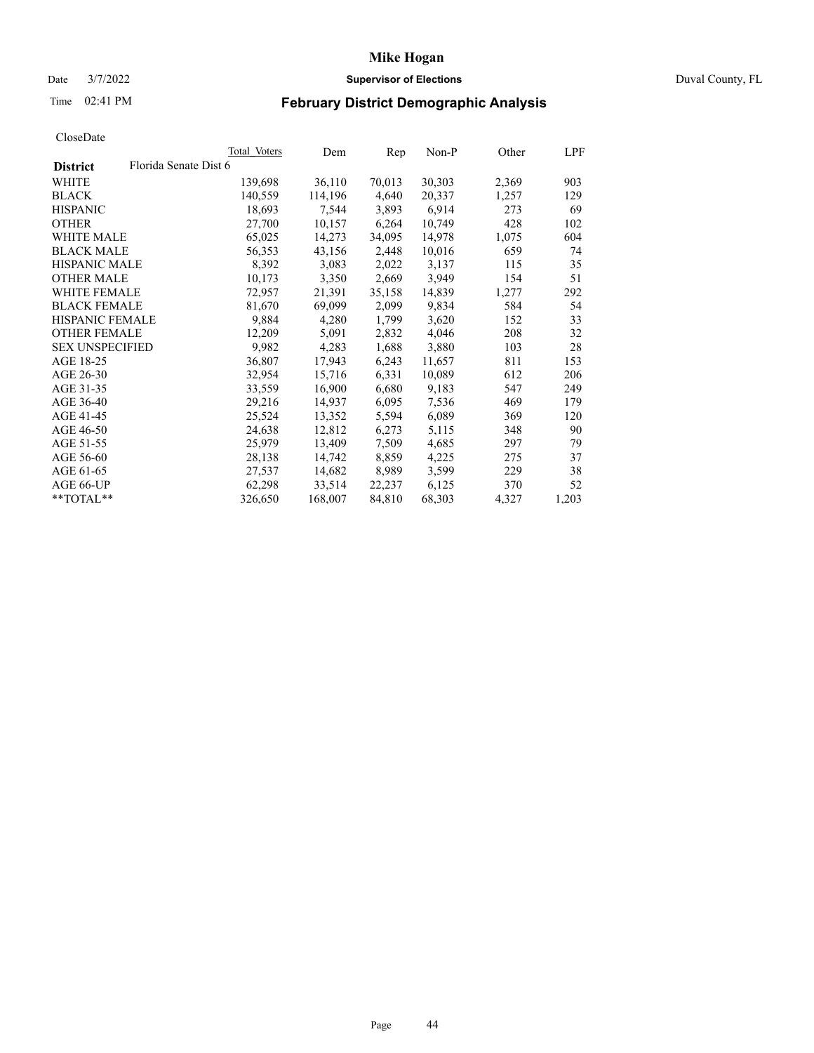# Mike Hogan

Date 3/7/2022 **Supervisor of Elections** Duval County, FL

Time 02:41 PM **February District Demographic Analysis**

CloseDate

| **District** | Florida Senate Dist 6 | Total Voters | Dem | Rep | Non-P | Other | LPF |
|---|---|---|---|---|---|---|---|
| WHITE | | 139,698 | 36,110 | 70,013 | 30,303 | 2,369 | 903 |
| BLACK | | 140,559 | 114,196 | 4,640 | 20,337 | 1,257 | 129 |
| HISPANIC | | 18,693 | 7,544 | 3,893 | 6,914 | 273 | 69 |
| OTHER | | 27,700 | 10,157 | 6,264 | 10,749 | 428 | 102 |
| WHITE MALE | | 65,025 | 14,273 | 34,095 | 14,978 | 1,075 | 604 |
| BLACK MALE | | 56,353 | 43,156 | 2,448 | 10,016 | 659 | 74 |
| HISPANIC MALE | | 8,392 | 3,083 | 2,022 | 3,137 | 115 | 35 |
| OTHER MALE | | 10,173 | 3,350 | 2,669 | 3,949 | 154 | 51 |
| WHITE FEMALE | | 72,957 | 21,391 | 35,158 | 14,839 | 1,277 | 292 |
| BLACK FEMALE | | 81,670 | 69,099 | 2,099 | 9,834 | 584 | 54 |
| HISPANIC FEMALE | | 9,884 | 4,280 | 1,799 | 3,620 | 152 | 33 |
| OTHER FEMALE | | 12,209 | 5,091 | 2,832 | 4,046 | 208 | 32 |
| SEX UNSPECIFIED | | 9,982 | 4,283 | 1,688 | 3,880 | 103 | 28 |
| AGE 18-25 | | 36,807 | 17,943 | 6,243 | 11,657 | 811 | 153 |
| AGE 26-30 | | 32,954 | 15,716 | 6,331 | 10,089 | 612 | 206 |
| AGE 31-35 | | 33,559 | 16,900 | 6,680 | 9,183 | 547 | 249 |
| AGE 36-40 | | 29,216 | 14,937 | 6,095 | 7,536 | 469 | 179 |
| AGE 41-45 | | 25,524 | 13,352 | 5,594 | 6,089 | 369 | 120 |
| AGE 46-50 | | 24,638 | 12,812 | 6,273 | 5,115 | 348 | 90 |
| AGE 51-55 | | 25,979 | 13,409 | 7,509 | 4,685 | 297 | 79 |
| AGE 56-60 | | 28,138 | 14,742 | 8,859 | 4,225 | 275 | 37 |
| AGE 61-65 | | 27,537 | 14,682 | 8,989 | 3,599 | 229 | 38 |
| AGE 66-UP | | 62,298 | 33,514 | 22,237 | 6,125 | 370 | 52 |
| **TOTAL** | | 326,650 | 168,007 | 84,810 | 68,303 | 4,327 | 1,203 |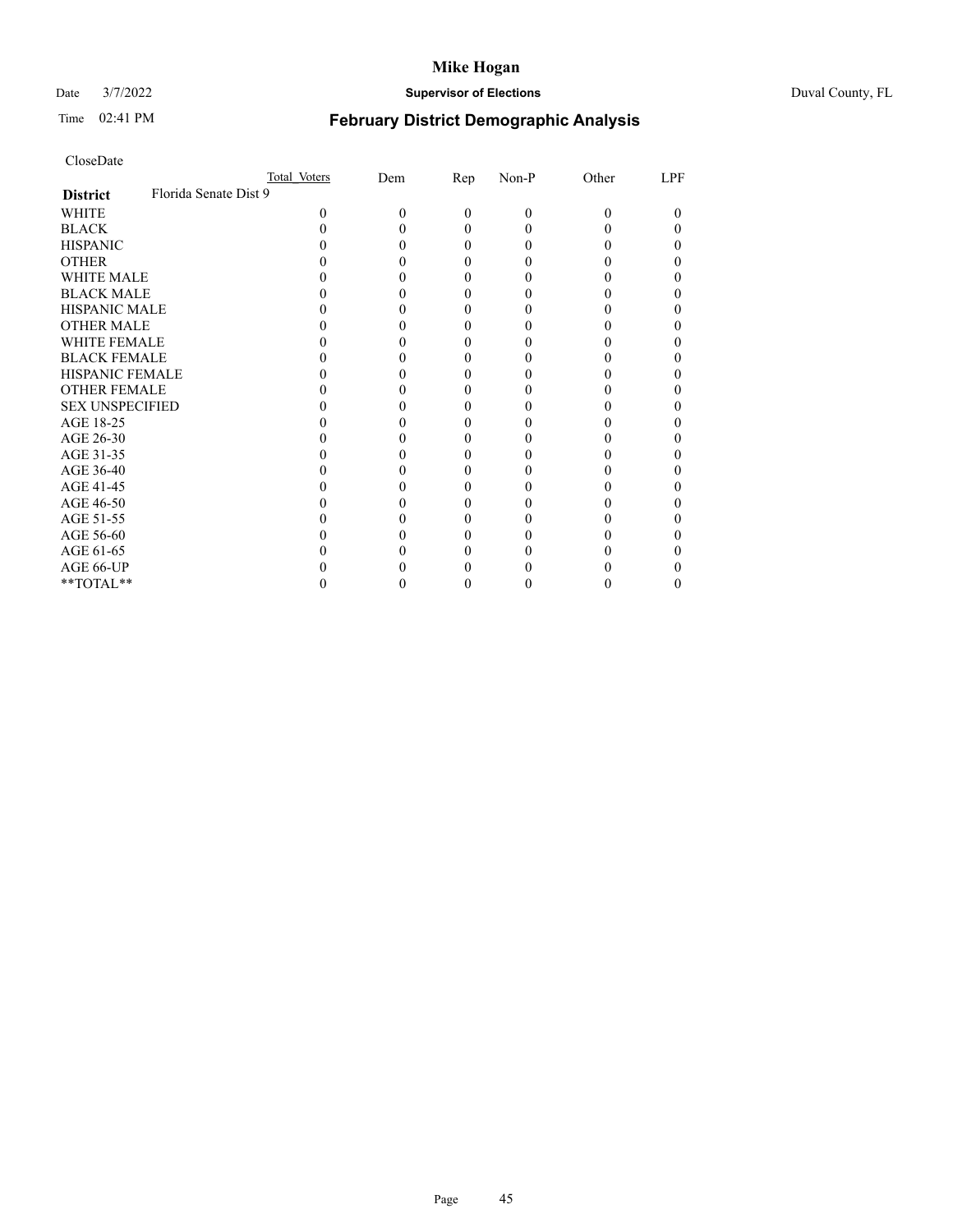# Mike Hogan

Date 3/7/2022 **Supervisor of Elections** Duval County, FL

Time 02:41 PM **February District Demographic Analysis**

CloseDate

| | Total Voters | Dem | Rep | Non-P | Other | LPF |
|---|---|---|---|---|---|---|
| **District** Florida Senate Dist 9 | | | | | | |
| WHITE | 0 | 0 | 0 | 0 | 0 | 0 |
| BLACK | 0 | 0 | 0 | 0 | 0 | 0 |
| HISPANIC | 0 | 0 | 0 | 0 | 0 | 0 |
| OTHER | 0 | 0 | 0 | 0 | 0 | 0 |
| WHITE MALE | 0 | 0 | 0 | 0 | 0 | 0 |
| BLACK MALE | 0 | 0 | 0 | 0 | 0 | 0 |
| HISPANIC MALE | 0 | 0 | 0 | 0 | 0 | 0 |
| OTHER MALE | 0 | 0 | 0 | 0 | 0 | 0 |
| WHITE FEMALE | 0 | 0 | 0 | 0 | 0 | 0 |
| BLACK FEMALE | 0 | 0 | 0 | 0 | 0 | 0 |
| HISPANIC FEMALE | 0 | 0 | 0 | 0 | 0 | 0 |
| OTHER FEMALE | 0 | 0 | 0 | 0 | 0 | 0 |
| SEX UNSPECIFIED | 0 | 0 | 0 | 0 | 0 | 0 |
| AGE 18-25 | 0 | 0 | 0 | 0 | 0 | 0 |
| AGE 26-30 | 0 | 0 | 0 | 0 | 0 | 0 |
| AGE 31-35 | 0 | 0 | 0 | 0 | 0 | 0 |
| AGE 36-40 | 0 | 0 | 0 | 0 | 0 | 0 |
| AGE 41-45 | 0 | 0 | 0 | 0 | 0 | 0 |
| AGE 46-50 | 0 | 0 | 0 | 0 | 0 | 0 |
| AGE 51-55 | 0 | 0 | 0 | 0 | 0 | 0 |
| AGE 56-60 | 0 | 0 | 0 | 0 | 0 | 0 |
| AGE 61-65 | 0 | 0 | 0 | 0 | 0 | 0 |
| AGE 66-UP | 0 | 0 | 0 | 0 | 0 | 0 |
| **TOTAL** | 0 | 0 | 0 | 0 | 0 | 0 |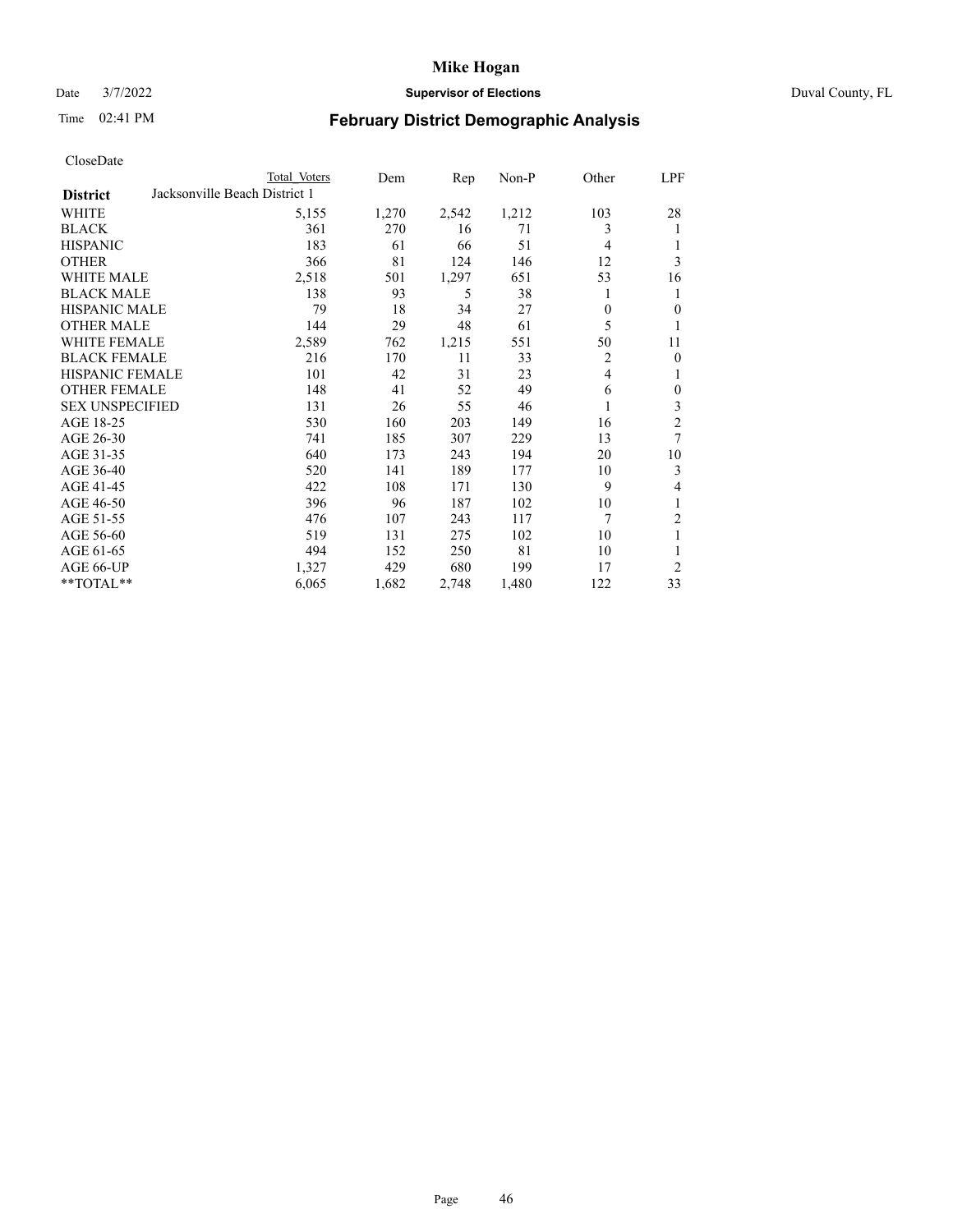# Mike Hogan

Date 3/7/2022 **Supervisor of Elections** Duval County, FL

Time 02:41 PM **February District Demographic Analysis**

CloseDate

| **District** | Total Voters | Dem | Rep | Non-P | Other | LPF |
|---|---|---|---|---|---|---|
| Jacksonville Beach District 1 | | | | | | |
| WHITE | 5,155 | 1,270 | 2,542 | 1,212 | 103 | 28 |
| BLACK | 361 | 270 | 16 | 71 | 3 | 1 |
| HISPANIC | 183 | 61 | 66 | 51 | 4 | 1 |
| OTHER | 366 | 81 | 124 | 146 | 12 | 3 |
| WHITE MALE | 2,518 | 501 | 1,297 | 651 | 53 | 16 |
| BLACK MALE | 138 | 93 | 5 | 38 | 1 | 1 |
| HISPANIC MALE | 79 | 18 | 34 | 27 | 0 | 0 |
| OTHER MALE | 144 | 29 | 48 | 61 | 5 | 1 |
| WHITE FEMALE | 2,589 | 762 | 1,215 | 551 | 50 | 11 |
| BLACK FEMALE | 216 | 170 | 11 | 33 | 2 | 0 |
| HISPANIC FEMALE | 101 | 42 | 31 | 23 | 4 | 1 |
| OTHER FEMALE | 148 | 41 | 52 | 49 | 6 | 0 |
| SEX UNSPECIFIED | 131 | 26 | 55 | 46 | 1 | 3 |
| AGE 18-25 | 530 | 160 | 203 | 149 | 16 | 2 |
| AGE 26-30 | 741 | 185 | 307 | 229 | 13 | 7 |
| AGE 31-35 | 640 | 173 | 243 | 194 | 20 | 10 |
| AGE 36-40 | 520 | 141 | 189 | 177 | 10 | 3 |
| AGE 41-45 | 422 | 108 | 171 | 130 | 9 | 4 |
| AGE 46-50 | 396 | 96 | 187 | 102 | 10 | 1 |
| AGE 51-55 | 476 | 107 | 243 | 117 | 7 | 2 |
| AGE 56-60 | 519 | 131 | 275 | 102 | 10 | 1 |
| AGE 61-65 | 494 | 152 | 250 | 81 | 10 | 1 |
| AGE 66-UP | 1,327 | 429 | 680 | 199 | 17 | 2 |
| **TOTAL** | 6,065 | 1,682 | 2,748 | 1,480 | 122 | 33 |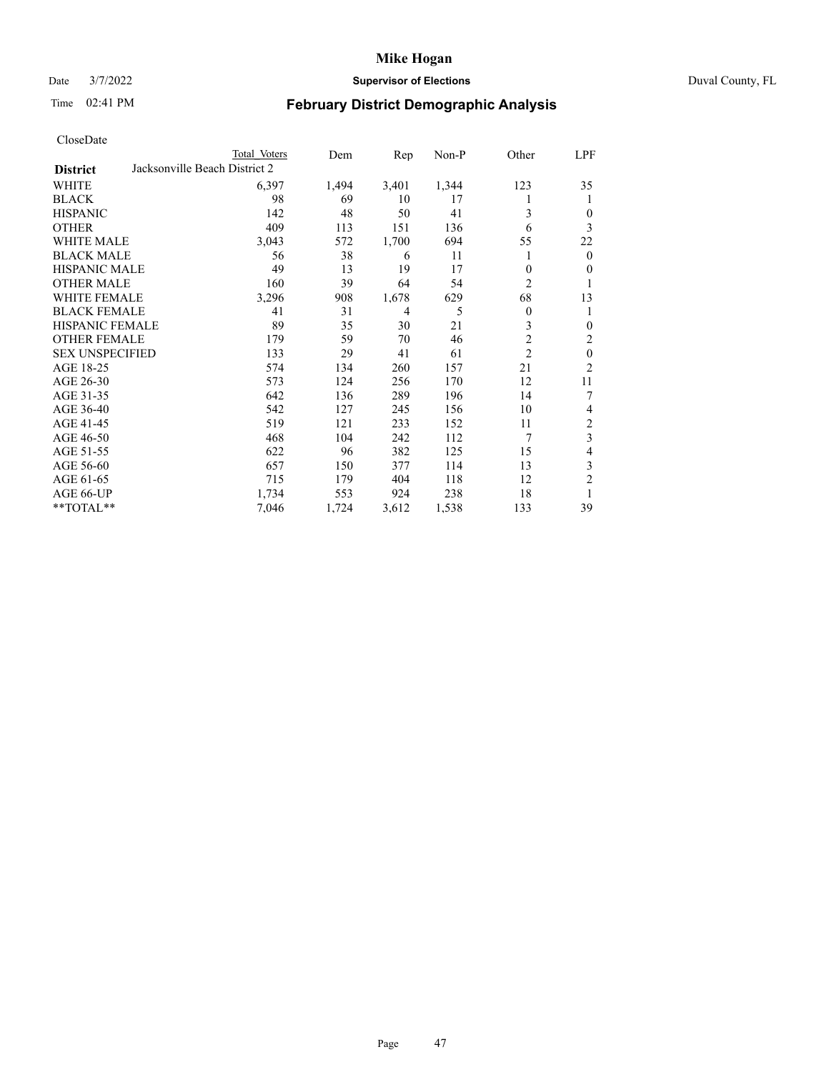# Mike Hogan

Date 3/7/2022 **Supervisor of Elections** Duval County, FL

Time 02:41 PM **February District Demographic Analysis**

CloseDate

| **District** | Total Voters | Dem | Rep | Non-P | Other | LPF |
|---|---|---|---|---|---|---|
| Jacksonville Beach District 2 | | | | | | |
| WHITE | 6,397 | 1,494 | 3,401 | 1,344 | 123 | 35 |
| BLACK | 98 | 69 | 10 | 17 | 1 | 1 |
| HISPANIC | 142 | 48 | 50 | 41 | 3 | 0 |
| OTHER | 409 | 113 | 151 | 136 | 6 | 3 |
| WHITE MALE | 3,043 | 572 | 1,700 | 694 | 55 | 22 |
| BLACK MALE | 56 | 38 | 6 | 11 | 1 | 0 |
| HISPANIC MALE | 49 | 13 | 19 | 17 | 0 | 0 |
| OTHER MALE | 160 | 39 | 64 | 54 | 2 | 1 |
| WHITE FEMALE | 3,296 | 908 | 1,678 | 629 | 68 | 13 |
| BLACK FEMALE | 41 | 31 | 4 | 5 | 0 | 1 |
| HISPANIC FEMALE | 89 | 35 | 30 | 21 | 3 | 0 |
| OTHER FEMALE | 179 | 59 | 70 | 46 | 2 | 2 |
| SEX UNSPECIFIED | 133 | 29 | 41 | 61 | 2 | 0 |
| AGE 18-25 | 574 | 134 | 260 | 157 | 21 | 2 |
| AGE 26-30 | 573 | 124 | 256 | 170 | 12 | 11 |
| AGE 31-35 | 642 | 136 | 289 | 196 | 14 | 7 |
| AGE 36-40 | 542 | 127 | 245 | 156 | 10 | 4 |
| AGE 41-45 | 519 | 121 | 233 | 152 | 11 | 2 |
| AGE 46-50 | 468 | 104 | 242 | 112 | 7 | 3 |
| AGE 51-55 | 622 | 96 | 382 | 125 | 15 | 4 |
| AGE 56-60 | 657 | 150 | 377 | 114 | 13 | 3 |
| AGE 61-65 | 715 | 179 | 404 | 118 | 12 | 2 |
| AGE 66-UP | 1,734 | 553 | 924 | 238 | 18 | 1 |
| **TOTAL** | 7,046 | 1,724 | 3,612 | 1,538 | 133 | 39 |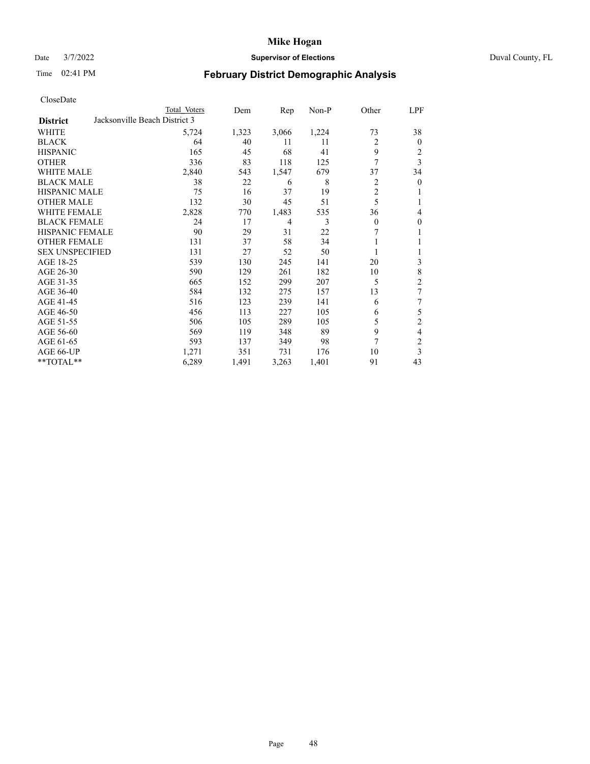# Mike Hogan

Date 3/7/2022 **Supervisor of Elections** Duval County, FL

Time 02:41 PM

## February District Demographic Analysis

CloseDate

| **District** | Total Voters | Dem | Rep | Non-P | Other | LPF |
|---|---|---|---|---|---|---|
| Jacksonville Beach District 3 | | | | | | |
| WHITE | 5,724 | 1,323 | 3,066 | 1,224 | 73 | 38 |
| BLACK | 64 | 40 | 11 | 11 | 2 | 0 |
| HISPANIC | 165 | 45 | 68 | 41 | 9 | 2 |
| OTHER | 336 | 83 | 118 | 125 | 7 | 3 |
| WHITE MALE | 2,840 | 543 | 1,547 | 679 | 37 | 34 |
| BLACK MALE | 38 | 22 | 6 | 8 | 2 | 0 |
| HISPANIC MALE | 75 | 16 | 37 | 19 | 2 | 1 |
| OTHER MALE | 132 | 30 | 45 | 51 | 5 | 1 |
| WHITE FEMALE | 2,828 | 770 | 1,483 | 535 | 36 | 4 |
| BLACK FEMALE | 24 | 17 | 4 | 3 | 0 | 0 |
| HISPANIC FEMALE | 90 | 29 | 31 | 22 | 7 | 1 |
| OTHER FEMALE | 131 | 37 | 58 | 34 | 1 | 1 |
| SEX UNSPECIFIED | 131 | 27 | 52 | 50 | 1 | 1 |
| AGE 18-25 | 539 | 130 | 245 | 141 | 20 | 3 |
| AGE 26-30 | 590 | 129 | 261 | 182 | 10 | 8 |
| AGE 31-35 | 665 | 152 | 299 | 207 | 5 | 2 |
| AGE 36-40 | 584 | 132 | 275 | 157 | 13 | 7 |
| AGE 41-45 | 516 | 123 | 239 | 141 | 6 | 7 |
| AGE 46-50 | 456 | 113 | 227 | 105 | 6 | 5 |
| AGE 51-55 | 506 | 105 | 289 | 105 | 5 | 2 |
| AGE 56-60 | 569 | 119 | 348 | 89 | 9 | 4 |
| AGE 61-65 | 593 | 137 | 349 | 98 | 7 | 2 |
| AGE 66-UP | 1,271 | 351 | 731 | 176 | 10 | 3 |
| **TOTAL** | 6,289 | 1,491 | 3,263 | 1,401 | 91 | 43 |